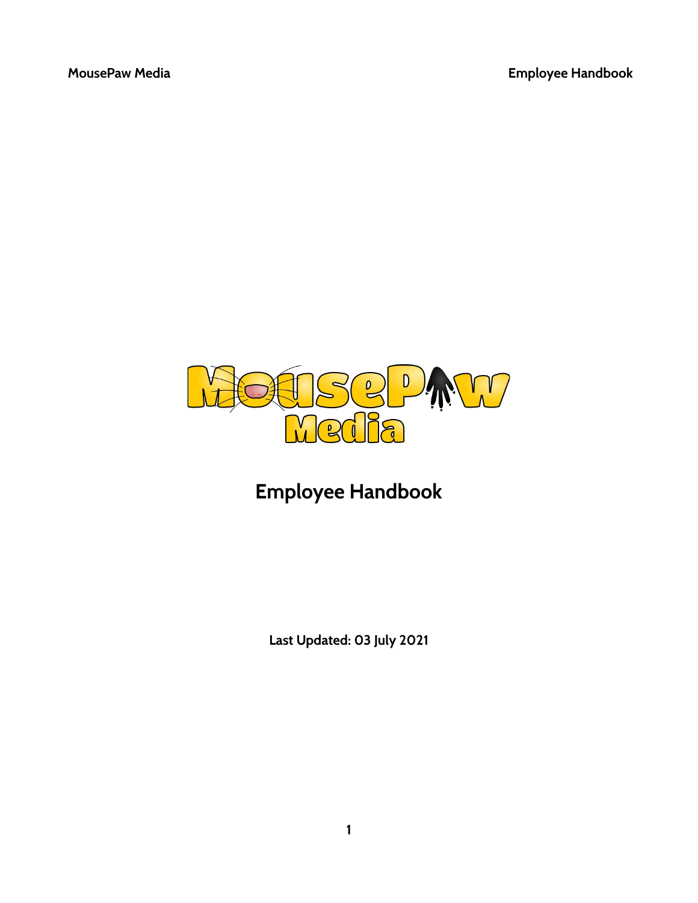MousePaw Media

# Employee Handbook

**Last Updated: 03 July 2021**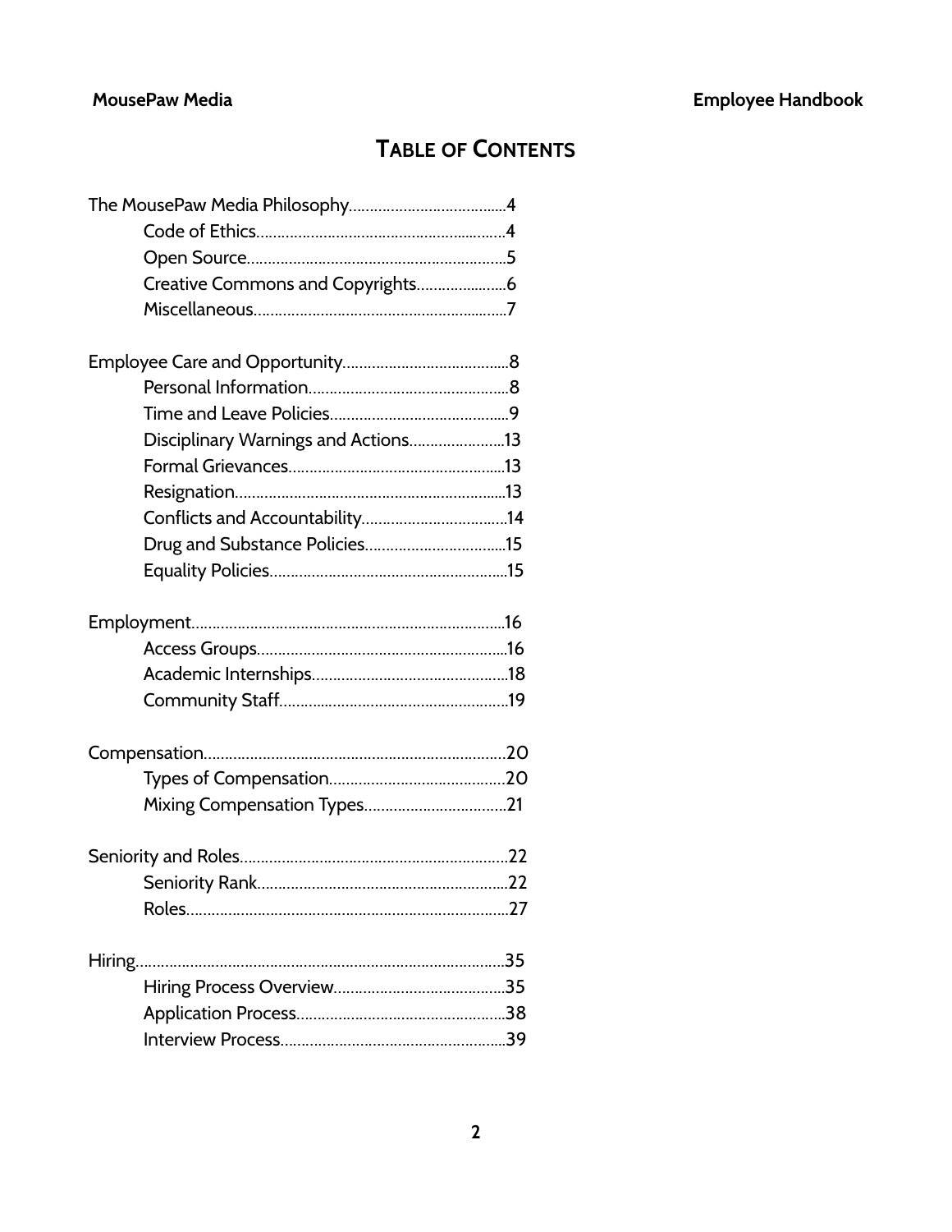# Table of Contents

The MousePaw Media Philosophy.....................................4

- Code of Ethics..........................................................4
- Open Source.............................................................5
- Creative Commons and Copyrights.....................6
- Miscellaneous...........................................................7

Employee Care and Opportunity.......................................8

- Personal Information................................................8
- Time and Leave Policies...........................................9
- Disciplinary Warnings and Actions.......................13
- Formal Grievances...................................................13
- Resignation...............................................................13
- Conflicts and Accountability...................................14
- Drug and Substance Policies..................................15
- Equality Policies........................................................15

Employment..........................................................................16

- Access Groups...........................................................16
- Academic Internships..............................................18
- Community Staff.......................................................19

Compensation.......................................................................20

- Types of Compensation..........................................20
- Mixing Compensation Types.................................21

Seniority and Roles..............................................................22

- Seniority Rank...........................................................22
- Roles...........................................................................27

Hiring.......................................................................................35

- Hiring Process Overview........................................35
- Application Process.................................................38
- Interview Process.....................................................39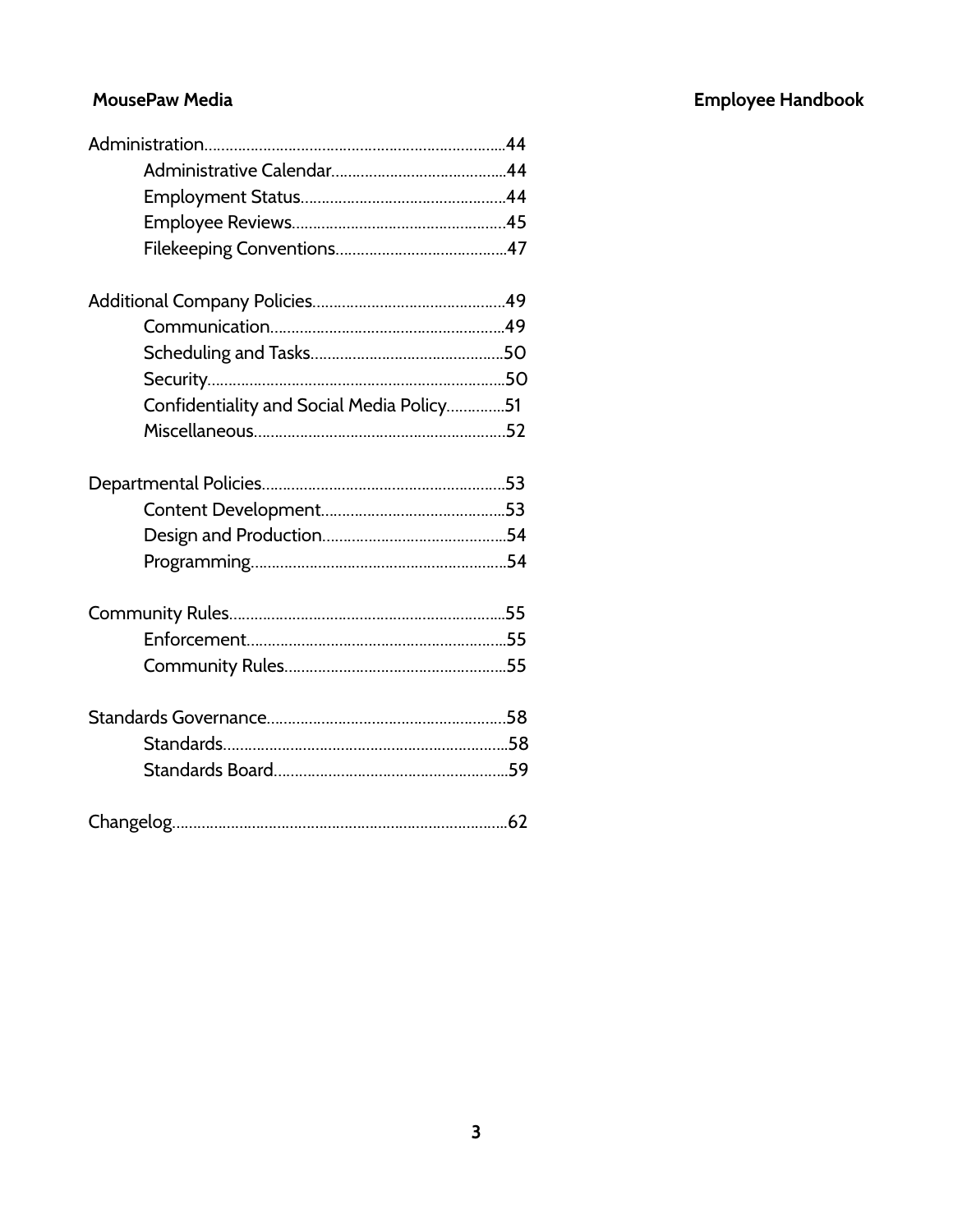- Administration....................................................................44
  - Administrative Calendar.........................................44
  - Employment Status................................................44
  - Employee Reviews..................................................45
  - Filekeeping Conventions........................................47

- Additional Company Policies.............................................49
  - Communication.......................................................49
  - Scheduling and Tasks.............................................50
  - Security......................................................................50
  - Confidentiality and Social Media Policy..............51
  - Miscellaneous...........................................................52

- Departmental Policies.........................................................53
  - Content Development............................................53
  - Design and Production............................................54
  - Programming............................................................54

- Community Rules................................................................55
  - Enforcement.............................................................55
  - Community Rules....................................................55

- Standards Governance........................................................58
  - Standards...................................................................58
  - Standards Board.......................................................59

- Changelog..............................................................................62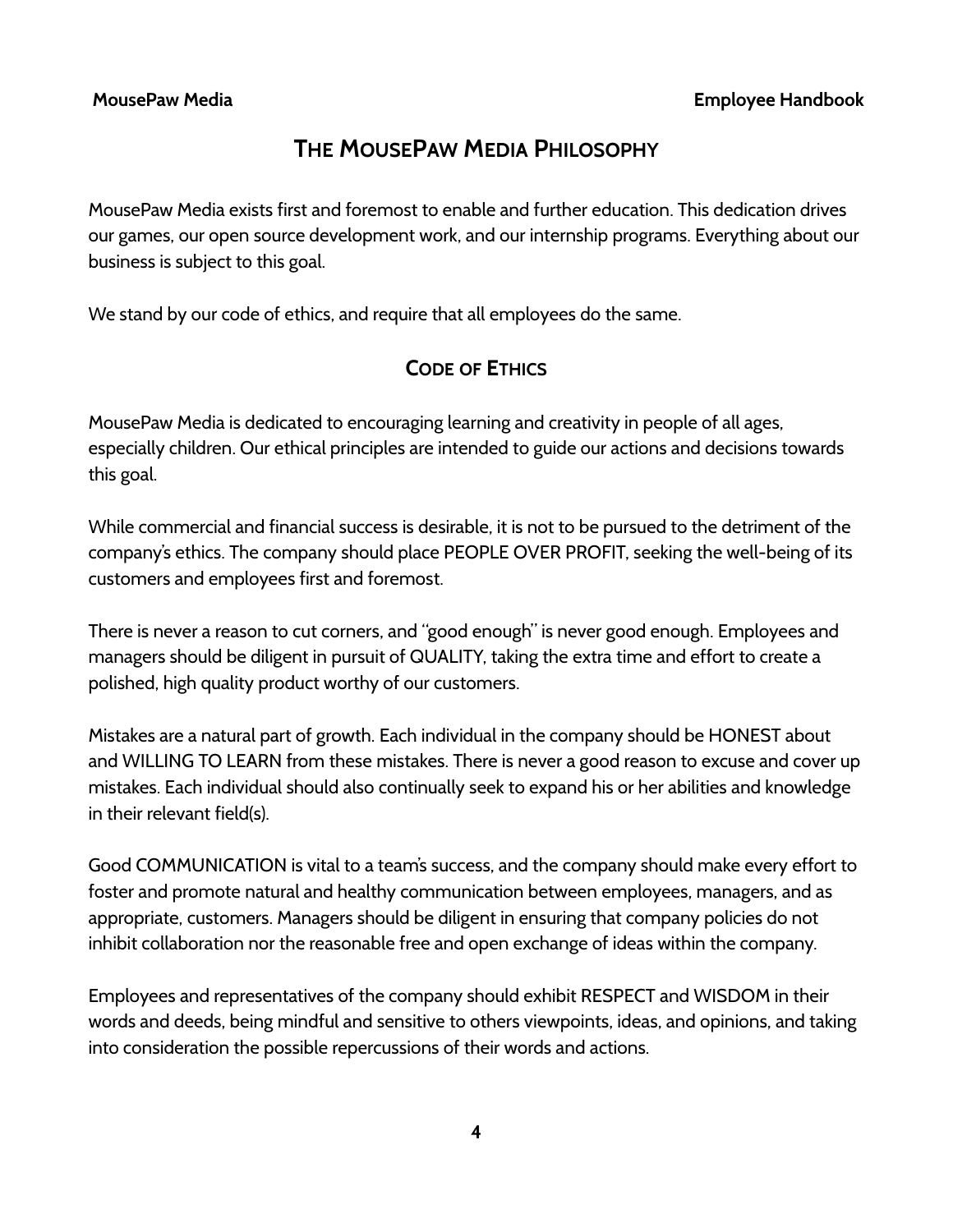## The MousePaw Media Philosophy

MousePaw Media exists first and foremost to enable and further education. This dedication drives our games, our open source development work, and our internship programs. Everything about our business is subject to this goal.

We stand by our code of ethics, and require that all employees do the same.

### Code of Ethics

MousePaw Media is dedicated to encouraging learning and creativity in people of all ages, especially children. Our ethical principles are intended to guide our actions and decisions towards this goal.

While commercial and financial success is desirable, it is not to be pursued to the detriment of the company's ethics. The company should place PEOPLE OVER PROFIT, seeking the well-being of its customers and employees first and foremost.

There is never a reason to cut corners, and "good enough" is never good enough. Employees and managers should be diligent in pursuit of QUALITY, taking the extra time and effort to create a polished, high quality product worthy of our customers.

Mistakes are a natural part of growth. Each individual in the company should be HONEST about and WILLING TO LEARN from these mistakes. There is never a good reason to excuse and cover up mistakes. Each individual should also continually seek to expand his or her abilities and knowledge in their relevant field(s).

Good COMMUNICATION is vital to a team's success, and the company should make every effort to foster and promote natural and healthy communication between employees, managers, and as appropriate, customers. Managers should be diligent in ensuring that company policies do not inhibit collaboration nor the reasonable free and open exchange of ideas within the company.

Employees and representatives of the company should exhibit RESPECT and WISDOM in their words and deeds, being mindful and sensitive to others viewpoints, ideas, and opinions, and taking into consideration the possible repercussions of their words and actions.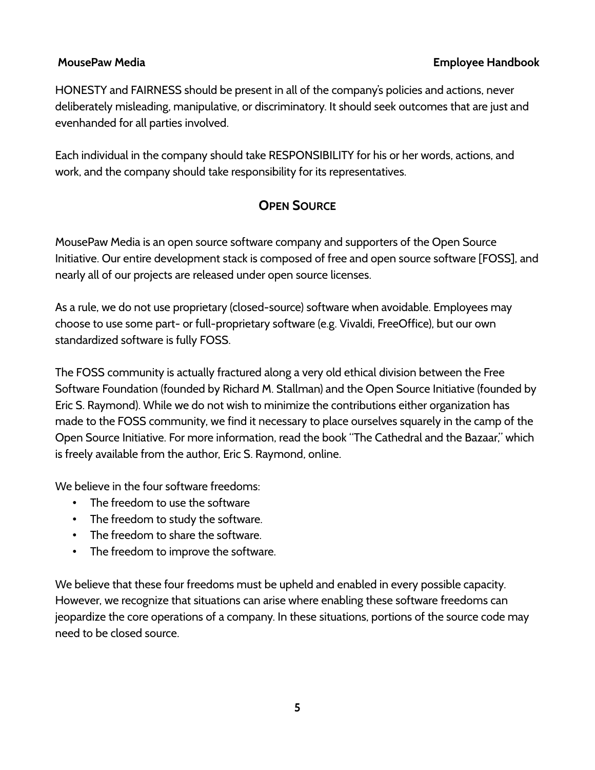HONESTY and FAIRNESS should be present in all of the company's policies and actions, never deliberately misleading, manipulative, or discriminatory. It should seek outcomes that are just and evenhanded for all parties involved.

Each individual in the company should take RESPONSIBILITY for his or her words, actions, and work, and the company should take responsibility for its representatives.

## Open Source

MousePaw Media is an open source software company and supporters of the Open Source Initiative. Our entire development stack is composed of free and open source software [FOSS], and nearly all of our projects are released under open source licenses.

As a rule, we do not use proprietary (closed-source) software when avoidable. Employees may choose to use some part- or full-proprietary software (e.g. Vivaldi, FreeOffice), but our own standardized software is fully FOSS.

The FOSS community is actually fractured along a very old ethical division between the Free Software Foundation (founded by Richard M. Stallman) and the Open Source Initiative (founded by Eric S. Raymond). While we do not wish to minimize the contributions either organization has made to the FOSS community, we find it necessary to place ourselves squarely in the camp of the Open Source Initiative. For more information, read the book "The Cathedral and the Bazaar," which is freely available from the author, Eric S. Raymond, online.

We believe in the four software freedoms:

- The freedom to use the software
- The freedom to study the software.
- The freedom to share the software.
- The freedom to improve the software.

We believe that these four freedoms must be upheld and enabled in every possible capacity. However, we recognize that situations can arise where enabling these software freedoms can jeopardize the core operations of a company. In these situations, portions of the source code may need to be closed source.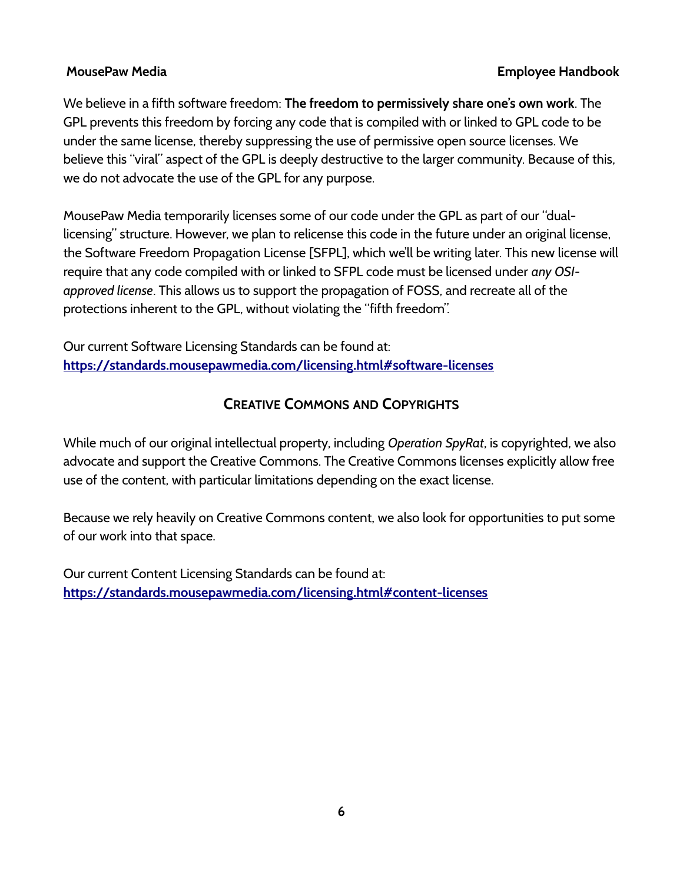We believe in a fifth software freedom: **The freedom to permissively share one's own work**. The GPL prevents this freedom by forcing any code that is compiled with or linked to GPL code to be under the same license, thereby suppressing the use of permissive open source licenses. We believe this "viral" aspect of the GPL is deeply destructive to the larger community. Because of this, we do not advocate the use of the GPL for any purpose.

MousePaw Media temporarily licenses some of our code under the GPL as part of our "dual-licensing" structure. However, we plan to relicense this code in the future under an original license, the Software Freedom Propagation License [SFPL], which we'll be writing later. This new license will require that any code compiled with or linked to SFPL code must be licensed under *any OSI-approved license*. This allows us to support the propagation of FOSS, and recreate all of the protections inherent to the GPL, without violating the "fifth freedom".

Our current Software Licensing Standards can be found at:
[https://standards.mousepawmedia.com/licensing.html#software-licenses](https://standards.mousepawmedia.com/licensing.html#software-licenses)

## Creative Commons and Copyrights

While much of our original intellectual property, including *Operation SpyRat*, is copyrighted, we also advocate and support the Creative Commons. The Creative Commons licenses explicitly allow free use of the content, with particular limitations depending on the exact license.

Because we rely heavily on Creative Commons content, we also look for opportunities to put some of our work into that space.

Our current Content Licensing Standards can be found at:
[https://standards.mousepawmedia.com/licensing.html#content-licenses](https://standards.mousepawmedia.com/licensing.html#content-licenses)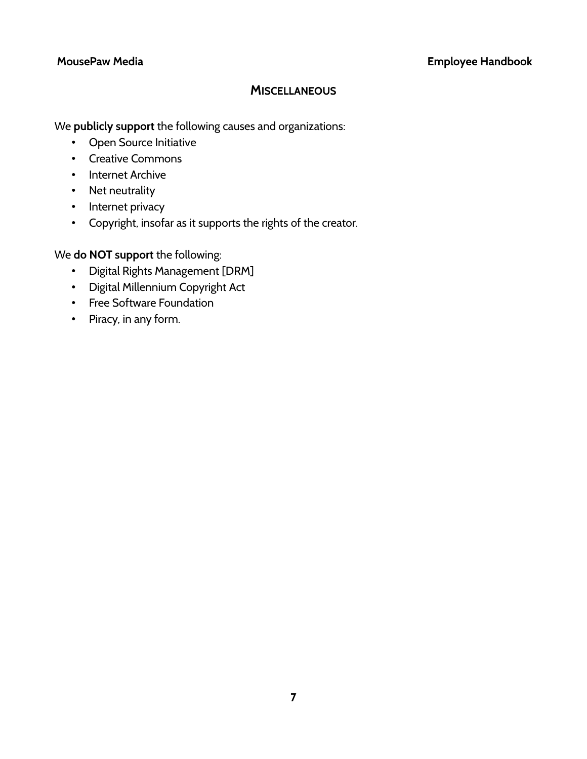## Miscellaneous

We **publicly support** the following causes and organizations:

- Open Source Initiative
- Creative Commons
- Internet Archive
- Net neutrality
- Internet privacy
- Copyright, insofar as it supports the rights of the creator.

We **do NOT support** the following:

- Digital Rights Management [DRM]
- Digital Millennium Copyright Act
- Free Software Foundation
- Piracy, in any form.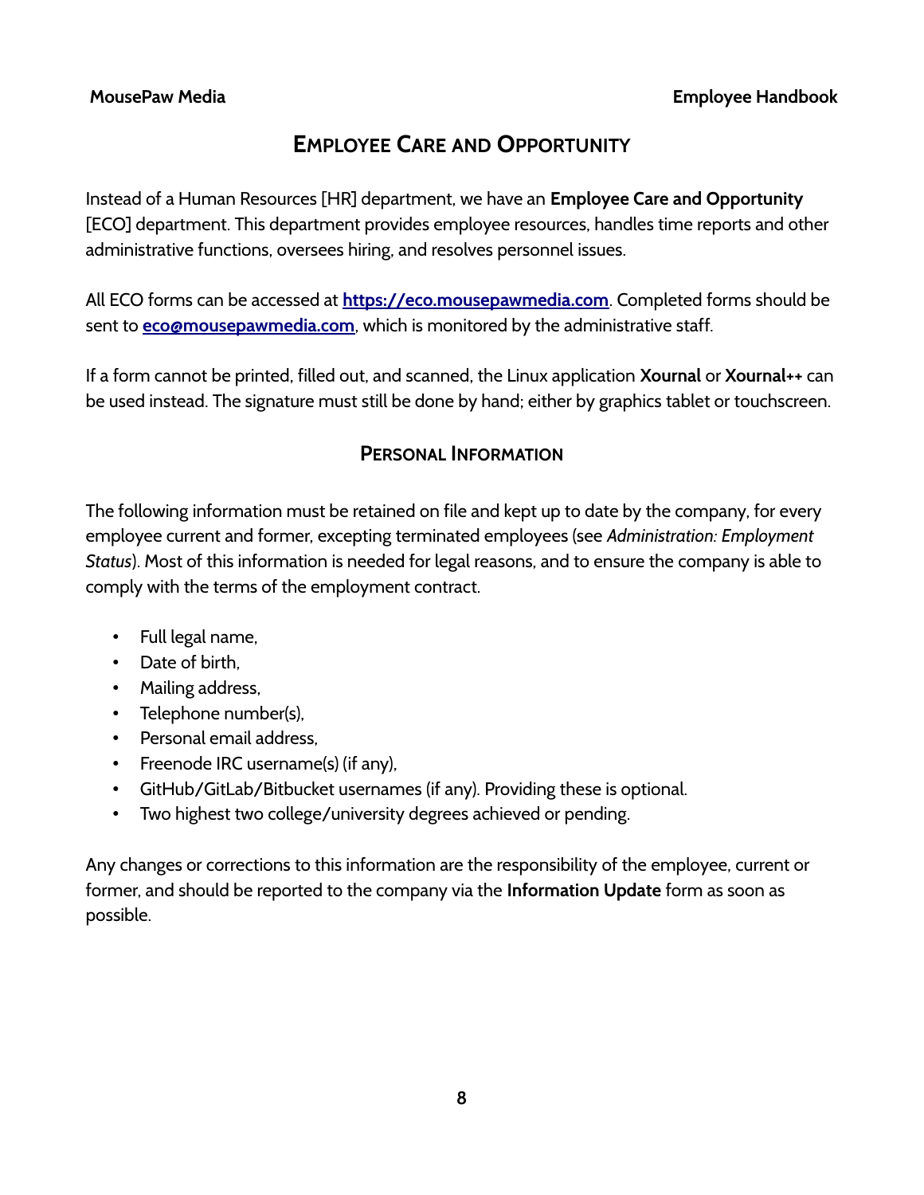# Employee Care and Opportunity

Instead of a Human Resources [HR] department, we have an **Employee Care and Opportunity** [ECO] department. This department provides employee resources, handles time reports and other administrative functions, oversees hiring, and resolves personnel issues.

All ECO forms can be accessed at **[https://eco.mousepawmedia.com](https://eco.mousepawmedia.com)**. Completed forms should be sent to **[eco@mousepawmedia.com](mailto:eco@mousepawmedia.com)**, which is monitored by the administrative staff.

If a form cannot be printed, filled out, and scanned, the Linux application **Xournal** or **Xournal++** can be used instead. The signature must still be done by hand; either by graphics tablet or touchscreen.

## Personal Information

The following information must be retained on file and kept up to date by the company, for every employee current and former, excepting terminated employees (see *Administration: Employment Status*). Most of this information is needed for legal reasons, and to ensure the company is able to comply with the terms of the employment contract.

- Full legal name,
- Date of birth,
- Mailing address,
- Telephone number(s),
- Personal email address,
- Freenode IRC username(s) (if any),
- GitHub/GitLab/Bitbucket usernames (if any). Providing these is optional.
- Two highest two college/university degrees achieved or pending.

Any changes or corrections to this information are the responsibility of the employee, current or former, and should be reported to the company via the **Information Update** form as soon as possible.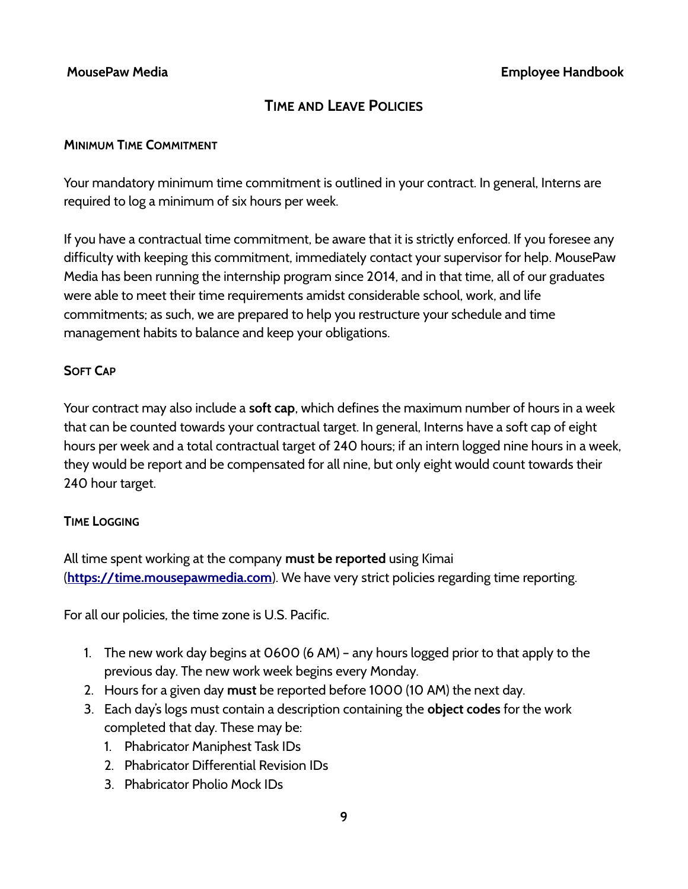## Time and Leave Policies

### Minimum Time Commitment

Your mandatory minimum time commitment is outlined in your contract. In general, Interns are required to log a minimum of six hours per week.

If you have a contractual time commitment, be aware that it is strictly enforced. If you foresee any difficulty with keeping this commitment, immediately contact your supervisor for help. MousePaw Media has been running the internship program since 2014, and in that time, all of our graduates were able to meet their time requirements amidst considerable school, work, and life commitments; as such, we are prepared to help you restructure your schedule and time management habits to balance and keep your obligations.

### Soft Cap

Your contract may also include a **soft cap**, which defines the maximum number of hours in a week that can be counted towards your contractual target. In general, Interns have a soft cap of eight hours per week and a total contractual target of 240 hours; if an intern logged nine hours in a week, they would be report and be compensated for all nine, but only eight would count towards their 240 hour target.

### Time Logging

All time spent working at the company **must be reported** using Kimai (**[https://time.mousepawmedia.com](https://time.mousepawmedia.com)**). We have very strict policies regarding time reporting.

For all our policies, the time zone is U.S. Pacific.

1. The new work day begins at 0600 (6 AM) – any hours logged prior to that apply to the previous day. The new work week begins every Monday.
2. Hours for a given day **must** be reported before 1000 (10 AM) the next day.
3. Each day's logs must contain a description containing the **object codes** for the work completed that day. These may be:
   1. Phabricator Maniphest Task IDs
   2. Phabricator Differential Revision IDs
   3. Phabricator Pholio Mock IDs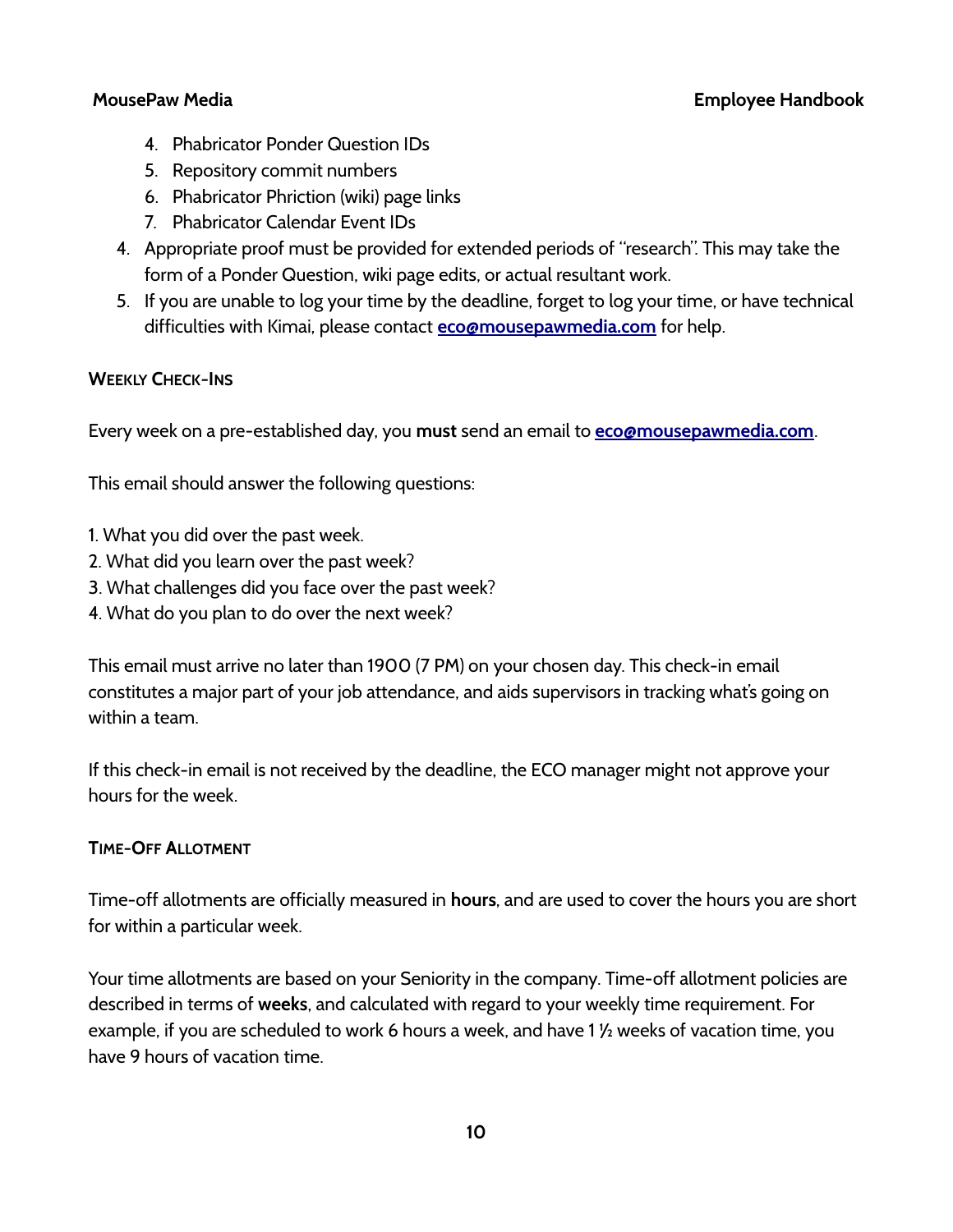4. Phabricator Ponder Question IDs
   5. Repository commit numbers
   6. Phabricator Phriction (wiki) page links
   7. Phabricator Calendar Event IDs
4. Appropriate proof must be provided for extended periods of "research". This may take the form of a Ponder Question, wiki page edits, or actual resultant work.
5. If you are unable to log your time by the deadline, forget to log your time, or have technical difficulties with Kimai, please contact **eco@mousepawmedia.com** for help.

#### WEEKLY CHECK-INS

Every week on a pre-established day, you **must** send an email to **eco@mousepawmedia.com**.

This email should answer the following questions:

1. What you did over the past week.
2. What did you learn over the past week?
3. What challenges did you face over the past week?
4. What do you plan to do over the next week?

This email must arrive no later than 1900 (7 PM) on your chosen day. This check-in email constitutes a major part of your job attendance, and aids supervisors in tracking what's going on within a team.

If this check-in email is not received by the deadline, the ECO manager might not approve your hours for the week.

#### TIME-OFF ALLOTMENT

Time-off allotments are officially measured in **hours**, and are used to cover the hours you are short for within a particular week.

Your time allotments are based on your Seniority in the company. Time-off allotment policies are described in terms of **weeks**, and calculated with regard to your weekly time requirement. For example, if you are scheduled to work 6 hours a week, and have 1 ½ weeks of vacation time, you have 9 hours of vacation time.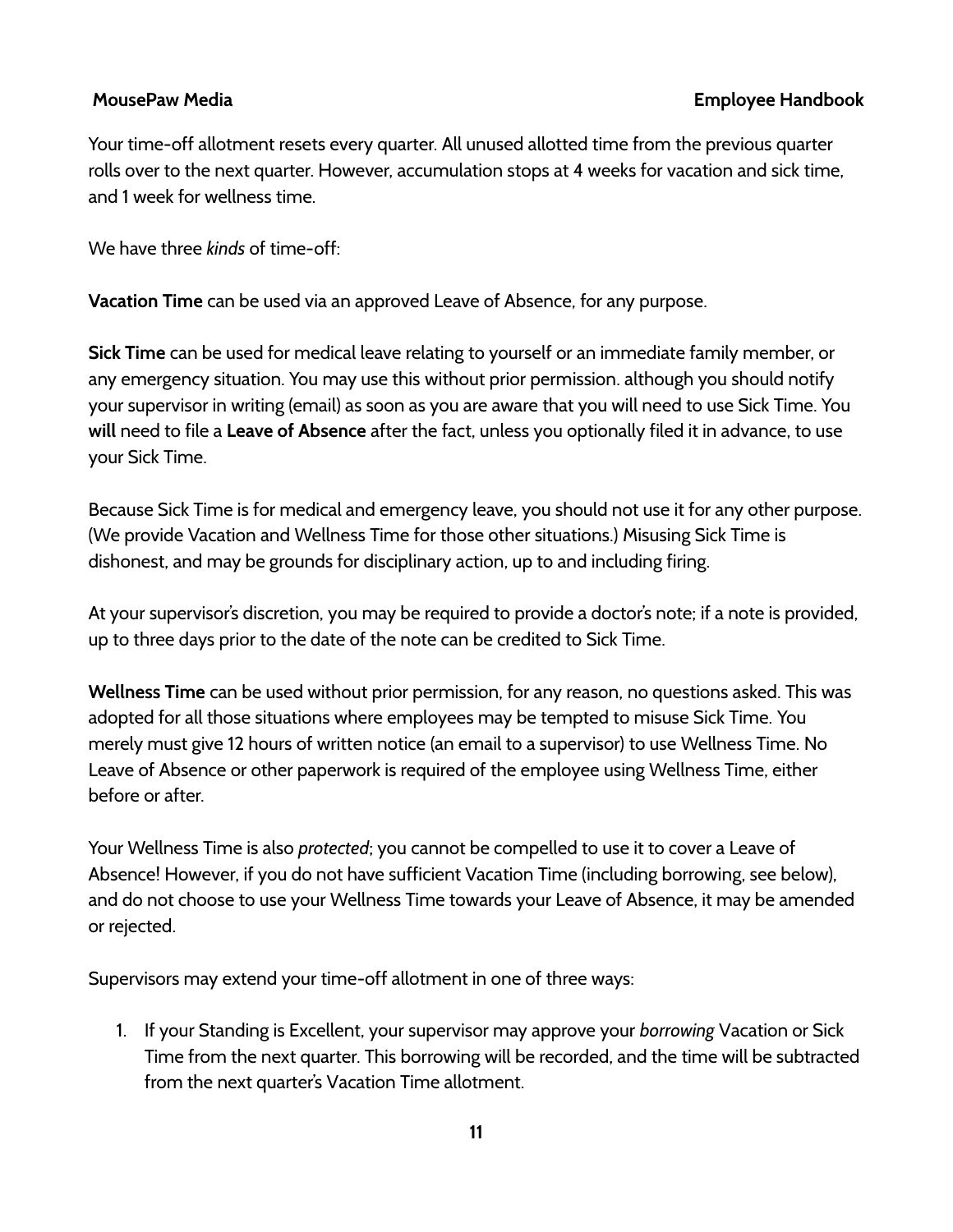Your time-off allotment resets every quarter. All unused allotted time from the previous quarter rolls over to the next quarter. However, accumulation stops at 4 weeks for vacation and sick time, and 1 week for wellness time.

We have three *kinds* of time-off:

**Vacation Time** can be used via an approved Leave of Absence, for any purpose.

**Sick Time** can be used for medical leave relating to yourself or an immediate family member, or any emergency situation. You may use this without prior permission. although you should notify your supervisor in writing (email) as soon as you are aware that you will need to use Sick Time. You **will** need to file a **Leave of Absence** after the fact, unless you optionally filed it in advance, to use your Sick Time.

Because Sick Time is for medical and emergency leave, you should not use it for any other purpose. (We provide Vacation and Wellness Time for those other situations.) Misusing Sick Time is dishonest, and may be grounds for disciplinary action, up to and including firing.

At your supervisor's discretion, you may be required to provide a doctor's note; if a note is provided, up to three days prior to the date of the note can be credited to Sick Time.

**Wellness Time** can be used without prior permission, for any reason, no questions asked. This was adopted for all those situations where employees may be tempted to misuse Sick Time. You merely must give 12 hours of written notice (an email to a supervisor) to use Wellness Time. No Leave of Absence or other paperwork is required of the employee using Wellness Time, either before or after.

Your Wellness Time is also *protected*; you cannot be compelled to use it to cover a Leave of Absence! However, if you do not have sufficient Vacation Time (including borrowing, see below), and do not choose to use your Wellness Time towards your Leave of Absence, it may be amended or rejected.

Supervisors may extend your time-off allotment in one of three ways:

1. If your Standing is Excellent, your supervisor may approve your *borrowing* Vacation or Sick Time from the next quarter. This borrowing will be recorded, and the time will be subtracted from the next quarter's Vacation Time allotment.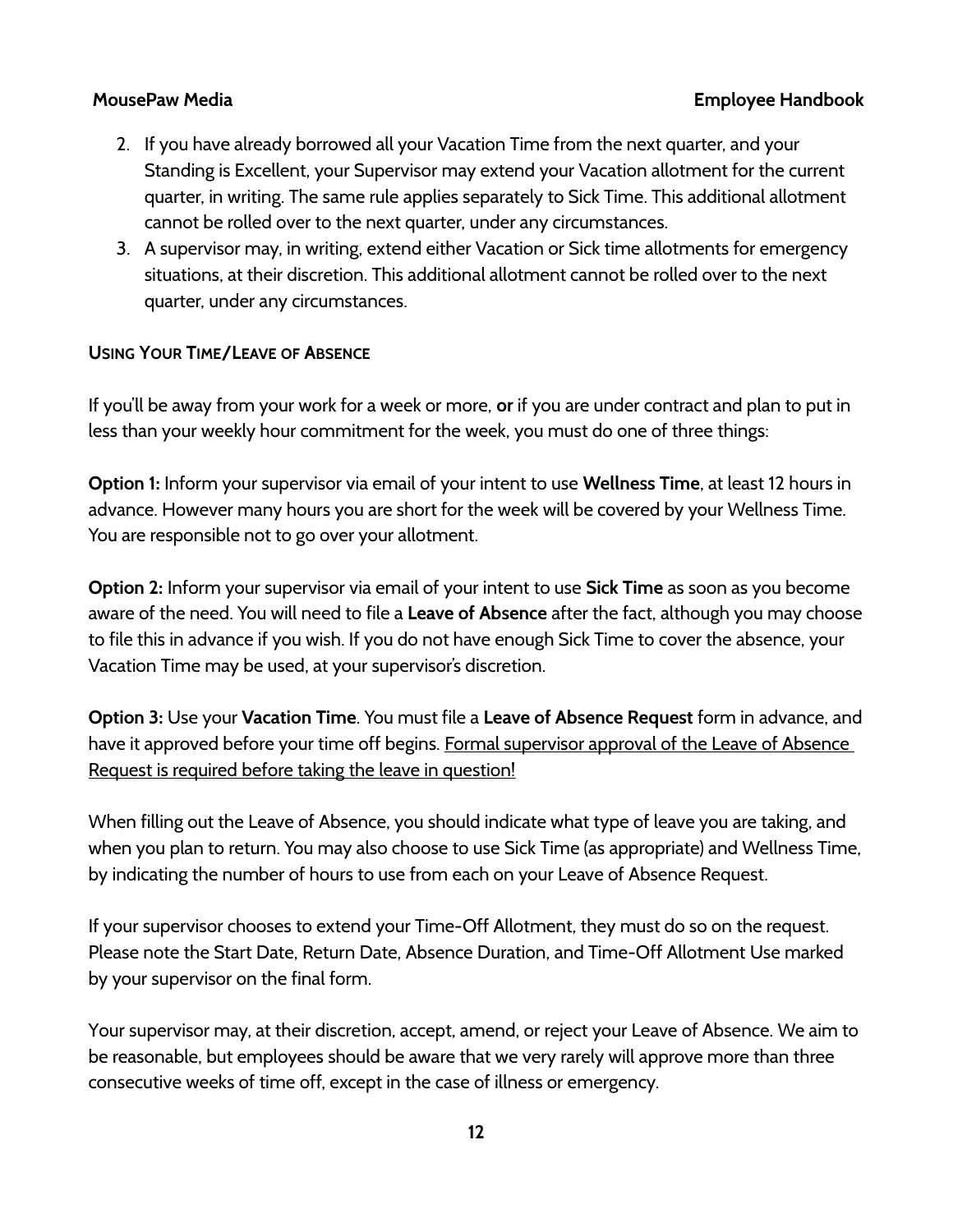2. If you have already borrowed all your Vacation Time from the next quarter, and your Standing is Excellent, your Supervisor may extend your Vacation allotment for the current quarter, in writing. The same rule applies separately to Sick Time. This additional allotment cannot be rolled over to the next quarter, under any circumstances.
3. A supervisor may, in writing, extend either Vacation or Sick time allotments for emergency situations, at their discretion. This additional allotment cannot be rolled over to the next quarter, under any circumstances.

### Using Your Time/Leave of Absence

If you'll be away from your work for a week or more, **or** if you are under contract and plan to put in less than your weekly hour commitment for the week, you must do one of three things:

**Option 1:** Inform your supervisor via email of your intent to use **Wellness Time**, at least 12 hours in advance. However many hours you are short for the week will be covered by your Wellness Time. You are responsible not to go over your allotment.

**Option 2:** Inform your supervisor via email of your intent to use **Sick Time** as soon as you become aware of the need. You will need to file a **Leave of Absence** after the fact, although you may choose to file this in advance if you wish. If you do not have enough Sick Time to cover the absence, your Vacation Time may be used, at your supervisor's discretion.

**Option 3:** Use your **Vacation Time**. You must file a **Leave of Absence Request** form in advance, and have it approved before your time off begins. <u>Formal supervisor approval of the Leave of Absence Request is required before taking the leave in question!</u>

When filling out the Leave of Absence, you should indicate what type of leave you are taking, and when you plan to return. You may also choose to use Sick Time (as appropriate) and Wellness Time, by indicating the number of hours to use from each on your Leave of Absence Request.

If your supervisor chooses to extend your Time-Off Allotment, they must do so on the request. Please note the Start Date, Return Date, Absence Duration, and Time-Off Allotment Use marked by your supervisor on the final form.

Your supervisor may, at their discretion, accept, amend, or reject your Leave of Absence. We aim to be reasonable, but employees should be aware that we very rarely will approve more than three consecutive weeks of time off, except in the case of illness or emergency.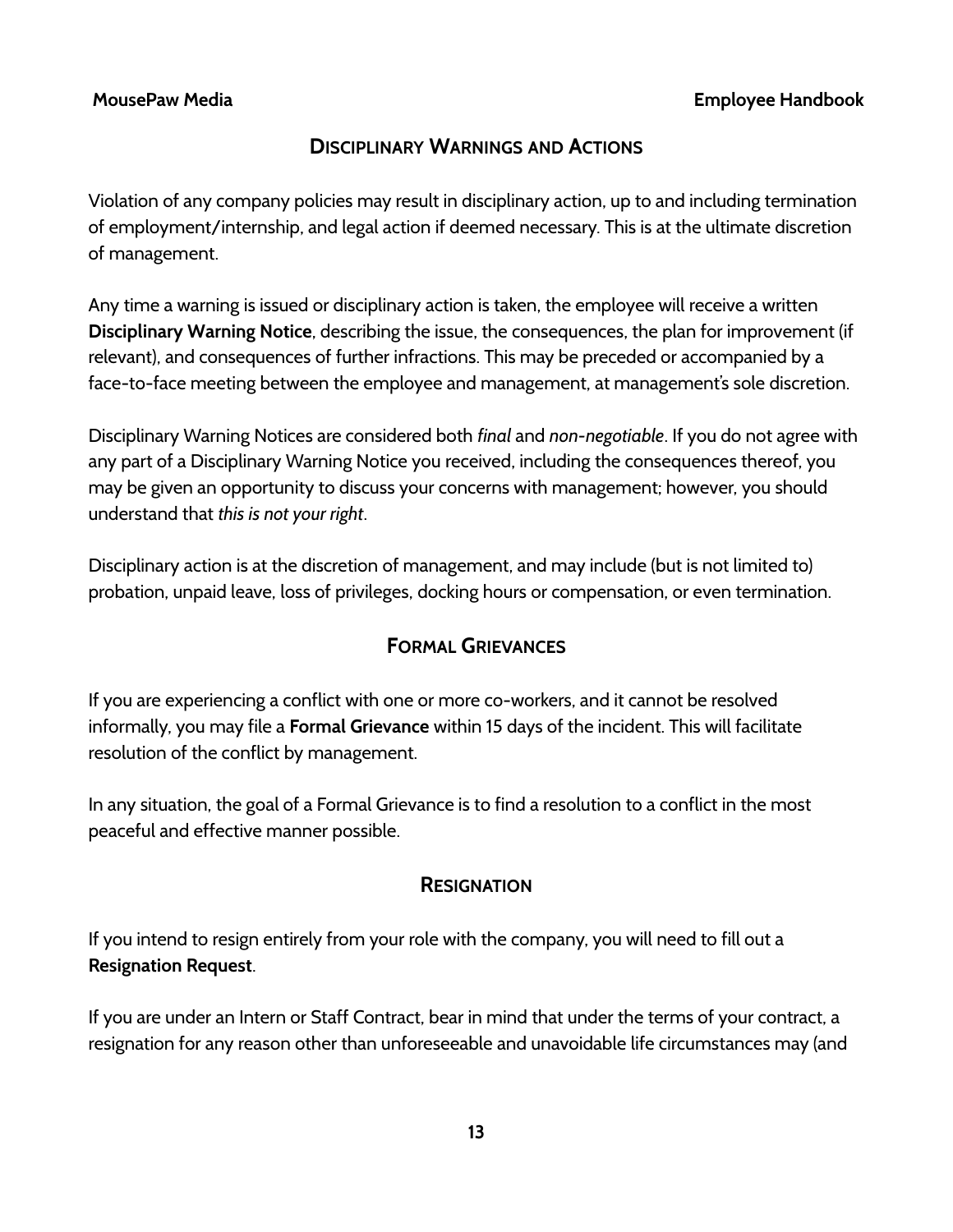## Disciplinary Warnings and Actions

Violation of any company policies may result in disciplinary action, up to and including termination of employment/internship, and legal action if deemed necessary. This is at the ultimate discretion of management.

Any time a warning is issued or disciplinary action is taken, the employee will receive a written **Disciplinary Warning Notice**, describing the issue, the consequences, the plan for improvement (if relevant), and consequences of further infractions. This may be preceded or accompanied by a face-to-face meeting between the employee and management, at management's sole discretion.

Disciplinary Warning Notices are considered both *final* and *non-negotiable*. If you do not agree with any part of a Disciplinary Warning Notice you received, including the consequences thereof, you may be given an opportunity to discuss your concerns with management; however, you should understand that *this is not your right*.

Disciplinary action is at the discretion of management, and may include (but is not limited to) probation, unpaid leave, loss of privileges, docking hours or compensation, or even termination.

## Formal Grievances

If you are experiencing a conflict with one or more co-workers, and it cannot be resolved informally, you may file a **Formal Grievance** within 15 days of the incident. This will facilitate resolution of the conflict by management.

In any situation, the goal of a Formal Grievance is to find a resolution to a conflict in the most peaceful and effective manner possible.

## Resignation

If you intend to resign entirely from your role with the company, you will need to fill out a **Resignation Request**.

If you are under an Intern or Staff Contract, bear in mind that under the terms of your contract, a resignation for any reason other than unforeseeable and unavoidable life circumstances may (and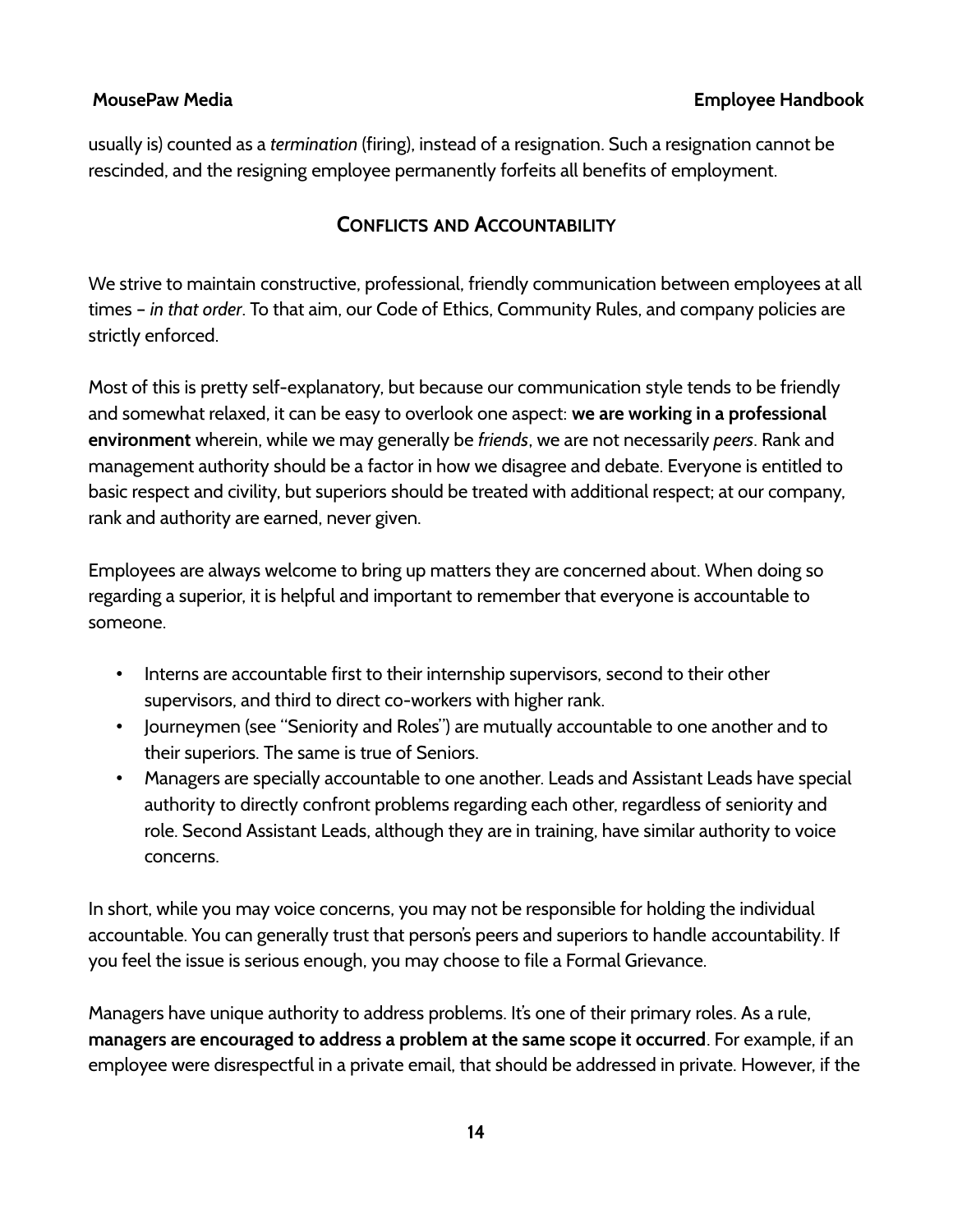usually is) counted as a *termination* (firing), instead of a resignation. Such a resignation cannot be rescinded, and the resigning employee permanently forfeits all benefits of employment.

## Conflicts and Accountability

We strive to maintain constructive, professional, friendly communication between employees at all times – *in that order*. To that aim, our Code of Ethics, Community Rules, and company policies are strictly enforced.

Most of this is pretty self-explanatory, but because our communication style tends to be friendly and somewhat relaxed, it can be easy to overlook one aspect: **we are working in a professional environment** wherein, while we may generally be *friends*, we are not necessarily *peers*. Rank and management authority should be a factor in how we disagree and debate. Everyone is entitled to basic respect and civility, but superiors should be treated with additional respect; at our company, rank and authority are earned, never given.

Employees are always welcome to bring up matters they are concerned about. When doing so regarding a superior, it is helpful and important to remember that everyone is accountable to someone.

- Interns are accountable first to their internship supervisors, second to their other supervisors, and third to direct co-workers with higher rank.
- Journeymen (see "Seniority and Roles") are mutually accountable to one another and to their superiors. The same is true of Seniors.
- Managers are specially accountable to one another. Leads and Assistant Leads have special authority to directly confront problems regarding each other, regardless of seniority and role. Second Assistant Leads, although they are in training, have similar authority to voice concerns.

In short, while you may voice concerns, you may not be responsible for holding the individual accountable. You can generally trust that person's peers and superiors to handle accountability. If you feel the issue is serious enough, you may choose to file a Formal Grievance.

Managers have unique authority to address problems. It's one of their primary roles. As a rule, **managers are encouraged to address a problem at the same scope it occurred**. For example, if an employee were disrespectful in a private email, that should be addressed in private. However, if the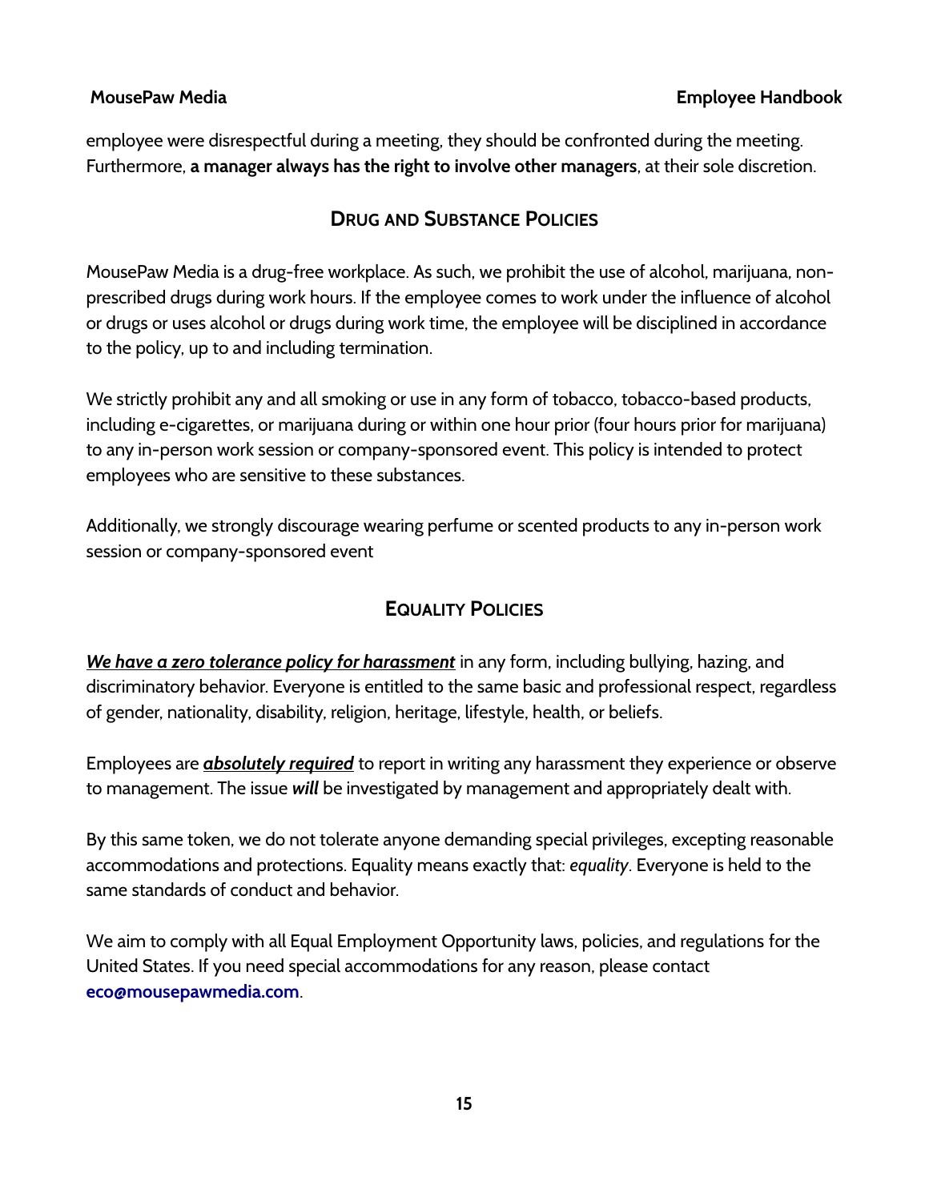employee were disrespectful during a meeting, they should be confronted during the meeting. Furthermore, **a manager always has the right to involve other managers**, at their sole discretion.

## Drug and Substance Policies

MousePaw Media is a drug-free workplace. As such, we prohibit the use of alcohol, marijuana, non-prescribed drugs during work hours. If the employee comes to work under the influence of alcohol or drugs or uses alcohol or drugs during work time, the employee will be disciplined in accordance to the policy, up to and including termination.

We strictly prohibit any and all smoking or use in any form of tobacco, tobacco-based products, including e-cigarettes, or marijuana during or within one hour prior (four hours prior for marijuana) to any in-person work session or company-sponsored event. This policy is intended to protect employees who are sensitive to these substances.

Additionally, we strongly discourage wearing perfume or scented products to any in-person work session or company-sponsored event

## Equality Policies

***<u>We have a zero tolerance policy for harassment</u>*** in any form, including bullying, hazing, and discriminatory behavior. Everyone is entitled to the same basic and professional respect, regardless of gender, nationality, disability, religion, heritage, lifestyle, health, or beliefs.

Employees are ***<u>absolutely required</u>*** to report in writing any harassment they experience or observe to management. The issue ***will*** be investigated by management and appropriately dealt with.

By this same token, we do not tolerate anyone demanding special privileges, excepting reasonable accommodations and protections. Equality means exactly that: *equality*. Everyone is held to the same standards of conduct and behavior.

We aim to comply with all Equal Employment Opportunity laws, policies, and regulations for the United States. If you need special accommodations for any reason, please contact **eco@mousepawmedia.com**.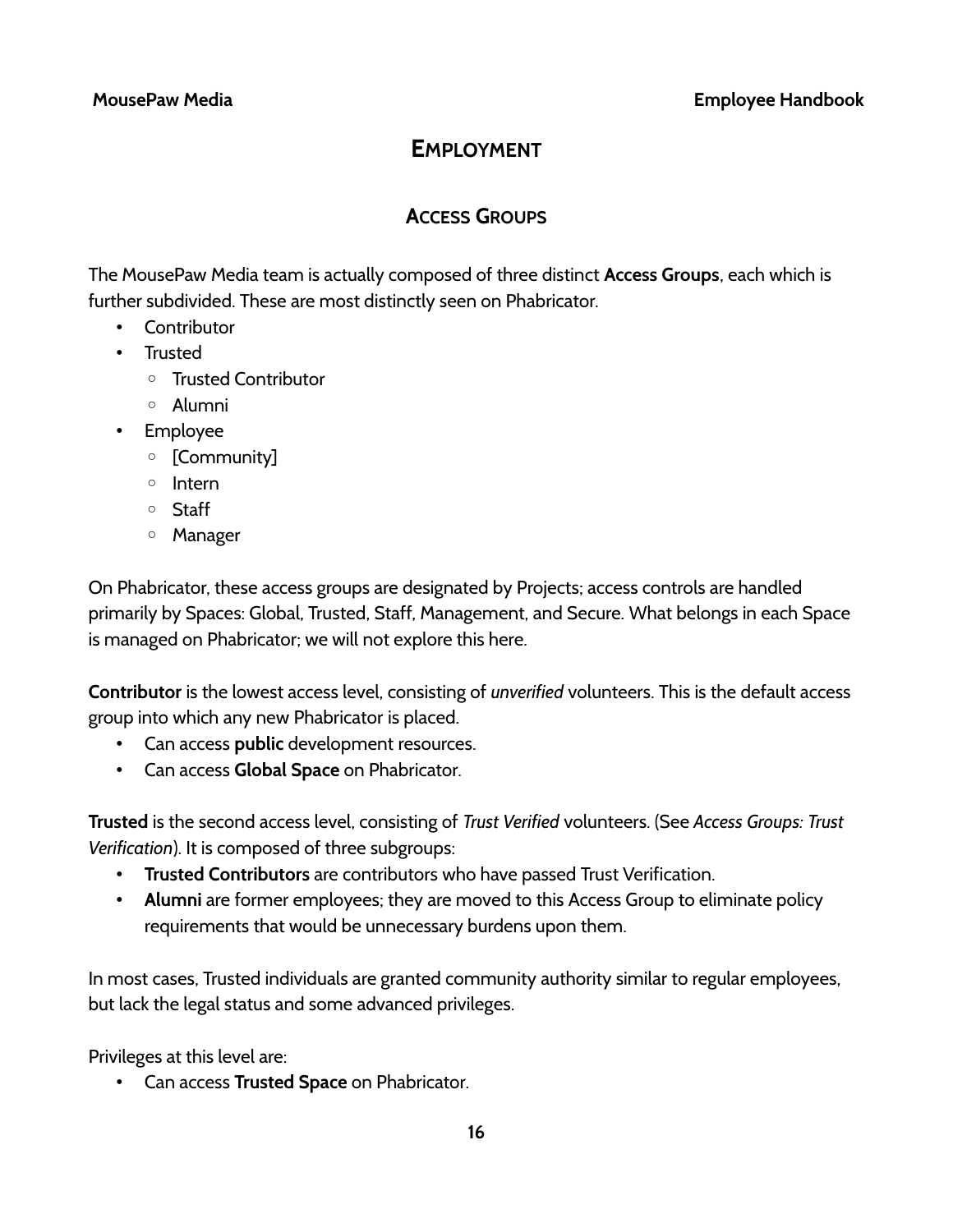# EMPLOYMENT

## ACCESS GROUPS

The MousePaw Media team is actually composed of three distinct **Access Groups**, each which is further subdivided. These are most distinctly seen on Phabricator.

- Contributor
- Trusted
  - Trusted Contributor
  - Alumni
- Employee
  - [Community]
  - Intern
  - Staff
  - Manager

On Phabricator, these access groups are designated by Projects; access controls are handled primarily by Spaces: Global, Trusted, Staff, Management, and Secure. What belongs in each Space is managed on Phabricator; we will not explore this here.

**Contributor** is the lowest access level, consisting of *unverified* volunteers. This is the default access group into which any new Phabricator is placed.

- Can access **public** development resources.
- Can access **Global Space** on Phabricator.

**Trusted** is the second access level, consisting of *Trust Verified* volunteers. (See *Access Groups: Trust Verification*). It is composed of three subgroups:

- **Trusted Contributors** are contributors who have passed Trust Verification.
- **Alumni** are former employees; they are moved to this Access Group to eliminate policy requirements that would be unnecessary burdens upon them.

In most cases, Trusted individuals are granted community authority similar to regular employees, but lack the legal status and some advanced privileges.

Privileges at this level are:

- Can access **Trusted Space** on Phabricator.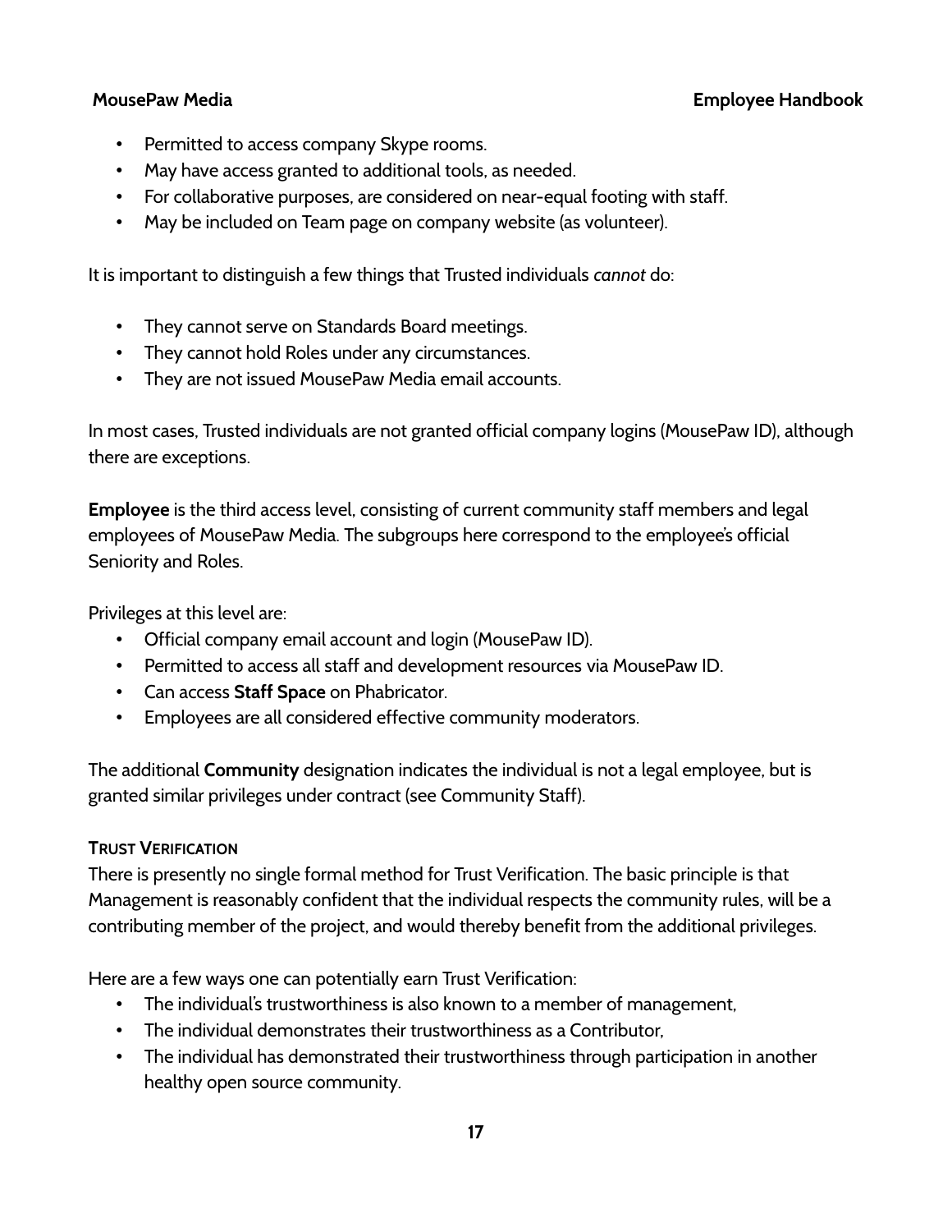- Permitted to access company Skype rooms.
- May have access granted to additional tools, as needed.
- For collaborative purposes, are considered on near-equal footing with staff.
- May be included on Team page on company website (as volunteer).

It is important to distinguish a few things that Trusted individuals *cannot* do:

- They cannot serve on Standards Board meetings.
- They cannot hold Roles under any circumstances.
- They are not issued MousePaw Media email accounts.

In most cases, Trusted individuals are not granted official company logins (MousePaw ID), although there are exceptions.

**Employee** is the third access level, consisting of current community staff members and legal employees of MousePaw Media. The subgroups here correspond to the employee's official Seniority and Roles.

Privileges at this level are:

- Official company email account and login (MousePaw ID).
- Permitted to access all staff and development resources via MousePaw ID.
- Can access **Staff Space** on Phabricator.
- Employees are all considered effective community moderators.

The additional **Community** designation indicates the individual is not a legal employee, but is granted similar privileges under contract (see Community Staff).

#### Trust Verification

There is presently no single formal method for Trust Verification. The basic principle is that Management is reasonably confident that the individual respects the community rules, will be a contributing member of the project, and would thereby benefit from the additional privileges.

Here are a few ways one can potentially earn Trust Verification:

- The individual's trustworthiness is also known to a member of management,
- The individual demonstrates their trustworthiness as a Contributor,
- The individual has demonstrated their trustworthiness through participation in another healthy open source community.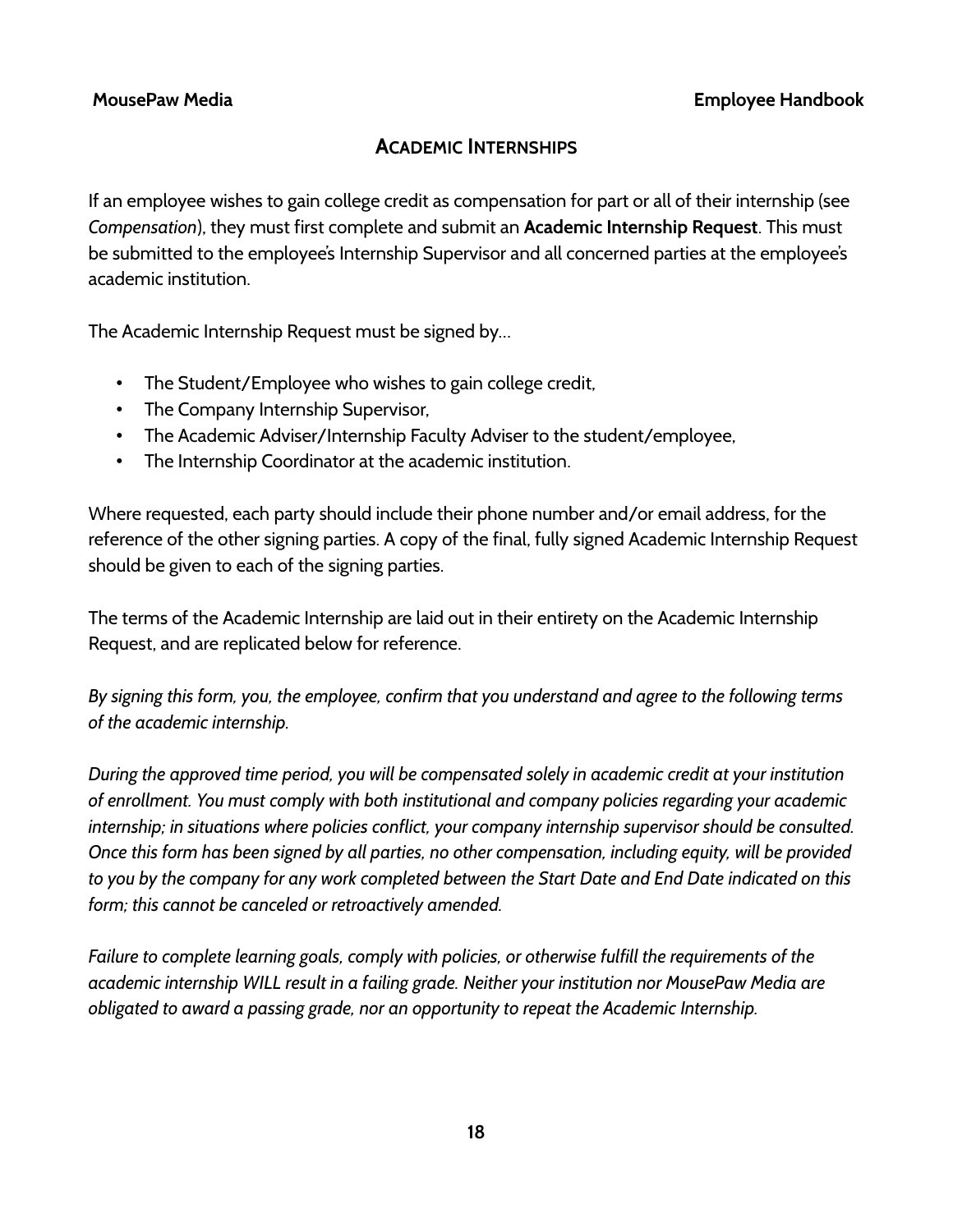## Academic Internships

If an employee wishes to gain college credit as compensation for part or all of their internship (see *Compensation*), they must first complete and submit an **Academic Internship Request**. This must be submitted to the employee's Internship Supervisor and all concerned parties at the employee's academic institution.

The Academic Internship Request must be signed by…

- The Student/Employee who wishes to gain college credit,
- The Company Internship Supervisor,
- The Academic Adviser/Internship Faculty Adviser to the student/employee,
- The Internship Coordinator at the academic institution.

Where requested, each party should include their phone number and/or email address, for the reference of the other signing parties. A copy of the final, fully signed Academic Internship Request should be given to each of the signing parties.

The terms of the Academic Internship are laid out in their entirety on the Academic Internship Request, and are replicated below for reference.

*By signing this form, you, the employee, confirm that you understand and agree to the following terms of the academic internship.*

*During the approved time period, you will be compensated solely in academic credit at your institution of enrollment. You must comply with both institutional and company policies regarding your academic internship; in situations where policies conflict, your company internship supervisor should be consulted. Once this form has been signed by all parties, no other compensation, including equity, will be provided to you by the company for any work completed between the Start Date and End Date indicated on this form; this cannot be canceled or retroactively amended.*

*Failure to complete learning goals, comply with policies, or otherwise fulfill the requirements of the academic internship WILL result in a failing grade. Neither your institution nor MousePaw Media are obligated to award a passing grade, nor an opportunity to repeat the Academic Internship.*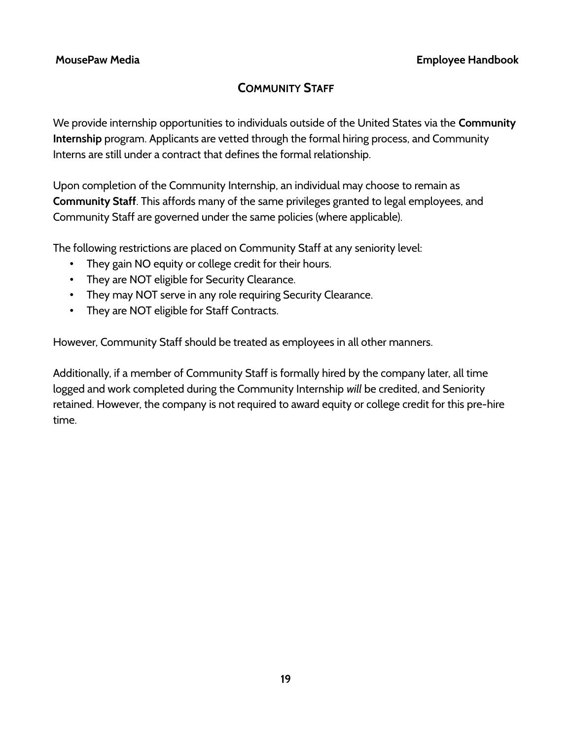## Community Staff

We provide internship opportunities to individuals outside of the United States via the **Community Internship** program. Applicants are vetted through the formal hiring process, and Community Interns are still under a contract that defines the formal relationship.

Upon completion of the Community Internship, an individual may choose to remain as **Community Staff**. This affords many of the same privileges granted to legal employees, and Community Staff are governed under the same policies (where applicable).

The following restrictions are placed on Community Staff at any seniority level:

- They gain NO equity or college credit for their hours.
- They are NOT eligible for Security Clearance.
- They may NOT serve in any role requiring Security Clearance.
- They are NOT eligible for Staff Contracts.

However, Community Staff should be treated as employees in all other manners.

Additionally, if a member of Community Staff is formally hired by the company later, all time logged and work completed during the Community Internship *will* be credited, and Seniority retained. However, the company is not required to award equity or college credit for this pre-hire time.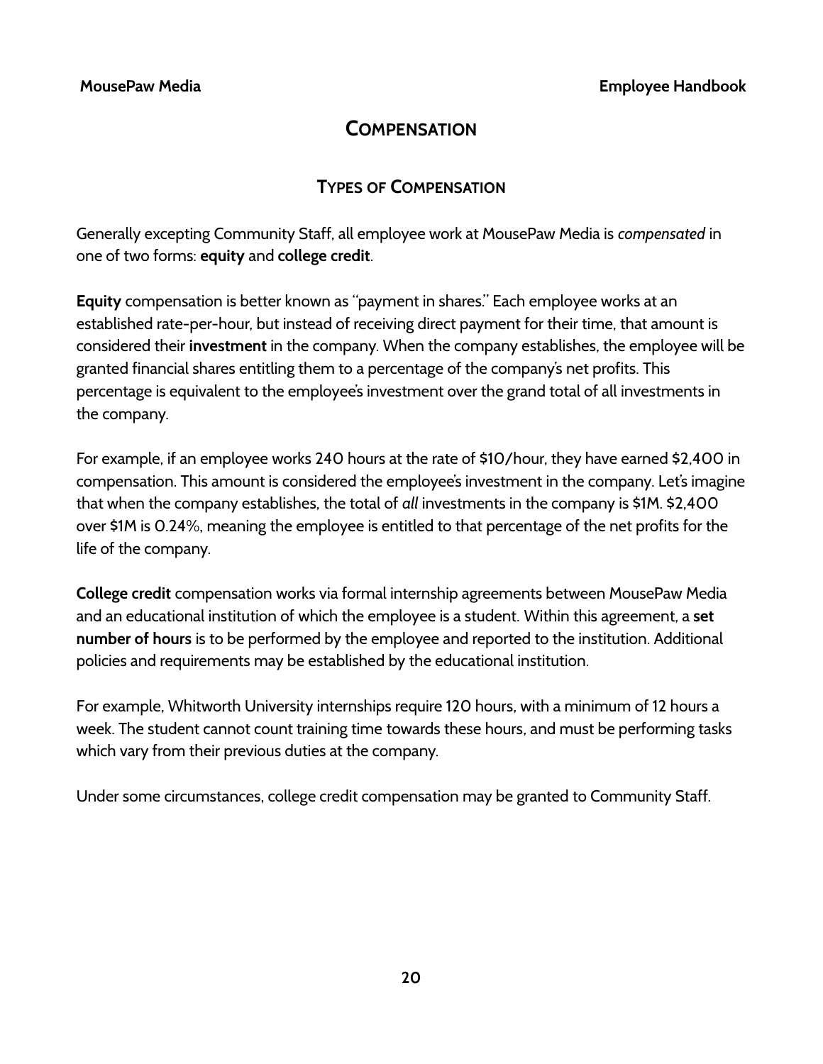# Compensation

## Types of Compensation

Generally excepting Community Staff, all employee work at MousePaw Media is *compensated* in one of two forms: **equity** and **college credit**.

**Equity** compensation is better known as "payment in shares." Each employee works at an established rate-per-hour, but instead of receiving direct payment for their time, that amount is considered their **investment** in the company. When the company establishes, the employee will be granted financial shares entitling them to a percentage of the company's net profits. This percentage is equivalent to the employee's investment over the grand total of all investments in the company.

For example, if an employee works 240 hours at the rate of $10/hour, they have earned $2,400 in compensation. This amount is considered the employee's investment in the company. Let's imagine that when the company establishes, the total of *all* investments in the company is $1M. $2,400 over $1M is 0.24%, meaning the employee is entitled to that percentage of the net profits for the life of the company.

**College credit** compensation works via formal internship agreements between MousePaw Media and an educational institution of which the employee is a student. Within this agreement, a **set number of hours** is to be performed by the employee and reported to the institution. Additional policies and requirements may be established by the educational institution.

For example, Whitworth University internships require 120 hours, with a minimum of 12 hours a week. The student cannot count training time towards these hours, and must be performing tasks which vary from their previous duties at the company.

Under some circumstances, college credit compensation may be granted to Community Staff.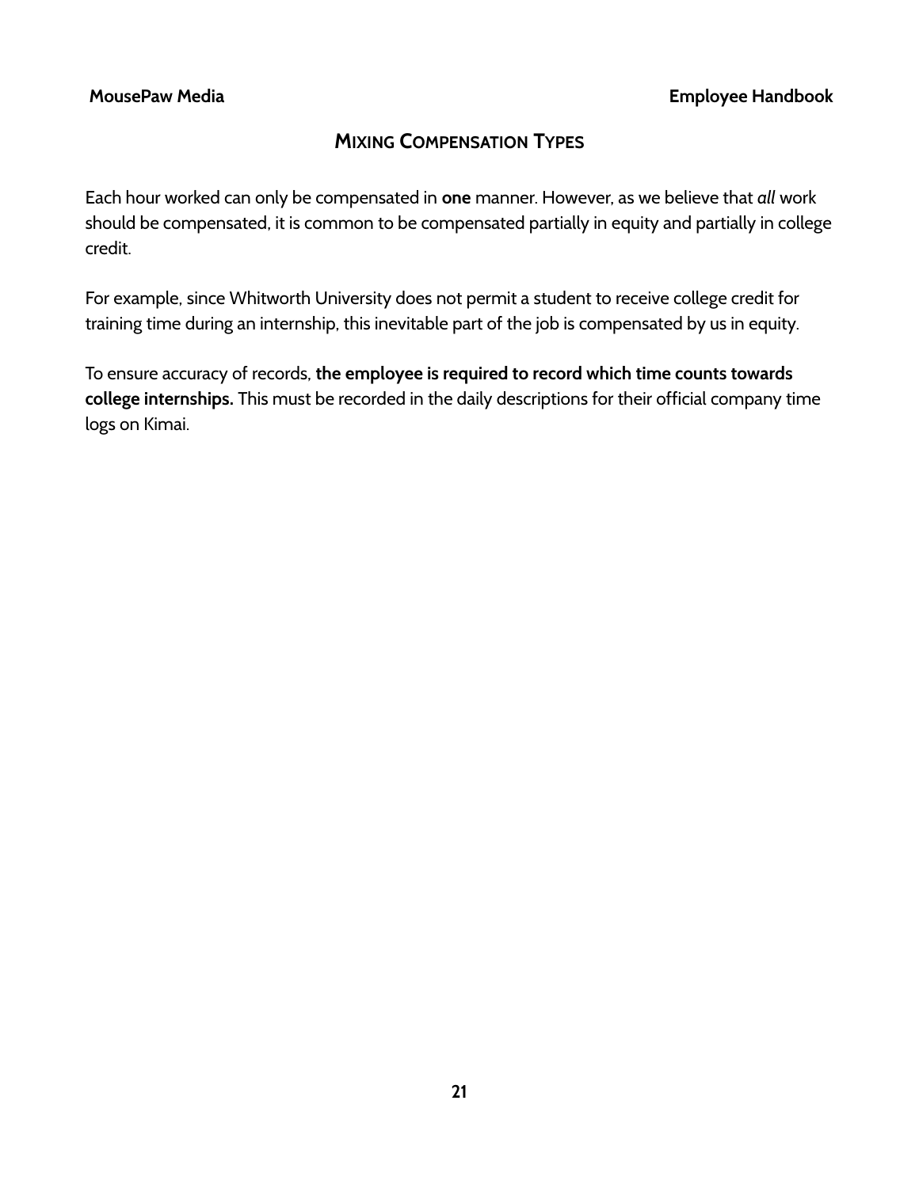## Mixing Compensation Types

Each hour worked can only be compensated in **one** manner. However, as we believe that *all* work should be compensated, it is common to be compensated partially in equity and partially in college credit.

For example, since Whitworth University does not permit a student to receive college credit for training time during an internship, this inevitable part of the job is compensated by us in equity.

To ensure accuracy of records, **the employee is required to record which time counts towards college internships.** This must be recorded in the daily descriptions for their official company time logs on Kimai.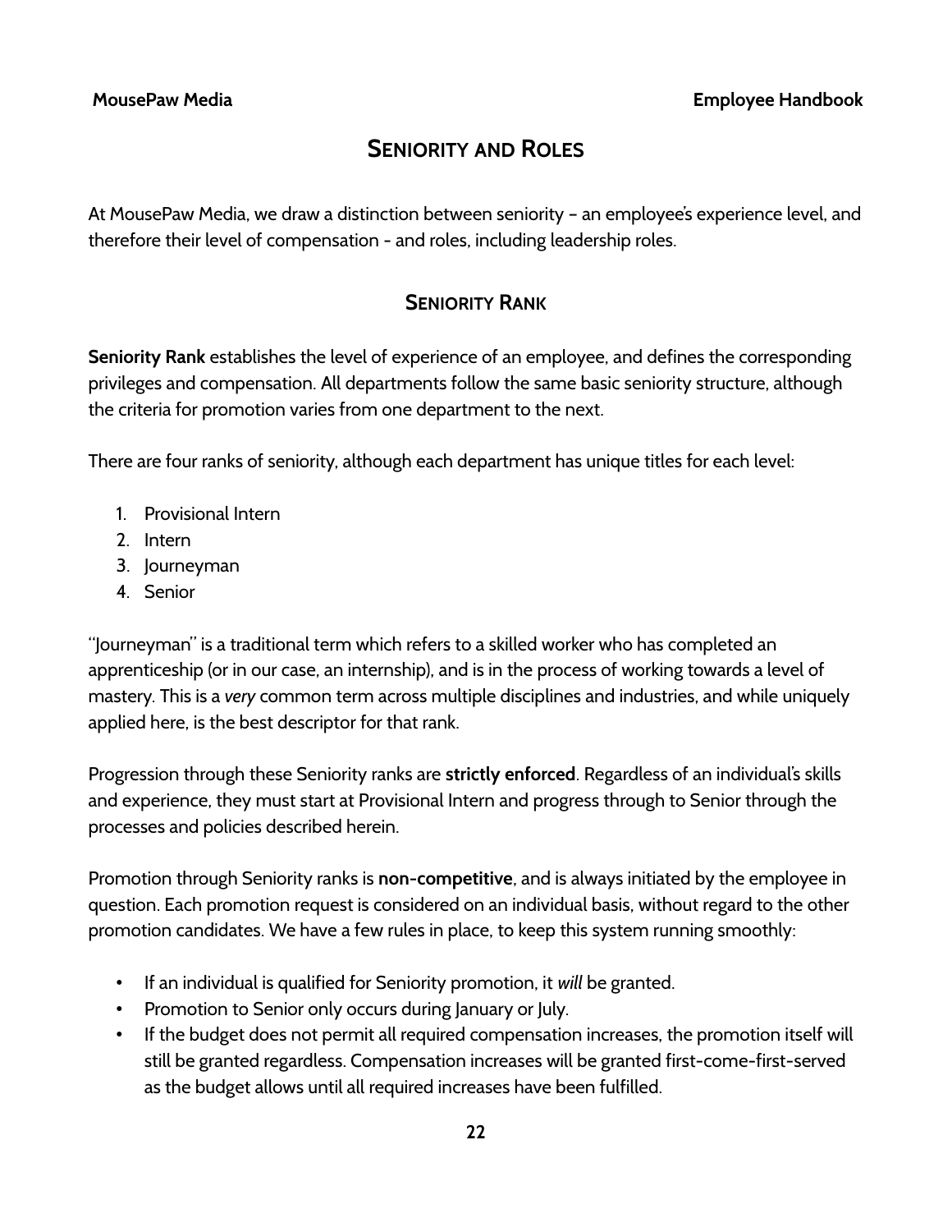# Seniority and Roles

At MousePaw Media, we draw a distinction between seniority – an employee's experience level, and therefore their level of compensation - and roles, including leadership roles.

## Seniority Rank

**Seniority Rank** establishes the level of experience of an employee, and defines the corresponding privileges and compensation. All departments follow the same basic seniority structure, although the criteria for promotion varies from one department to the next.

There are four ranks of seniority, although each department has unique titles for each level:

1. Provisional Intern
2. Intern
3. Journeyman
4. Senior

"Journeyman" is a traditional term which refers to a skilled worker who has completed an apprenticeship (or in our case, an internship), and is in the process of working towards a level of mastery. This is a *very* common term across multiple disciplines and industries, and while uniquely applied here, is the best descriptor for that rank.

Progression through these Seniority ranks are **strictly enforced**. Regardless of an individual's skills and experience, they must start at Provisional Intern and progress through to Senior through the processes and policies described herein.

Promotion through Seniority ranks is **non-competitive**, and is always initiated by the employee in question. Each promotion request is considered on an individual basis, without regard to the other promotion candidates. We have a few rules in place, to keep this system running smoothly:

- If an individual is qualified for Seniority promotion, it *will* be granted.
- Promotion to Senior only occurs during January or July.
- If the budget does not permit all required compensation increases, the promotion itself will still be granted regardless. Compensation increases will be granted first-come-first-served as the budget allows until all required increases have been fulfilled.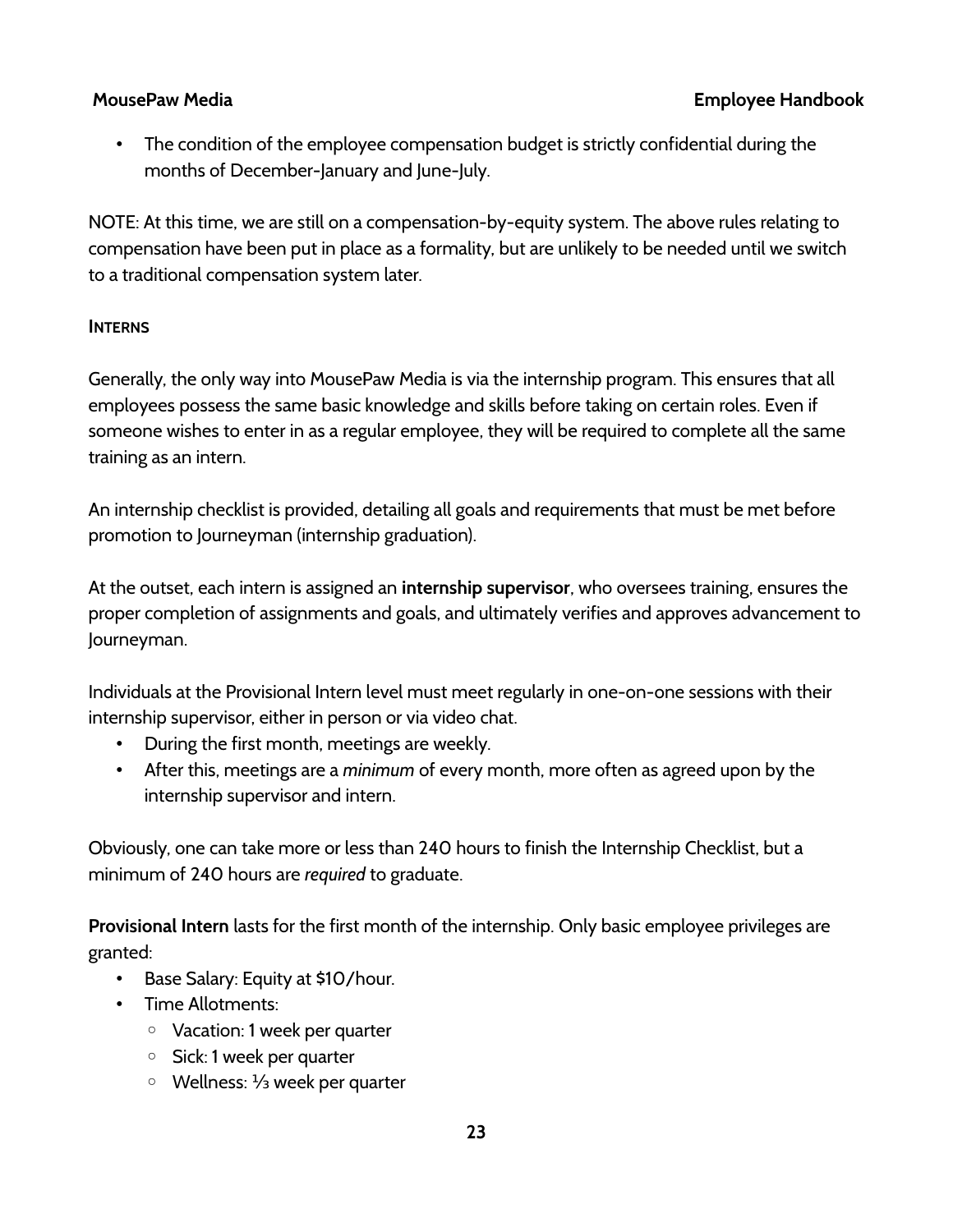- The condition of the employee compensation budget is strictly confidential during the months of December-January and June-July.

NOTE: At this time, we are still on a compensation-by-equity system. The above rules relating to compensation have been put in place as a formality, but are unlikely to be needed until we switch to a traditional compensation system later.

### Interns

Generally, the only way into MousePaw Media is via the internship program. This ensures that all employees possess the same basic knowledge and skills before taking on certain roles. Even if someone wishes to enter in as a regular employee, they will be required to complete all the same training as an intern.

An internship checklist is provided, detailing all goals and requirements that must be met before promotion to Journeyman (internship graduation).

At the outset, each intern is assigned an **internship supervisor**, who oversees training, ensures the proper completion of assignments and goals, and ultimately verifies and approves advancement to Journeyman.

Individuals at the Provisional Intern level must meet regularly in one-on-one sessions with their internship supervisor, either in person or via video chat.

- During the first month, meetings are weekly.
- After this, meetings are a *minimum* of every month, more often as agreed upon by the internship supervisor and intern.

Obviously, one can take more or less than 240 hours to finish the Internship Checklist, but a minimum of 240 hours are *required* to graduate.

**Provisional Intern** lasts for the first month of the internship. Only basic employee privileges are granted:

- Base Salary: Equity at $10/hour.
- Time Allotments:
  - Vacation: 1 week per quarter
  - Sick: 1 week per quarter
  - Wellness: ⅓ week per quarter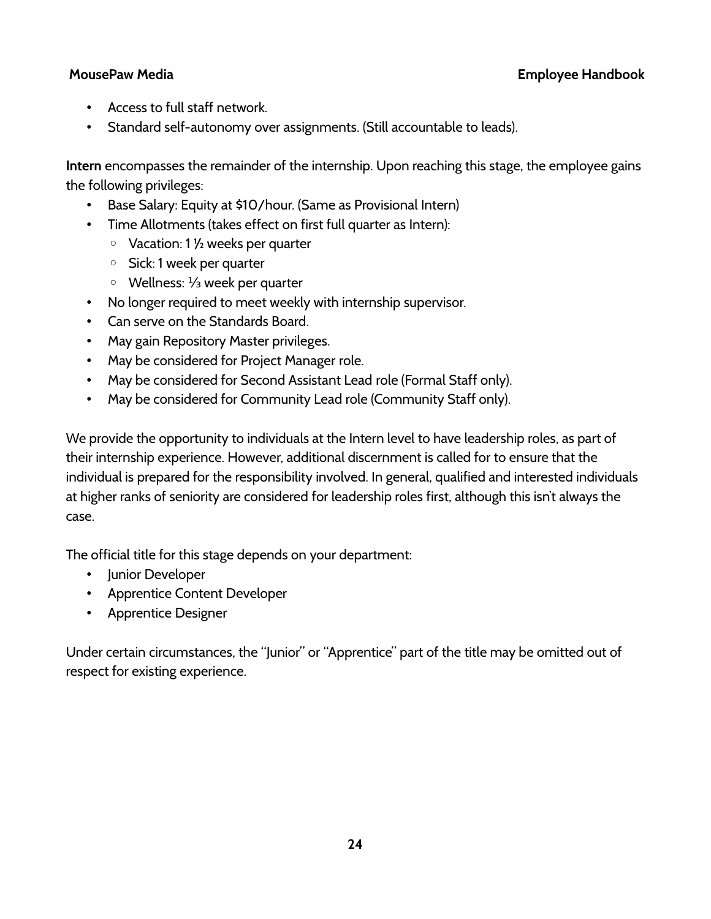- Access to full staff network.
- Standard self-autonomy over assignments. (Still accountable to leads).

**Intern** encompasses the remainder of the internship. Upon reaching this stage, the employee gains the following privileges:

- Base Salary: Equity at $10/hour. (Same as Provisional Intern)
- Time Allotments (takes effect on first full quarter as Intern):
  - Vacation: 1 ½ weeks per quarter
  - Sick: 1 week per quarter
  - Wellness: ⅓ week per quarter
- No longer required to meet weekly with internship supervisor.
- Can serve on the Standards Board.
- May gain Repository Master privileges.
- May be considered for Project Manager role.
- May be considered for Second Assistant Lead role (Formal Staff only).
- May be considered for Community Lead role (Community Staff only).

We provide the opportunity to individuals at the Intern level to have leadership roles, as part of their internship experience. However, additional discernment is called for to ensure that the individual is prepared for the responsibility involved. In general, qualified and interested individuals at higher ranks of seniority are considered for leadership roles first, although this isn't always the case.

The official title for this stage depends on your department:

- Junior Developer
- Apprentice Content Developer
- Apprentice Designer

Under certain circumstances, the "Junior" or "Apprentice" part of the title may be omitted out of respect for existing experience.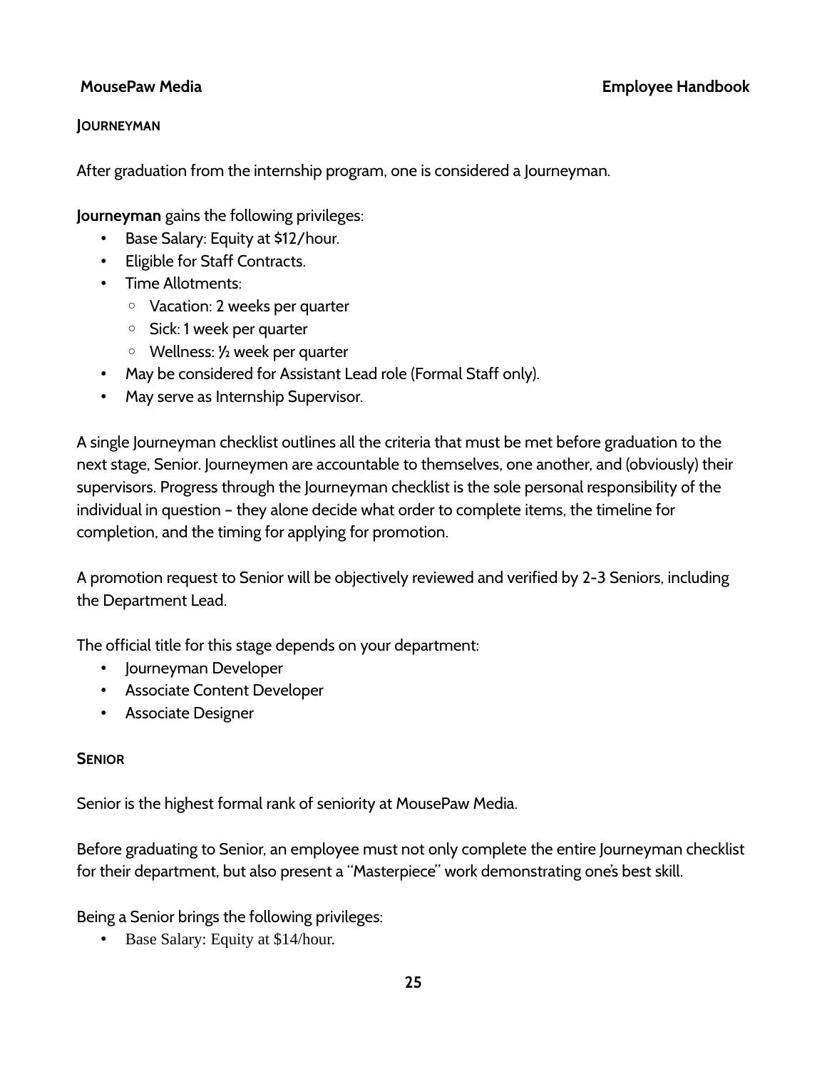### Journeyman

After graduation from the internship program, one is considered a Journeyman.

**Journeyman** gains the following privileges:

- Base Salary: Equity at $12/hour.
- Eligible for Staff Contracts.
- Time Allotments:
  - Vacation: 2 weeks per quarter
  - Sick: 1 week per quarter
  - Wellness: ½ week per quarter
- May be considered for Assistant Lead role (Formal Staff only).
- May serve as Internship Supervisor.

A single Journeyman checklist outlines all the criteria that must be met before graduation to the next stage, Senior. Journeymen are accountable to themselves, one another, and (obviously) their supervisors. Progress through the Journeyman checklist is the sole personal responsibility of the individual in question – they alone decide what order to complete items, the timeline for completion, and the timing for applying for promotion.

A promotion request to Senior will be objectively reviewed and verified by 2-3 Seniors, including the Department Lead.

The official title for this stage depends on your department:

- Journeyman Developer
- Associate Content Developer
- Associate Designer

### Senior

Senior is the highest formal rank of seniority at MousePaw Media.

Before graduating to Senior, an employee must not only complete the entire Journeyman checklist for their department, but also present a "Masterpiece" work demonstrating one's best skill.

Being a Senior brings the following privileges:

- Base Salary: Equity at $14/hour.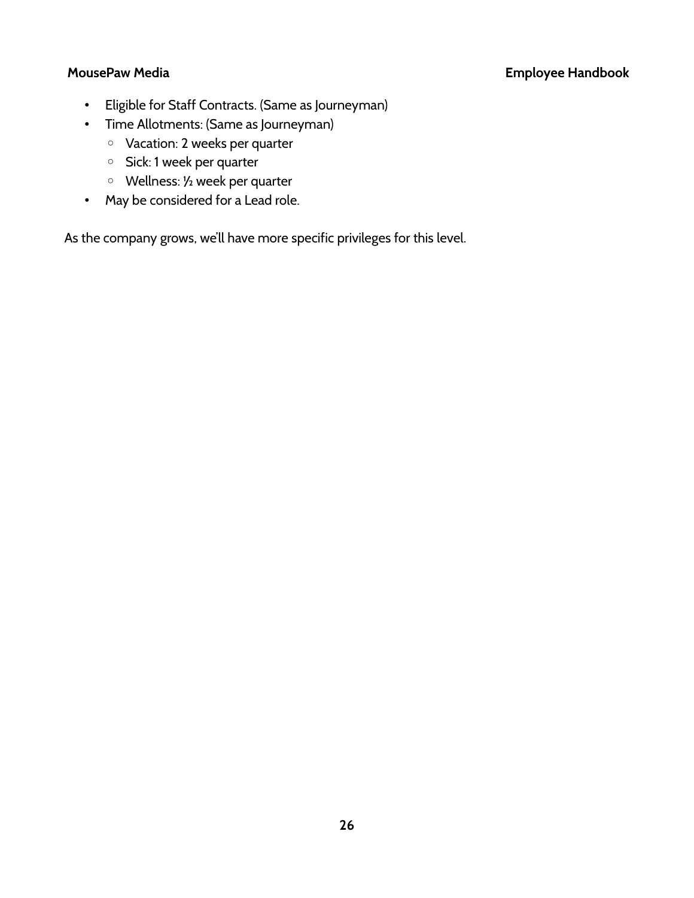- Eligible for Staff Contracts. (Same as Journeyman)
- Time Allotments: (Same as Journeyman)
  - Vacation: 2 weeks per quarter
  - Sick: 1 week per quarter
  - Wellness: ½ week per quarter
- May be considered for a Lead role.

As the company grows, we'll have more specific privileges for this level.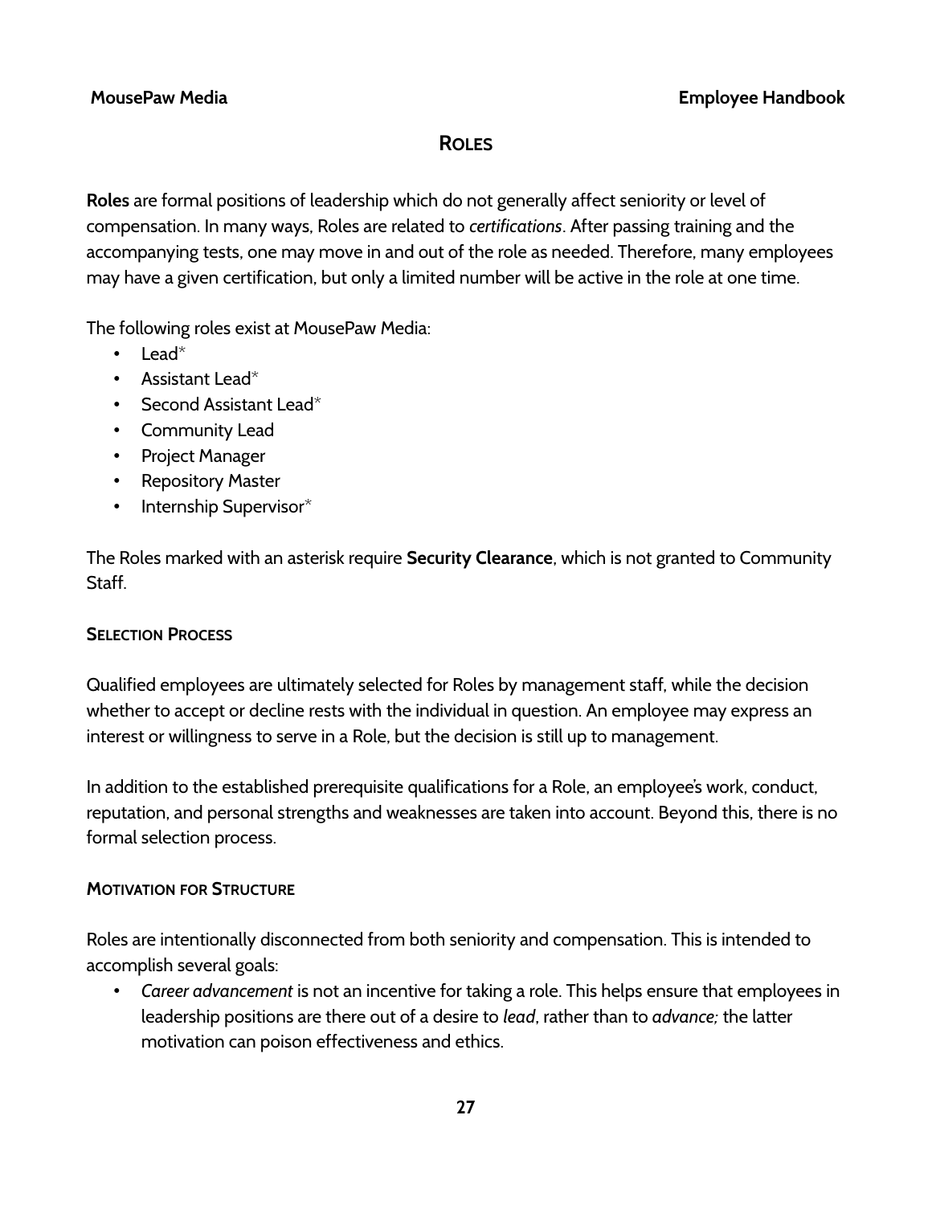## Roles

**Roles** are formal positions of leadership which do not generally affect seniority or level of compensation. In many ways, Roles are related to *certifications*. After passing training and the accompanying tests, one may move in and out of the role as needed. Therefore, many employees may have a given certification, but only a limited number will be active in the role at one time.

The following roles exist at MousePaw Media:

- Lead*
- Assistant Lead*
- Second Assistant Lead*
- Community Lead
- Project Manager
- Repository Master
- Internship Supervisor*

The Roles marked with an asterisk require **Security Clearance**, which is not granted to Community Staff.

### Selection Process

Qualified employees are ultimately selected for Roles by management staff, while the decision whether to accept or decline rests with the individual in question. An employee may express an interest or willingness to serve in a Role, but the decision is still up to management.

In addition to the established prerequisite qualifications for a Role, an employee's work, conduct, reputation, and personal strengths and weaknesses are taken into account. Beyond this, there is no formal selection process.

### Motivation for Structure

Roles are intentionally disconnected from both seniority and compensation. This is intended to accomplish several goals:

- *Career advancement* is not an incentive for taking a role. This helps ensure that employees in leadership positions are there out of a desire to *lead*, rather than to *advance;* the latter motivation can poison effectiveness and ethics.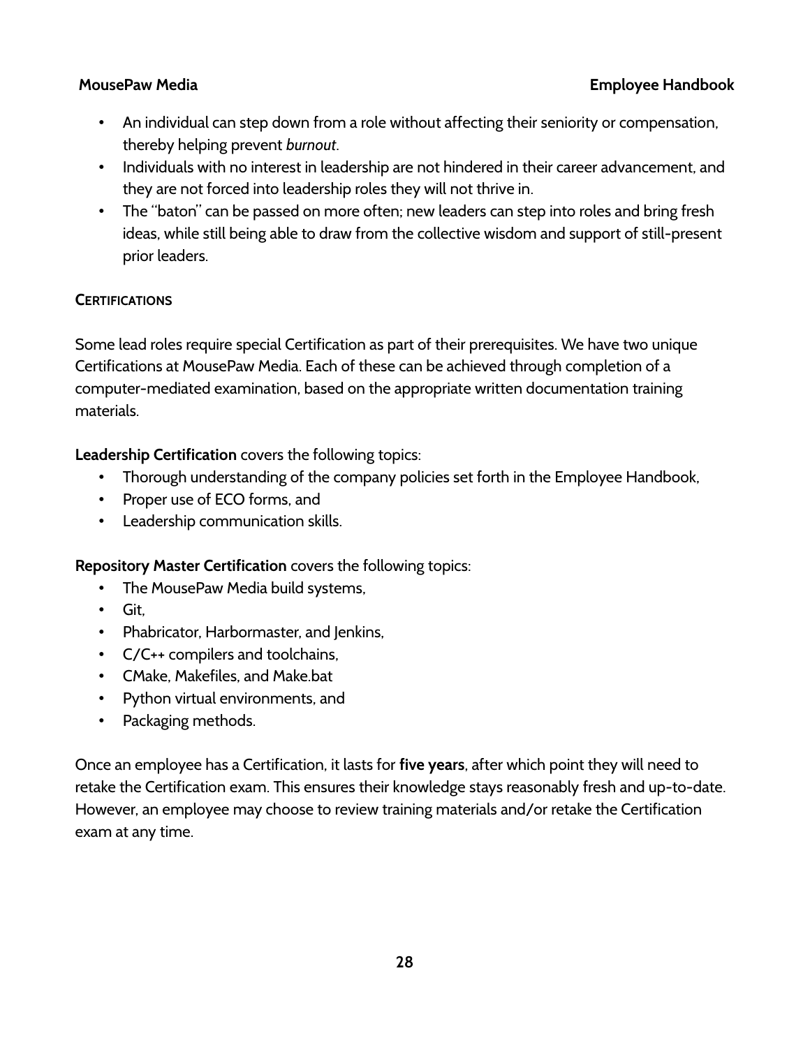- An individual can step down from a role without affecting their seniority or compensation, thereby helping prevent *burnout*.
- Individuals with no interest in leadership are not hindered in their career advancement, and they are not forced into leadership roles they will not thrive in.
- The "baton" can be passed on more often; new leaders can step into roles and bring fresh ideas, while still being able to draw from the collective wisdom and support of still-present prior leaders.

### CERTIFICATIONS

Some lead roles require special Certification as part of their prerequisites. We have two unique Certifications at MousePaw Media. Each of these can be achieved through completion of a computer-mediated examination, based on the appropriate written documentation training materials.

**Leadership Certification** covers the following topics:

- Thorough understanding of the company policies set forth in the Employee Handbook,
- Proper use of ECO forms, and
- Leadership communication skills.

**Repository Master Certification** covers the following topics:

- The MousePaw Media build systems,
- Git,
- Phabricator, Harbormaster, and Jenkins,
- C/C++ compilers and toolchains,
- CMake, Makefiles, and Make.bat
- Python virtual environments, and
- Packaging methods.

Once an employee has a Certification, it lasts for **five years**, after which point they will need to retake the Certification exam. This ensures their knowledge stays reasonably fresh and up-to-date. However, an employee may choose to review training materials and/or retake the Certification exam at any time.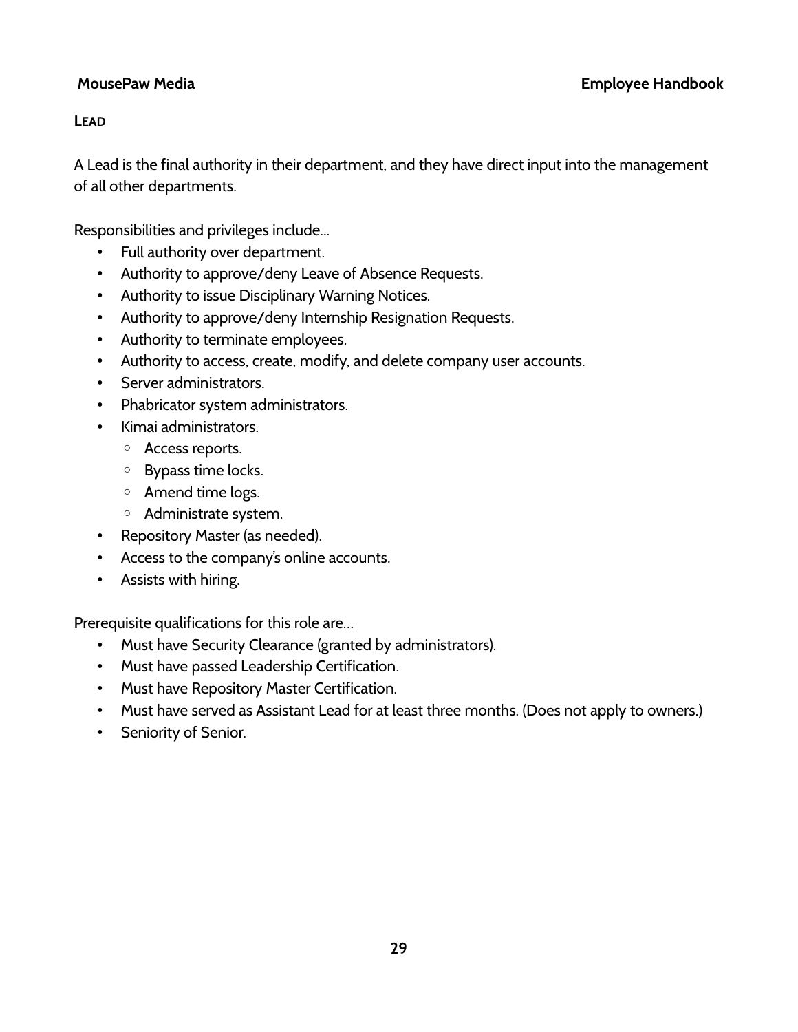### Lead

A Lead is the final authority in their department, and they have direct input into the management of all other departments.

Responsibilities and privileges include...

- Full authority over department.
- Authority to approve/deny Leave of Absence Requests.
- Authority to issue Disciplinary Warning Notices.
- Authority to approve/deny Internship Resignation Requests.
- Authority to terminate employees.
- Authority to access, create, modify, and delete company user accounts.
- Server administrators.
- Phabricator system administrators.
- Kimai administrators.
  - Access reports.
  - Bypass time locks.
  - Amend time logs.
  - Administrate system.
- Repository Master (as needed).
- Access to the company's online accounts.
- Assists with hiring.

Prerequisite qualifications for this role are...

- Must have Security Clearance (granted by administrators).
- Must have passed Leadership Certification.
- Must have Repository Master Certification.
- Must have served as Assistant Lead for at least three months. (Does not apply to owners.)
- Seniority of Senior.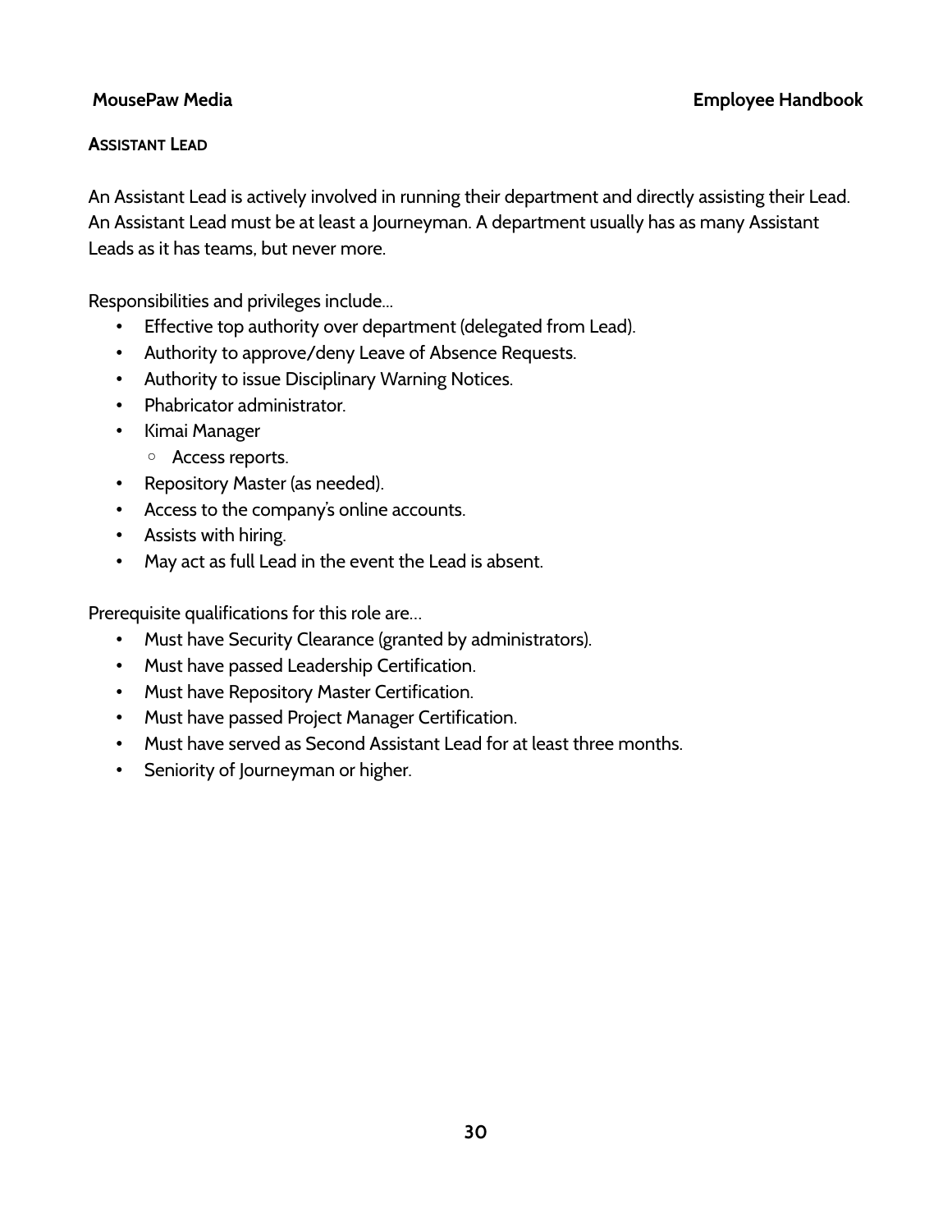### Assistant Lead

An Assistant Lead is actively involved in running their department and directly assisting their Lead. An Assistant Lead must be at least a Journeyman. A department usually has as many Assistant Leads as it has teams, but never more.

Responsibilities and privileges include…

- Effective top authority over department (delegated from Lead).
- Authority to approve/deny Leave of Absence Requests.
- Authority to issue Disciplinary Warning Notices.
- Phabricator administrator.
- Kimai Manager
  - Access reports.
- Repository Master (as needed).
- Access to the company's online accounts.
- Assists with hiring.
- May act as full Lead in the event the Lead is absent.

Prerequisite qualifications for this role are…

- Must have Security Clearance (granted by administrators).
- Must have passed Leadership Certification.
- Must have Repository Master Certification.
- Must have passed Project Manager Certification.
- Must have served as Second Assistant Lead for at least three months.
- Seniority of Journeyman or higher.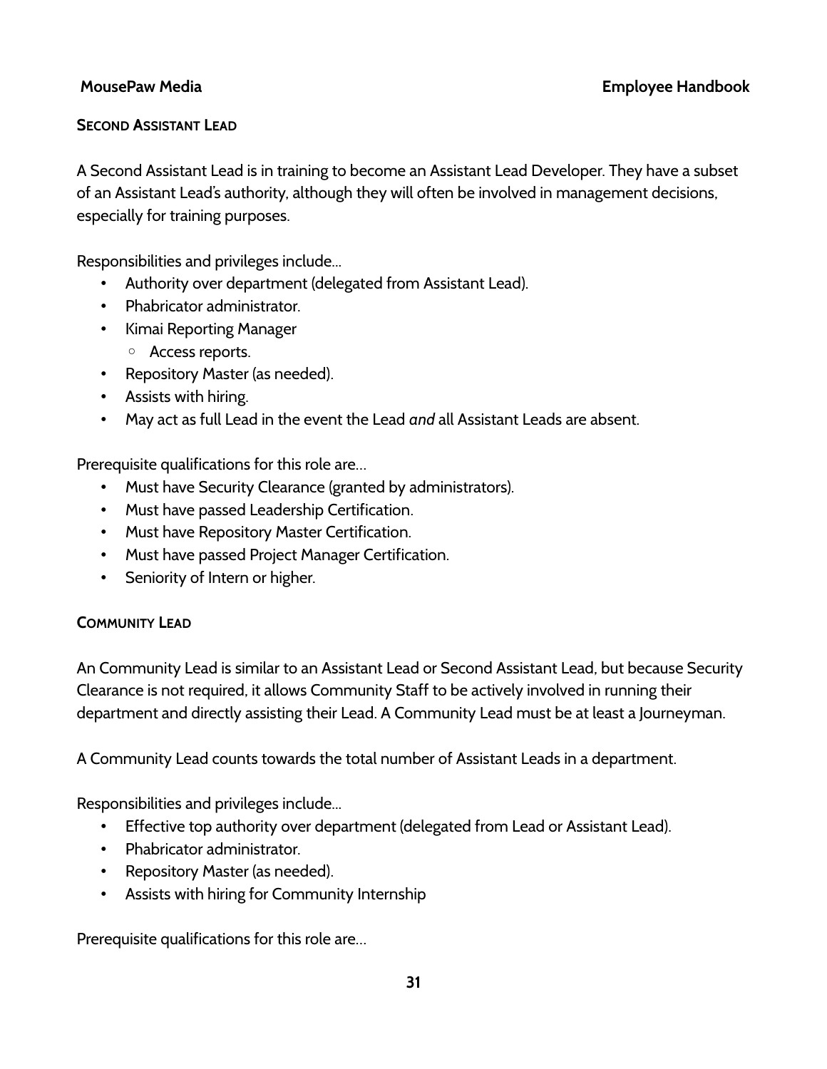### Second Assistant Lead

A Second Assistant Lead is in training to become an Assistant Lead Developer. They have a subset of an Assistant Lead's authority, although they will often be involved in management decisions, especially for training purposes.

Responsibilities and privileges include...

- Authority over department (delegated from Assistant Lead).
- Phabricator administrator.
- Kimai Reporting Manager
  - Access reports.
- Repository Master (as needed).
- Assists with hiring.
- May act as full Lead in the event the Lead *and* all Assistant Leads are absent.

Prerequisite qualifications for this role are…

- Must have Security Clearance (granted by administrators).
- Must have passed Leadership Certification.
- Must have Repository Master Certification.
- Must have passed Project Manager Certification.
- Seniority of Intern or higher.

### Community Lead

An Community Lead is similar to an Assistant Lead or Second Assistant Lead, but because Security Clearance is not required, it allows Community Staff to be actively involved in running their department and directly assisting their Lead. A Community Lead must be at least a Journeyman.

A Community Lead counts towards the total number of Assistant Leads in a department.

Responsibilities and privileges include...

- Effective top authority over department (delegated from Lead or Assistant Lead).
- Phabricator administrator.
- Repository Master (as needed).
- Assists with hiring for Community Internship

Prerequisite qualifications for this role are…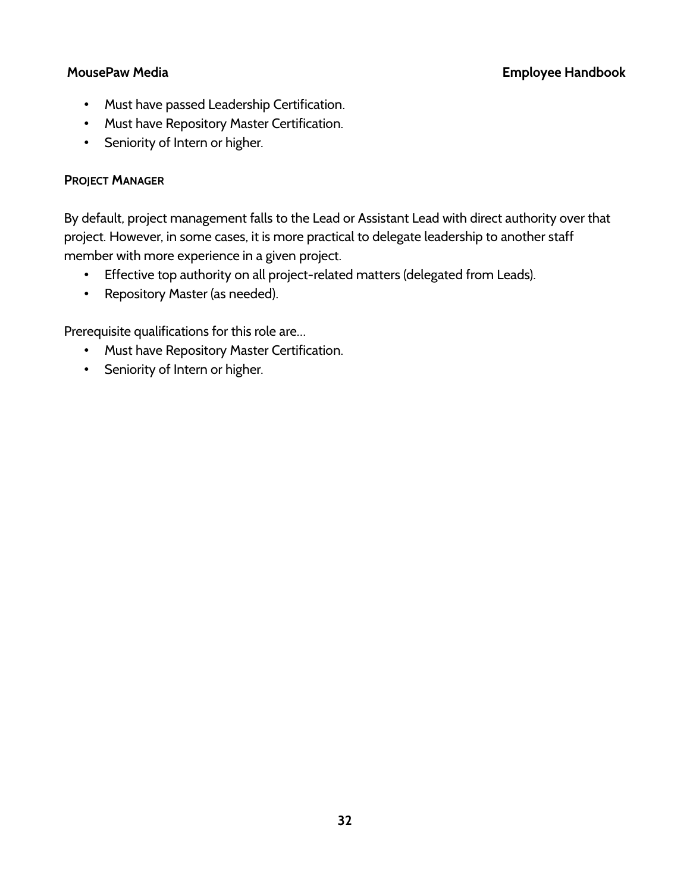- Must have passed Leadership Certification.
- Must have Repository Master Certification.
- Seniority of Intern or higher.

#### PROJECT MANAGER

By default, project management falls to the Lead or Assistant Lead with direct authority over that project. However, in some cases, it is more practical to delegate leadership to another staff member with more experience in a given project.

- Effective top authority on all project-related matters (delegated from Leads).
- Repository Master (as needed).

Prerequisite qualifications for this role are…

- Must have Repository Master Certification.
- Seniority of Intern or higher.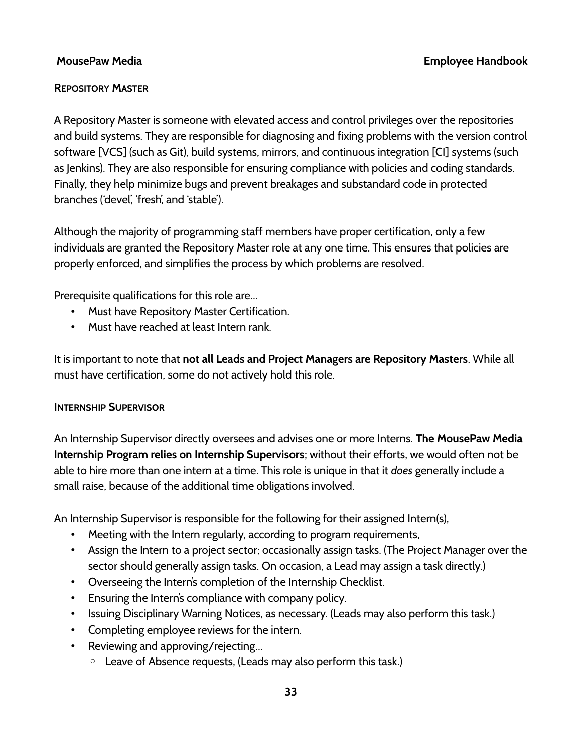### Repository Master

A Repository Master is someone with elevated access and control privileges over the repositories and build systems. They are responsible for diagnosing and fixing problems with the version control software [VCS] (such as Git), build systems, mirrors, and continuous integration [CI] systems (such as Jenkins). They are also responsible for ensuring compliance with policies and coding standards. Finally, they help minimize bugs and prevent breakages and substandard code in protected branches ('devel', 'fresh', and 'stable').

Although the majority of programming staff members have proper certification, only a few individuals are granted the Repository Master role at any one time. This ensures that policies are properly enforced, and simplifies the process by which problems are resolved.

Prerequisite qualifications for this role are…

- Must have Repository Master Certification.
- Must have reached at least Intern rank.

It is important to note that **not all Leads and Project Managers are Repository Masters**. While all must have certification, some do not actively hold this role.

### Internship Supervisor

An Internship Supervisor directly oversees and advises one or more Interns. **The MousePaw Media Internship Program relies on Internship Supervisors**; without their efforts, we would often not be able to hire more than one intern at a time. This role is unique in that it *does* generally include a small raise, because of the additional time obligations involved.

An Internship Supervisor is responsible for the following for their assigned Intern(s),

- Meeting with the Intern regularly, according to program requirements,
- Assign the Intern to a project sector; occasionally assign tasks. (The Project Manager over the sector should generally assign tasks. On occasion, a Lead may assign a task directly.)
- Overseeing the Intern's completion of the Internship Checklist.
- Ensuring the Intern's compliance with company policy.
- Issuing Disciplinary Warning Notices, as necessary. (Leads may also perform this task.)
- Completing employee reviews for the intern.
- Reviewing and approving/rejecting…
    - Leave of Absence requests, (Leads may also perform this task.)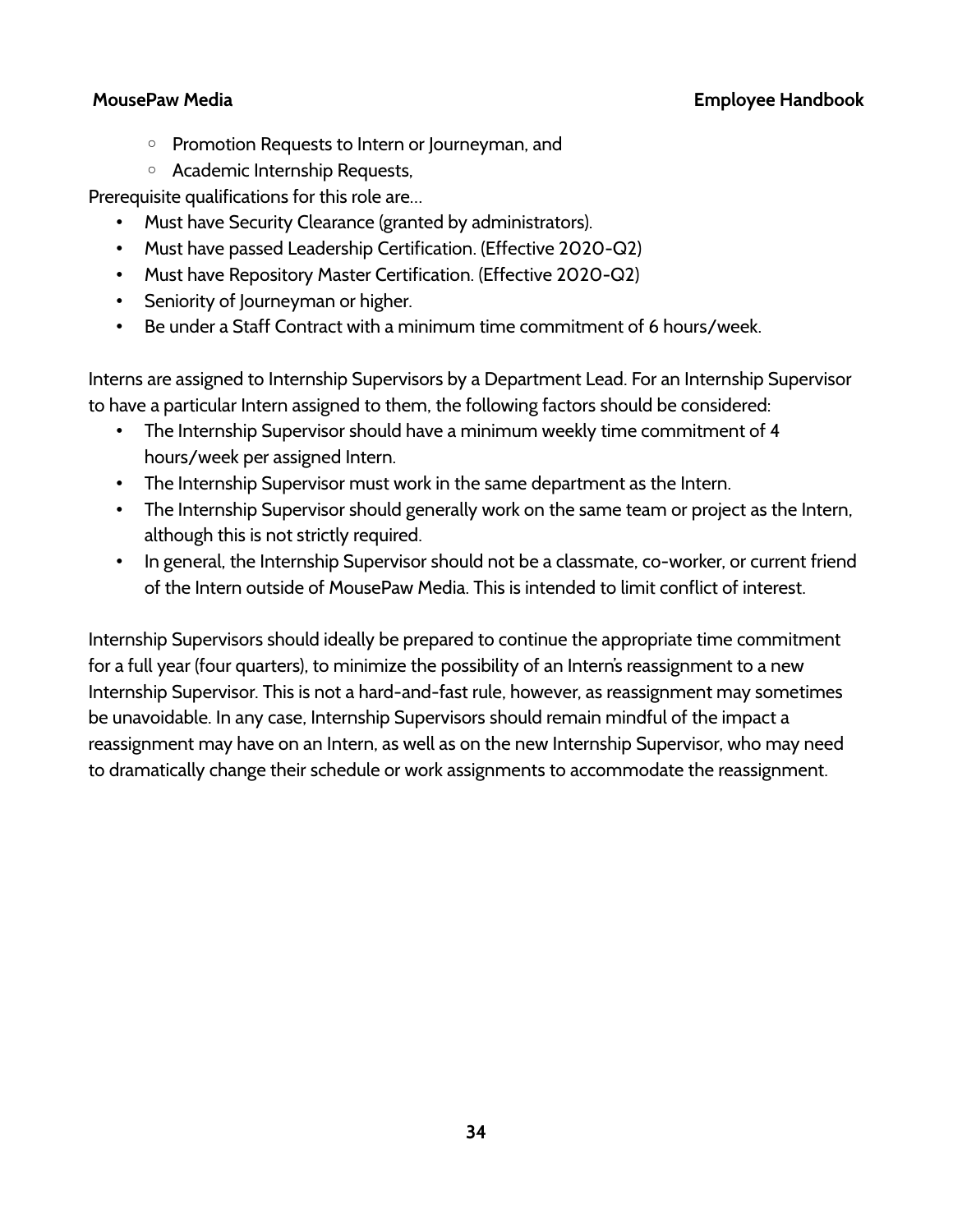- Promotion Requests to Intern or Journeyman, and
  - Academic Internship Requests,

Prerequisite qualifications for this role are…

- Must have Security Clearance (granted by administrators).
- Must have passed Leadership Certification. (Effective 2020-Q2)
- Must have Repository Master Certification. (Effective 2020-Q2)
- Seniority of Journeyman or higher.
- Be under a Staff Contract with a minimum time commitment of 6 hours/week.

Interns are assigned to Internship Supervisors by a Department Lead. For an Internship Supervisor to have a particular Intern assigned to them, the following factors should be considered:

- The Internship Supervisor should have a minimum weekly time commitment of 4 hours/week per assigned Intern.
- The Internship Supervisor must work in the same department as the Intern.
- The Internship Supervisor should generally work on the same team or project as the Intern, although this is not strictly required.
- In general, the Internship Supervisor should not be a classmate, co-worker, or current friend of the Intern outside of MousePaw Media. This is intended to limit conflict of interest.

Internship Supervisors should ideally be prepared to continue the appropriate time commitment for a full year (four quarters), to minimize the possibility of an Intern's reassignment to a new Internship Supervisor. This is not a hard-and-fast rule, however, as reassignment may sometimes be unavoidable. In any case, Internship Supervisors should remain mindful of the impact a reassignment may have on an Intern, as well as on the new Internship Supervisor, who may need to dramatically change their schedule or work assignments to accommodate the reassignment.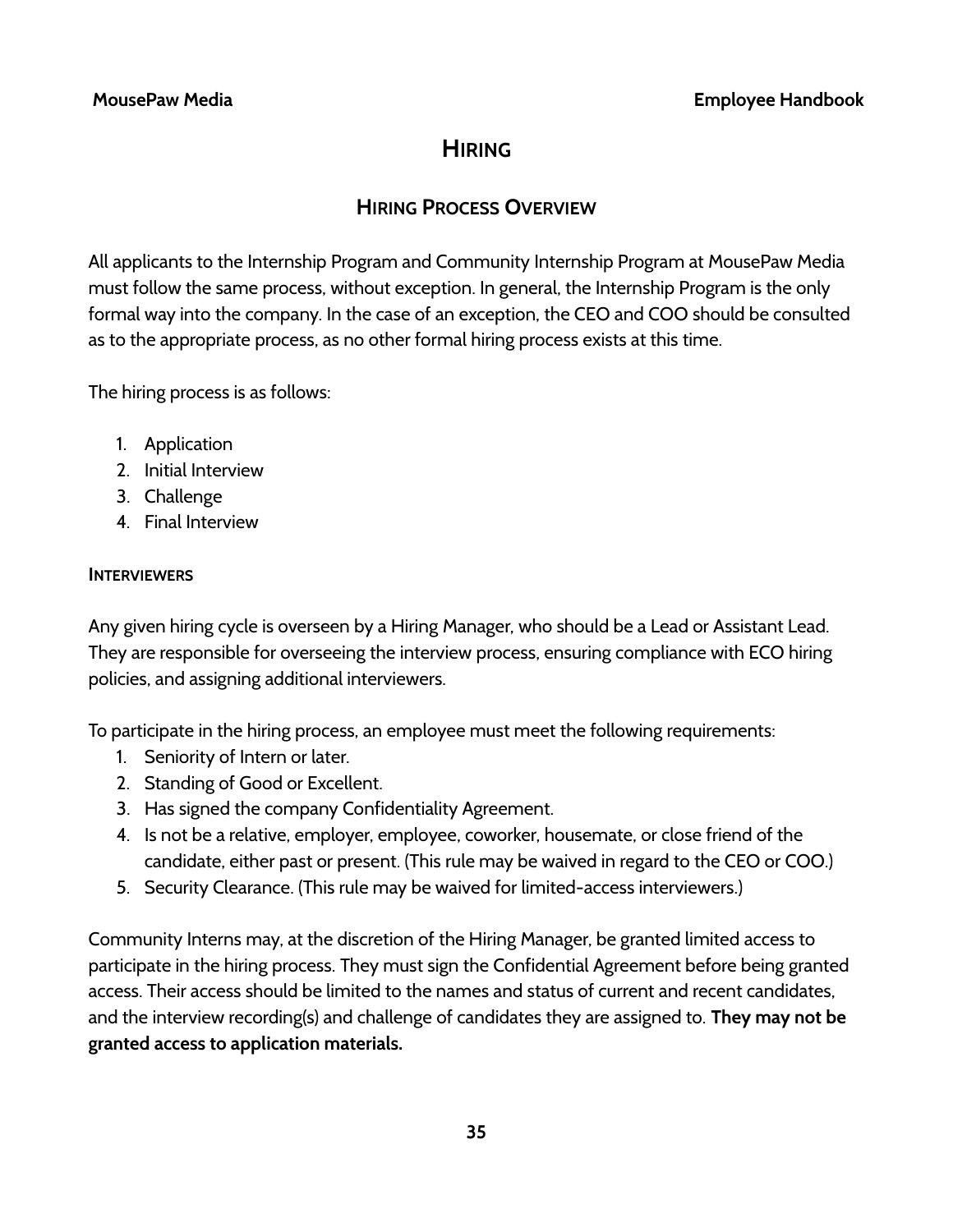# Hiring

## Hiring Process Overview

All applicants to the Internship Program and Community Internship Program at MousePaw Media must follow the same process, without exception. In general, the Internship Program is the only formal way into the company. In the case of an exception, the CEO and COO should be consulted as to the appropriate process, as no other formal hiring process exists at this time.

The hiring process is as follows:

1. Application
2. Initial Interview
3. Challenge
4. Final Interview

### Interviewers

Any given hiring cycle is overseen by a Hiring Manager, who should be a Lead or Assistant Lead. They are responsible for overseeing the interview process, ensuring compliance with ECO hiring policies, and assigning additional interviewers.

To participate in the hiring process, an employee must meet the following requirements:

1. Seniority of Intern or later.
2. Standing of Good or Excellent.
3. Has signed the company Confidentiality Agreement.
4. Is not be a relative, employer, employee, coworker, housemate, or close friend of the candidate, either past or present. (This rule may be waived in regard to the CEO or COO.)
5. Security Clearance. (This rule may be waived for limited-access interviewers.)

Community Interns may, at the discretion of the Hiring Manager, be granted limited access to participate in the hiring process. They must sign the Confidential Agreement before being granted access. Their access should be limited to the names and status of current and recent candidates, and the interview recording(s) and challenge of candidates they are assigned to. **They may not be granted access to application materials.**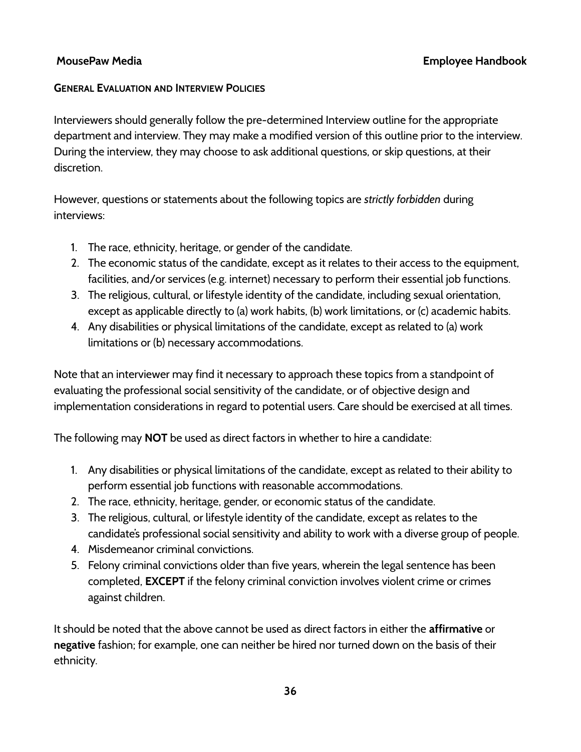## General Evaluation and Interview Policies

Interviewers should generally follow the pre-determined Interview outline for the appropriate department and interview. They may make a modified version of this outline prior to the interview. During the interview, they may choose to ask additional questions, or skip questions, at their discretion.

However, questions or statements about the following topics are *strictly forbidden* during interviews:

1. The race, ethnicity, heritage, or gender of the candidate.
2. The economic status of the candidate, except as it relates to their access to the equipment, facilities, and/or services (e.g. internet) necessary to perform their essential job functions.
3. The religious, cultural, or lifestyle identity of the candidate, including sexual orientation, except as applicable directly to (a) work habits, (b) work limitations, or (c) academic habits.
4. Any disabilities or physical limitations of the candidate, except as related to (a) work limitations or (b) necessary accommodations.

Note that an interviewer may find it necessary to approach these topics from a standpoint of evaluating the professional social sensitivity of the candidate, or of objective design and implementation considerations in regard to potential users. Care should be exercised at all times.

The following may **NOT** be used as direct factors in whether to hire a candidate:

1. Any disabilities or physical limitations of the candidate, except as related to their ability to perform essential job functions with reasonable accommodations.
2. The race, ethnicity, heritage, gender, or economic status of the candidate.
3. The religious, cultural, or lifestyle identity of the candidate, except as relates to the candidate's professional social sensitivity and ability to work with a diverse group of people.
4. Misdemeanor criminal convictions.
5. Felony criminal convictions older than five years, wherein the legal sentence has been completed, **EXCEPT** if the felony criminal conviction involves violent crime or crimes against children.

It should be noted that the above cannot be used as direct factors in either the **affirmative** or **negative** fashion; for example, one can neither be hired nor turned down on the basis of their ethnicity.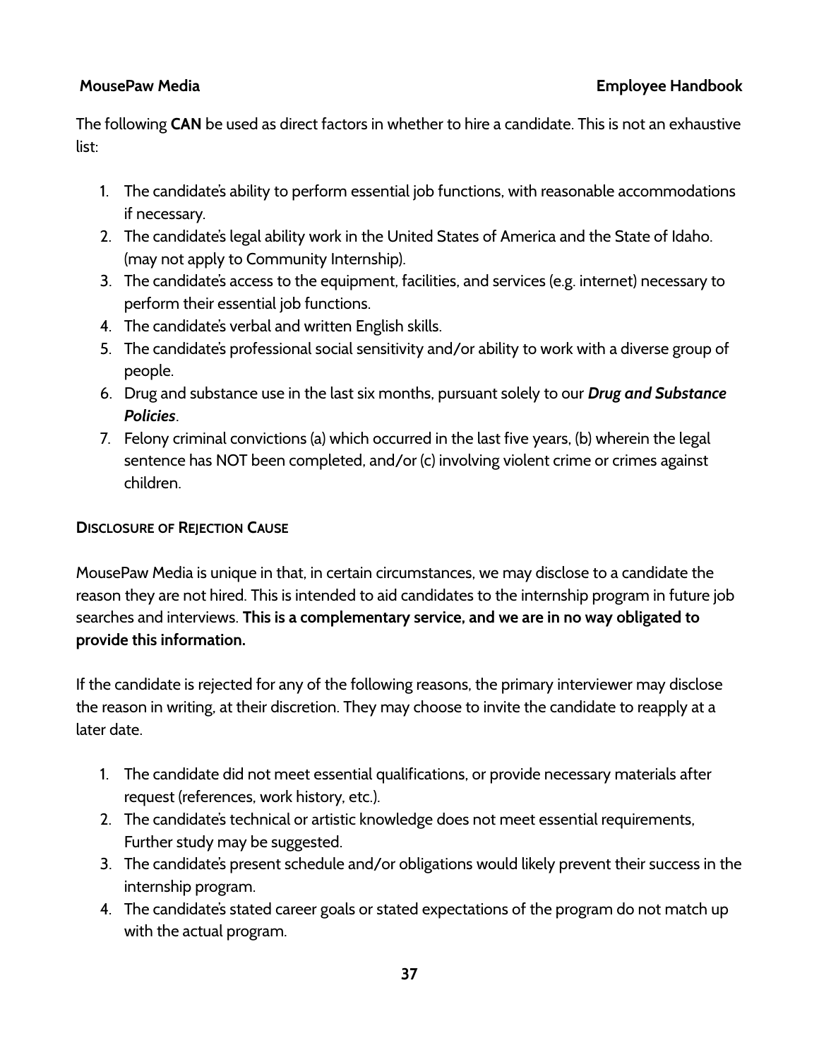The following **CAN** be used as direct factors in whether to hire a candidate. This is not an exhaustive list:

1. The candidate's ability to perform essential job functions, with reasonable accommodations if necessary.
2. The candidate's legal ability work in the United States of America and the State of Idaho. (may not apply to Community Internship).
3. The candidate's access to the equipment, facilities, and services (e.g. internet) necessary to perform their essential job functions.
4. The candidate's verbal and written English skills.
5. The candidate's professional social sensitivity and/or ability to work with a diverse group of people.
6. Drug and substance use in the last six months, pursuant solely to our ***Drug and Substance Policies***.
7. Felony criminal convictions (a) which occurred in the last five years, (b) wherein the legal sentence has NOT been completed, and/or (c) involving violent crime or crimes against children.

### Disclosure of Rejection Cause

MousePaw Media is unique in that, in certain circumstances, we may disclose to a candidate the reason they are not hired. This is intended to aid candidates to the internship program in future job searches and interviews. **This is a complementary service, and we are in no way obligated to provide this information.**

If the candidate is rejected for any of the following reasons, the primary interviewer may disclose the reason in writing, at their discretion. They may choose to invite the candidate to reapply at a later date.

1. The candidate did not meet essential qualifications, or provide necessary materials after request (references, work history, etc.).
2. The candidate's technical or artistic knowledge does not meet essential requirements, Further study may be suggested.
3. The candidate's present schedule and/or obligations would likely prevent their success in the internship program.
4. The candidate's stated career goals or stated expectations of the program do not match up with the actual program.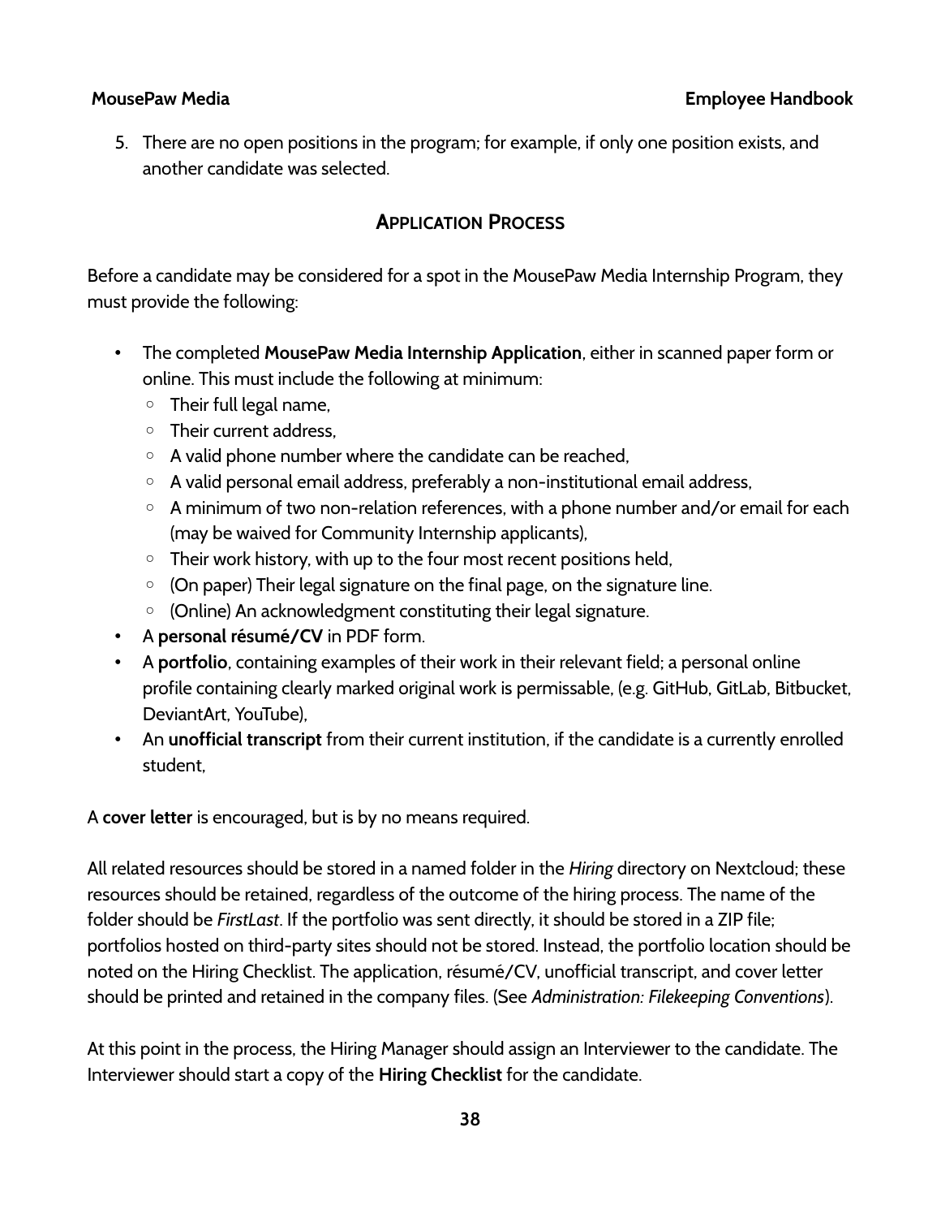5. There are no open positions in the program; for example, if only one position exists, and another candidate was selected.

## Application Process

Before a candidate may be considered for a spot in the MousePaw Media Internship Program, they must provide the following:

- The completed **MousePaw Media Internship Application**, either in scanned paper form or online. This must include the following at minimum:
  - Their full legal name,
  - Their current address,
  - A valid phone number where the candidate can be reached,
  - A valid personal email address, preferably a non-institutional email address,
  - A minimum of two non-relation references, with a phone number and/or email for each (may be waived for Community Internship applicants),
  - Their work history, with up to the four most recent positions held,
  - (On paper) Their legal signature on the final page, on the signature line.
  - (Online) An acknowledgment constituting their legal signature.
- A **personal résumé/CV** in PDF form.
- A **portfolio**, containing examples of their work in their relevant field; a personal online profile containing clearly marked original work is permissable, (e.g. GitHub, GitLab, Bitbucket, DeviantArt, YouTube),
- An **unofficial transcript** from their current institution, if the candidate is a currently enrolled student,

A **cover letter** is encouraged, but is by no means required.

All related resources should be stored in a named folder in the *Hiring* directory on Nextcloud; these resources should be retained, regardless of the outcome of the hiring process. The name of the folder should be *FirstLast*. If the portfolio was sent directly, it should be stored in a ZIP file; portfolios hosted on third-party sites should not be stored. Instead, the portfolio location should be noted on the Hiring Checklist. The application, résumé/CV, unofficial transcript, and cover letter should be printed and retained in the company files. (See *Administration: Filekeeping Conventions*).

At this point in the process, the Hiring Manager should assign an Interviewer to the candidate. The Interviewer should start a copy of the **Hiring Checklist** for the candidate.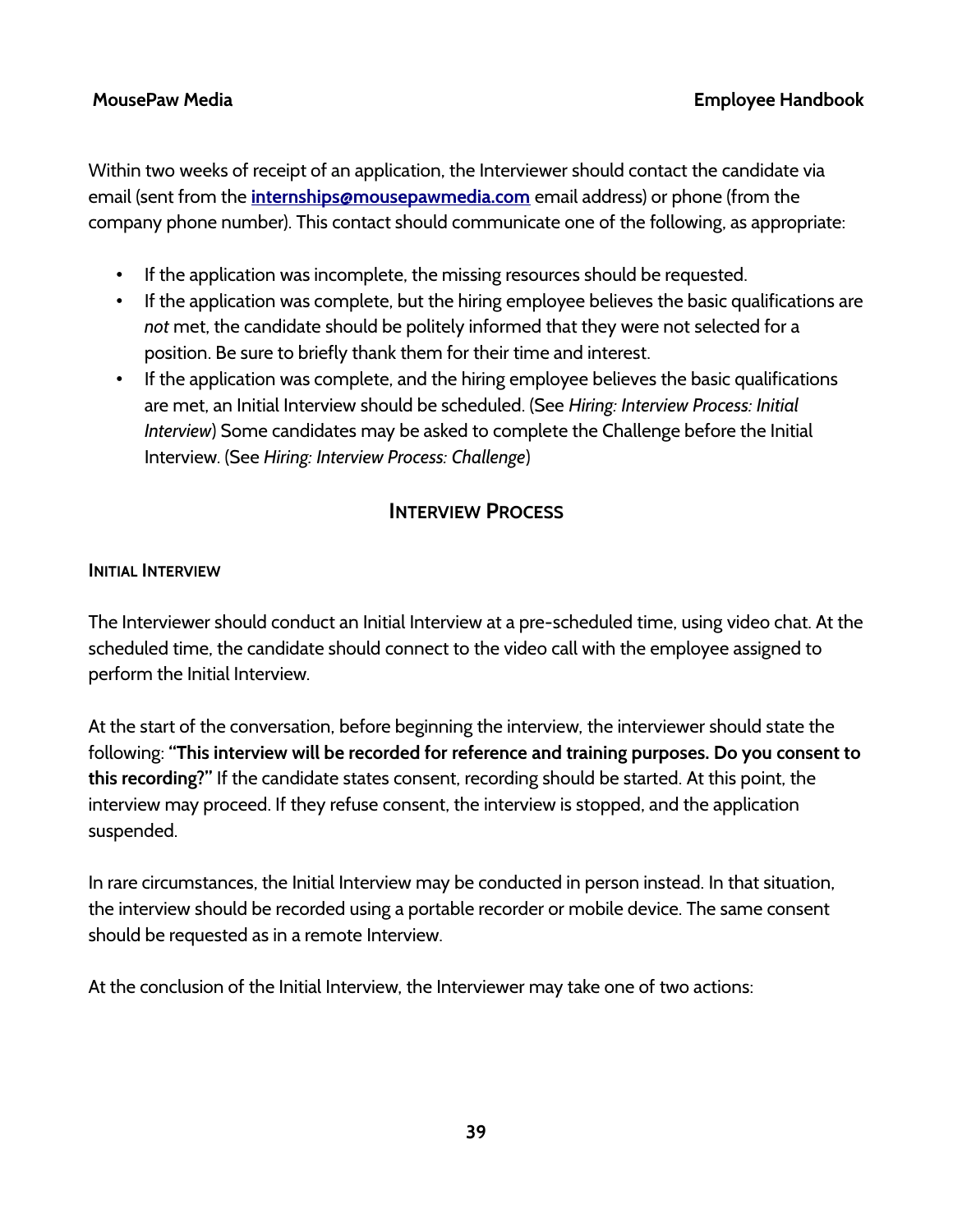Within two weeks of receipt of an application, the Interviewer should contact the candidate via email (sent from the **internships@mousepawmedia.com** email address) or phone (from the company phone number). This contact should communicate one of the following, as appropriate:

- If the application was incomplete, the missing resources should be requested.
- If the application was complete, but the hiring employee believes the basic qualifications are *not* met, the candidate should be politely informed that they were not selected for a position. Be sure to briefly thank them for their time and interest.
- If the application was complete, and the hiring employee believes the basic qualifications are met, an Initial Interview should be scheduled. (See *Hiring: Interview Process: Initial Interview*) Some candidates may be asked to complete the Challenge before the Initial Interview. (See *Hiring: Interview Process: Challenge*)

## Interview Process

### Initial Interview

The Interviewer should conduct an Initial Interview at a pre-scheduled time, using video chat. At the scheduled time, the candidate should connect to the video call with the employee assigned to perform the Initial Interview.

At the start of the conversation, before beginning the interview, the interviewer should state the following: **"This interview will be recorded for reference and training purposes. Do you consent to this recording?"** If the candidate states consent, recording should be started. At this point, the interview may proceed. If they refuse consent, the interview is stopped, and the application suspended.

In rare circumstances, the Initial Interview may be conducted in person instead. In that situation, the interview should be recorded using a portable recorder or mobile device. The same consent should be requested as in a remote Interview.

At the conclusion of the Initial Interview, the Interviewer may take one of two actions: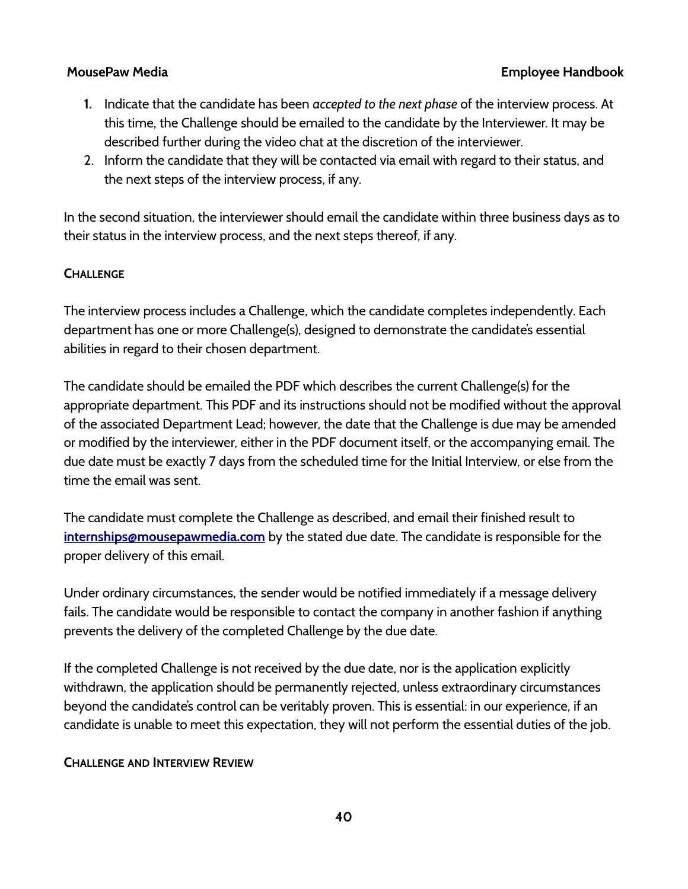1. Indicate that the candidate has been *accepted to the next phase* of the interview process. At this time, the Challenge should be emailed to the candidate by the Interviewer. It may be described further during the video chat at the discretion of the interviewer.
2. Inform the candidate that they will be contacted via email with regard to their status, and the next steps of the interview process, if any.

In the second situation, the interviewer should email the candidate within three business days as to their status in the interview process, and the next steps thereof, if any.

### Challenge

The interview process includes a Challenge, which the candidate completes independently. Each department has one or more Challenge(s), designed to demonstrate the candidate's essential abilities in regard to their chosen department.

The candidate should be emailed the PDF which describes the current Challenge(s) for the appropriate department. This PDF and its instructions should not be modified without the approval of the associated Department Lead; however, the date that the Challenge is due may be amended or modified by the interviewer, either in the PDF document itself, or the accompanying email. The due date must be exactly 7 days from the scheduled time for the Initial Interview, or else from the time the email was sent.

The candidate must complete the Challenge as described, and email their finished result to **internships@mousepawmedia.com** by the stated due date. The candidate is responsible for the proper delivery of this email.

Under ordinary circumstances, the sender would be notified immediately if a message delivery fails. The candidate would be responsible to contact the company in another fashion if anything prevents the delivery of the completed Challenge by the due date.

If the completed Challenge is not received by the due date, nor is the application explicitly withdrawn, the application should be permanently rejected, unless extraordinary circumstances beyond the candidate's control can be veritably proven. This is essential: in our experience, if an candidate is unable to meet this expectation, they will not perform the essential duties of the job.

### Challenge and Interview Review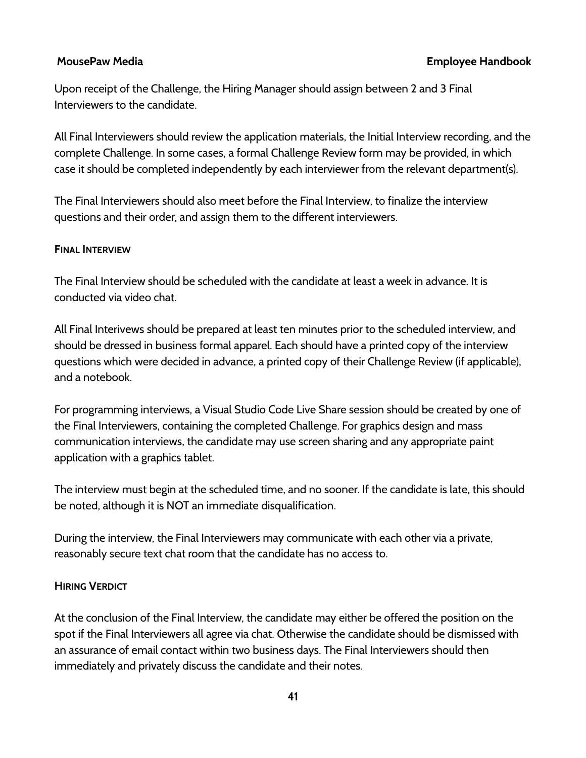Upon receipt of the Challenge, the Hiring Manager should assign between 2 and 3 Final Interviewers to the candidate.

All Final Interviewers should review the application materials, the Initial Interview recording, and the complete Challenge. In some cases, a formal Challenge Review form may be provided, in which case it should be completed independently by each interviewer from the relevant department(s).

The Final Interviewers should also meet before the Final Interview, to finalize the interview questions and their order, and assign them to the different interviewers.

#### Final Interview

The Final Interview should be scheduled with the candidate at least a week in advance. It is conducted via video chat.

All Final Interivews should be prepared at least ten minutes prior to the scheduled interview, and should be dressed in business formal apparel. Each should have a printed copy of the interview questions which were decided in advance, a printed copy of their Challenge Review (if applicable), and a notebook.

For programming interviews, a Visual Studio Code Live Share session should be created by one of the Final Interviewers, containing the completed Challenge. For graphics design and mass communication interviews, the candidate may use screen sharing and any appropriate paint application with a graphics tablet.

The interview must begin at the scheduled time, and no sooner. If the candidate is late, this should be noted, although it is NOT an immediate disqualification.

During the interview, the Final Interviewers may communicate with each other via a private, reasonably secure text chat room that the candidate has no access to.

#### Hiring Verdict

At the conclusion of the Final Interview, the candidate may either be offered the position on the spot if the Final Interviewers all agree via chat. Otherwise the candidate should be dismissed with an assurance of email contact within two business days. The Final Interviewers should then immediately and privately discuss the candidate and their notes.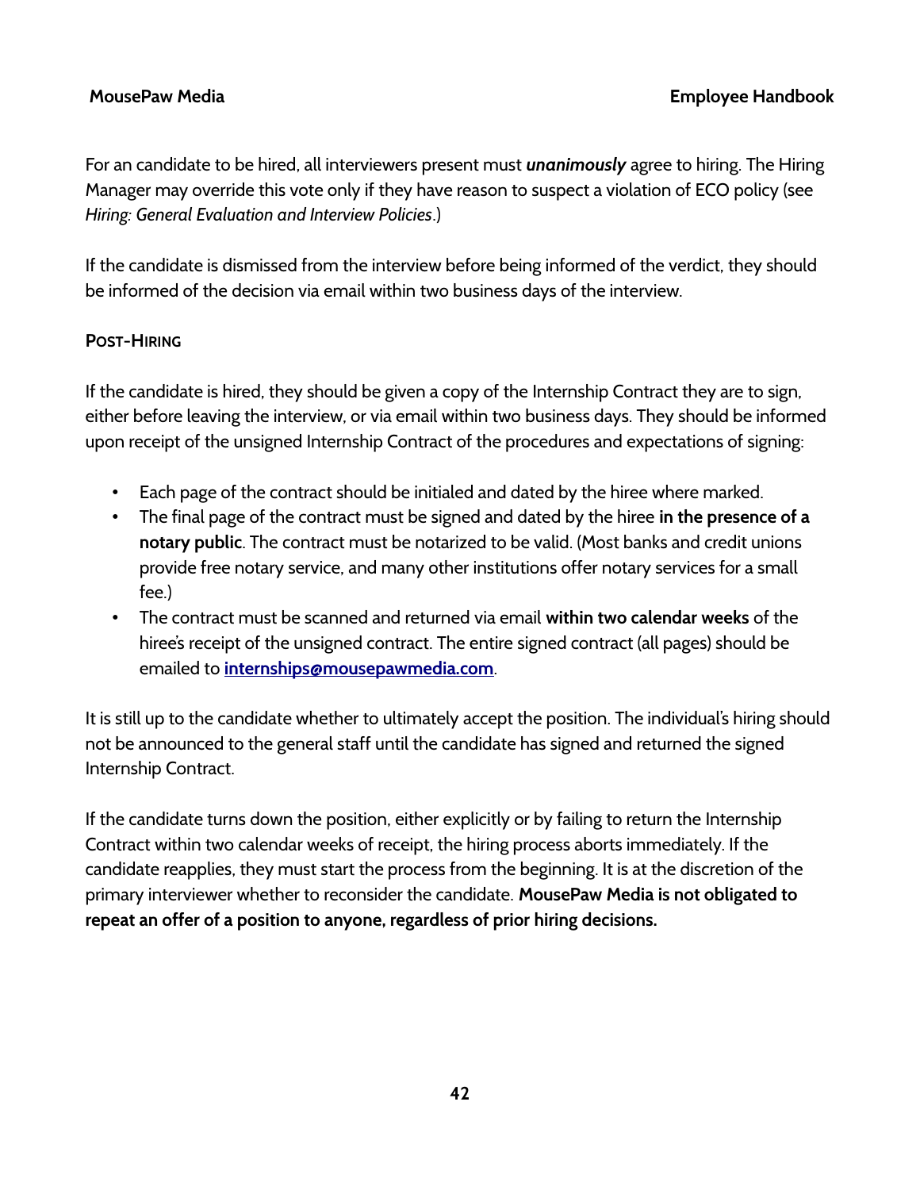For an candidate to be hired, all interviewers present must ***unanimously*** agree to hiring. The Hiring Manager may override this vote only if they have reason to suspect a violation of ECO policy (see *Hiring: General Evaluation and Interview Policies*.)

If the candidate is dismissed from the interview before being informed of the verdict, they should be informed of the decision via email within two business days of the interview.

### Post-Hiring

If the candidate is hired, they should be given a copy of the Internship Contract they are to sign, either before leaving the interview, or via email within two business days. They should be informed upon receipt of the unsigned Internship Contract of the procedures and expectations of signing:

- Each page of the contract should be initialed and dated by the hiree where marked.
- The final page of the contract must be signed and dated by the hiree **in the presence of a notary public**. The contract must be notarized to be valid. (Most banks and credit unions provide free notary service, and many other institutions offer notary services for a small fee.)
- The contract must be scanned and returned via email **within two calendar weeks** of the hiree's receipt of the unsigned contract. The entire signed contract (all pages) should be emailed to **internships@mousepawmedia.com**.

It is still up to the candidate whether to ultimately accept the position. The individual's hiring should not be announced to the general staff until the candidate has signed and returned the signed Internship Contract.

If the candidate turns down the position, either explicitly or by failing to return the Internship Contract within two calendar weeks of receipt, the hiring process aborts immediately. If the candidate reapplies, they must start the process from the beginning. It is at the discretion of the primary interviewer whether to reconsider the candidate. **MousePaw Media is not obligated to repeat an offer of a position to anyone, regardless of prior hiring decisions.**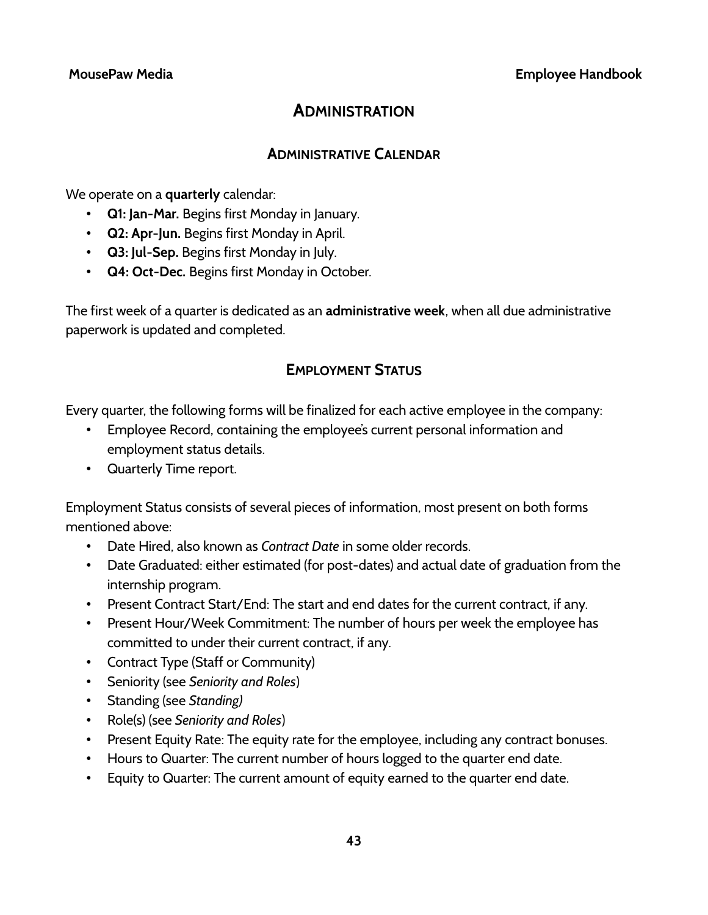# Administration

## Administrative Calendar

We operate on a **quarterly** calendar:

- **Q1: Jan-Mar.** Begins first Monday in January.
- **Q2: Apr-Jun.** Begins first Monday in April.
- **Q3: Jul-Sep.** Begins first Monday in July.
- **Q4: Oct-Dec.** Begins first Monday in October.

The first week of a quarter is dedicated as an **administrative week**, when all due administrative paperwork is updated and completed.

## Employment Status

Every quarter, the following forms will be finalized for each active employee in the company:

- Employee Record, containing the employee's current personal information and employment status details.
- Quarterly Time report.

Employment Status consists of several pieces of information, most present on both forms mentioned above:

- Date Hired, also known as *Contract Date* in some older records.
- Date Graduated: either estimated (for post-dates) and actual date of graduation from the internship program.
- Present Contract Start/End: The start and end dates for the current contract, if any.
- Present Hour/Week Commitment: The number of hours per week the employee has committed to under their current contract, if any.
- Contract Type (Staff or Community)
- Seniority (see *Seniority and Roles*)
- Standing (see *Standing)*
- Role(s) (see *Seniority and Roles*)
- Present Equity Rate: The equity rate for the employee, including any contract bonuses.
- Hours to Quarter: The current number of hours logged to the quarter end date.
- Equity to Quarter: The current amount of equity earned to the quarter end date.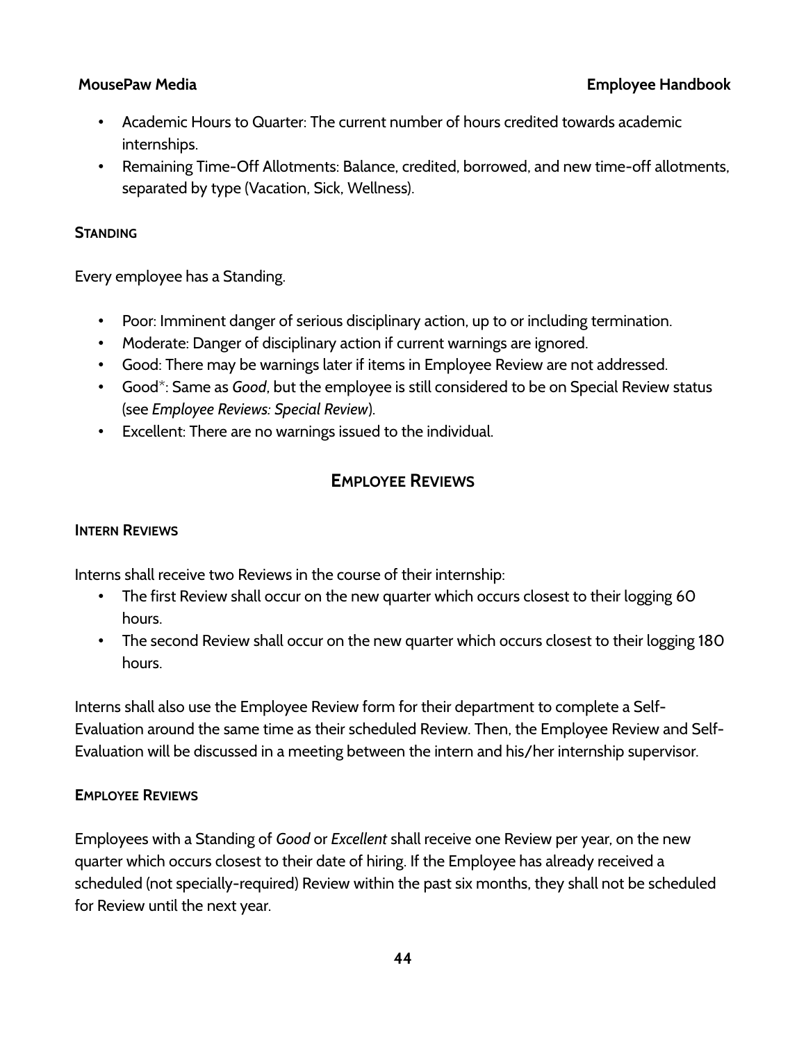- Academic Hours to Quarter: The current number of hours credited towards academic internships.
- Remaining Time-Off Allotments: Balance, credited, borrowed, and new time-off allotments, separated by type (Vacation, Sick, Wellness).

### Standing

Every employee has a Standing.

- Poor: Imminent danger of serious disciplinary action, up to or including termination.
- Moderate: Danger of disciplinary action if current warnings are ignored.
- Good: There may be warnings later if items in Employee Review are not addressed.
- Good*: Same as *Good*, but the employee is still considered to be on Special Review status (see *Employee Reviews: Special Review*).
- Excellent: There are no warnings issued to the individual.

## Employee Reviews

### Intern Reviews

Interns shall receive two Reviews in the course of their internship:

- The first Review shall occur on the new quarter which occurs closest to their logging 60 hours.
- The second Review shall occur on the new quarter which occurs closest to their logging 180 hours.

Interns shall also use the Employee Review form for their department to complete a Self-Evaluation around the same time as their scheduled Review. Then, the Employee Review and Self-Evaluation will be discussed in a meeting between the intern and his/her internship supervisor.

### Employee Reviews

Employees with a Standing of *Good* or *Excellent* shall receive one Review per year, on the new quarter which occurs closest to their date of hiring. If the Employee has already received a scheduled (not specially-required) Review within the past six months, they shall not be scheduled for Review until the next year.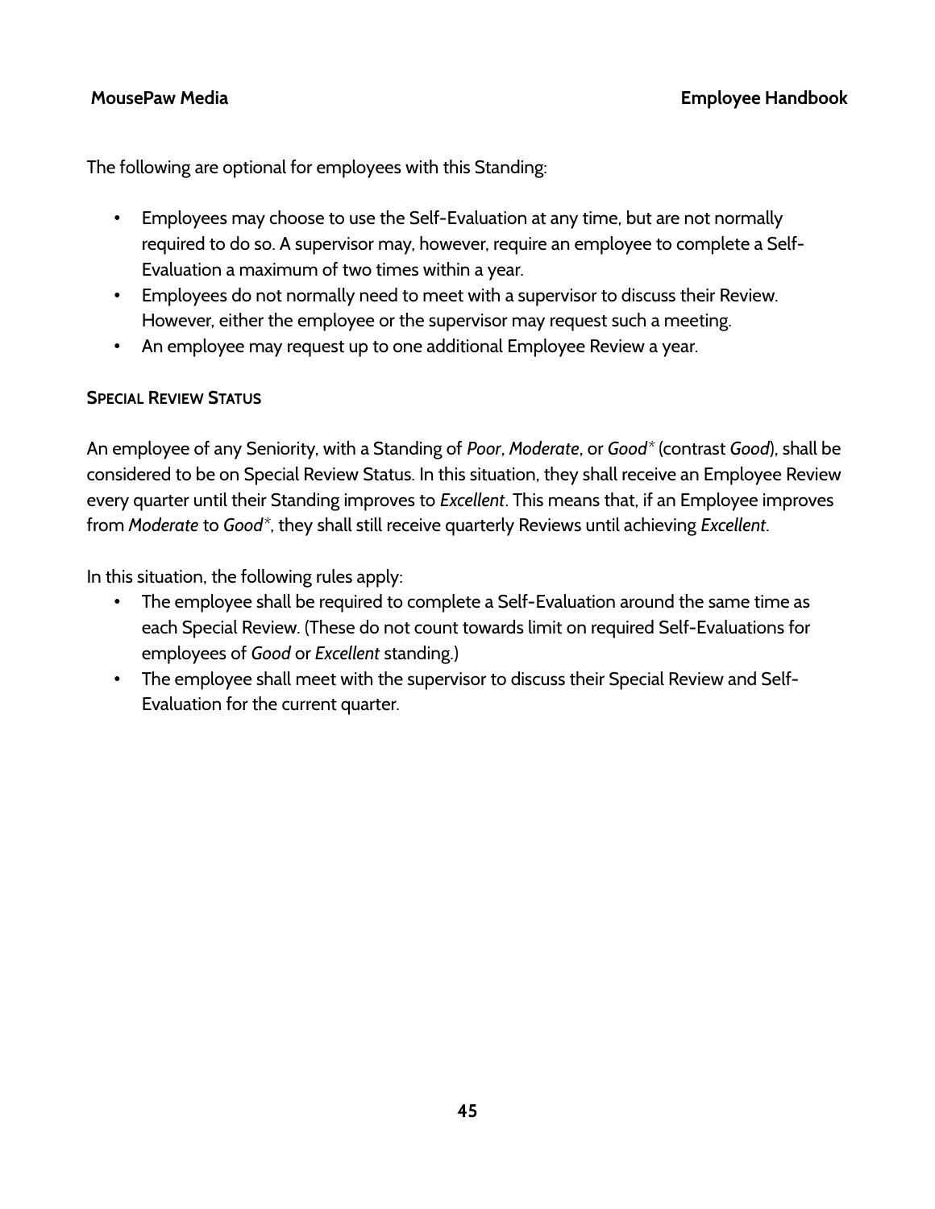The following are optional for employees with this Standing:

- Employees may choose to use the Self-Evaluation at any time, but are not normally required to do so. A supervisor may, however, require an employee to complete a Self-Evaluation a maximum of two times within a year.
- Employees do not normally need to meet with a supervisor to discuss their Review. However, either the employee or the supervisor may request such a meeting.
- An employee may request up to one additional Employee Review a year.

### SPECIAL REVIEW STATUS

An employee of any Seniority, with a Standing of *Poor*, *Moderate*, or *Good\** (contrast *Good*), shall be considered to be on Special Review Status. In this situation, they shall receive an Employee Review every quarter until their Standing improves to *Excellent*. This means that, if an Employee improves from *Moderate* to *Good\**, they shall still receive quarterly Reviews until achieving *Excellent*.

In this situation, the following rules apply:

- The employee shall be required to complete a Self-Evaluation around the same time as each Special Review. (These do not count towards limit on required Self-Evaluations for employees of *Good* or *Excellent* standing.)
- The employee shall meet with the supervisor to discuss their Special Review and Self-Evaluation for the current quarter.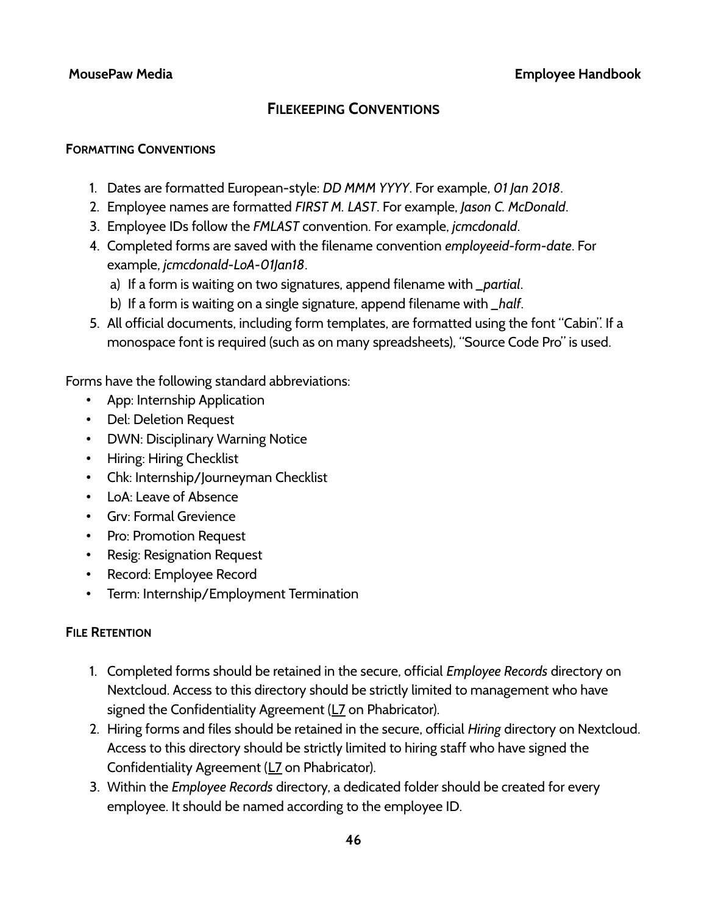## FILEKEEPING CONVENTIONS

### FORMATTING CONVENTIONS

1. Dates are formatted European-style: *DD MMM YYYY*. For example, *01 Jan 2018*.
2. Employee names are formatted *FIRST M. LAST*. For example, *Jason C. McDonald*.
3. Employee IDs follow the *FMLAST* convention. For example, *jcmcdonald*.
4. Completed forms are saved with the filename convention *employeeid-form-date*. For example, *jcmcdonald-LoA-01Jan18*.
   a) If a form is waiting on two signatures, append filename with *_partial*.
   b) If a form is waiting on a single signature, append filename with *_half*.
5. All official documents, including form templates, are formatted using the font "Cabin". If a monospace font is required (such as on many spreadsheets), "Source Code Pro" is used.

Forms have the following standard abbreviations:

- App: Internship Application
- Del: Deletion Request
- DWN: Disciplinary Warning Notice
- Hiring: Hiring Checklist
- Chk: Internship/Journeyman Checklist
- LoA: Leave of Absence
- Grv: Formal Grevience
- Pro: Promotion Request
- Resig: Resignation Request
- Record: Employee Record
- Term: Internship/Employment Termination

### FILE RETENTION

1. Completed forms should be retained in the secure, official *Employee Records* directory on Nextcloud. Access to this directory should be strictly limited to management who have signed the Confidentiality Agreement (L7 on Phabricator).
2. Hiring forms and files should be retained in the secure, official *Hiring* directory on Nextcloud. Access to this directory should be strictly limited to hiring staff who have signed the Confidentiality Agreement (L7 on Phabricator).
3. Within the *Employee Records* directory, a dedicated folder should be created for every employee. It should be named according to the employee ID.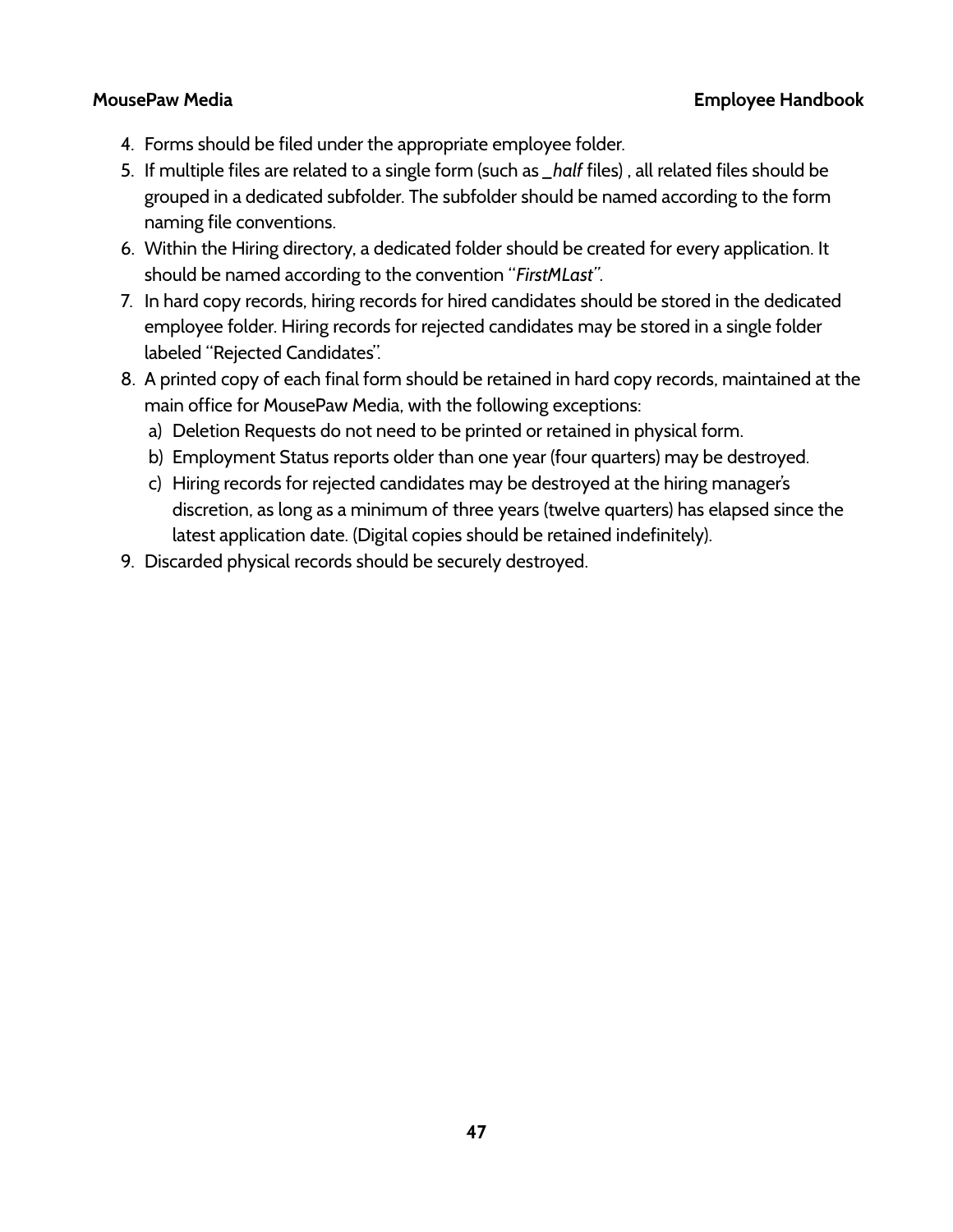4. Forms should be filed under the appropriate employee folder.
5. If multiple files are related to a single form (such as *_half* files) , all related files should be grouped in a dedicated subfolder. The subfolder should be named according to the form naming file conventions.
6. Within the Hiring directory, a dedicated folder should be created for every application. It should be named according to the convention "*FirstMLast*".
7. In hard copy records, hiring records for hired candidates should be stored in the dedicated employee folder. Hiring records for rejected candidates may be stored in a single folder labeled "Rejected Candidates".
8. A printed copy of each final form should be retained in hard copy records, maintained at the main office for MousePaw Media, with the following exceptions:
   a) Deletion Requests do not need to be printed or retained in physical form.
   b) Employment Status reports older than one year (four quarters) may be destroyed.
   c) Hiring records for rejected candidates may be destroyed at the hiring manager's discretion, as long as a minimum of three years (twelve quarters) has elapsed since the latest application date. (Digital copies should be retained indefinitely).
9. Discarded physical records should be securely destroyed.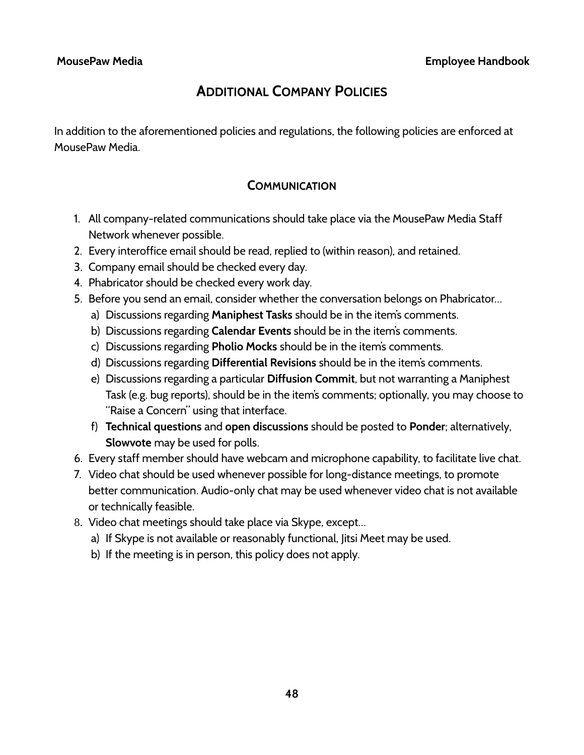## Additional Company Policies

In addition to the aforementioned policies and regulations, the following policies are enforced at MousePaw Media.

### Communication

1. All company-related communications should take place via the MousePaw Media Staff Network whenever possible.
2. Every interoffice email should be read, replied to (within reason), and retained.
3. Company email should be checked every day.
4. Phabricator should be checked every work day.
5. Before you send an email, consider whether the conversation belongs on Phabricator…
   a) Discussions regarding **Maniphest Tasks** should be in the item's comments.
   b) Discussions regarding **Calendar Events** should be in the item's comments.
   c) Discussions regarding **Pholio Mocks** should be in the item's comments.
   d) Discussions regarding **Differential Revisions** should be in the item's comments.
   e) Discussions regarding a particular **Diffusion Commit**, but not warranting a Maniphest Task (e.g. bug reports), should be in the item's comments; optionally, you may choose to "Raise a Concern" using that interface.
   f) **Technical questions** and **open discussions** should be posted to **Ponder**; alternatively, **Slowvote** may be used for polls.
6. Every staff member should have webcam and microphone capability, to facilitate live chat.
7. Video chat should be used whenever possible for long-distance meetings, to promote better communication. Audio-only chat may be used whenever video chat is not available or technically feasible.
8. Video chat meetings should take place via Skype, except…
   a) If Skype is not available or reasonably functional, Jitsi Meet may be used.
   b) If the meeting is in person, this policy does not apply.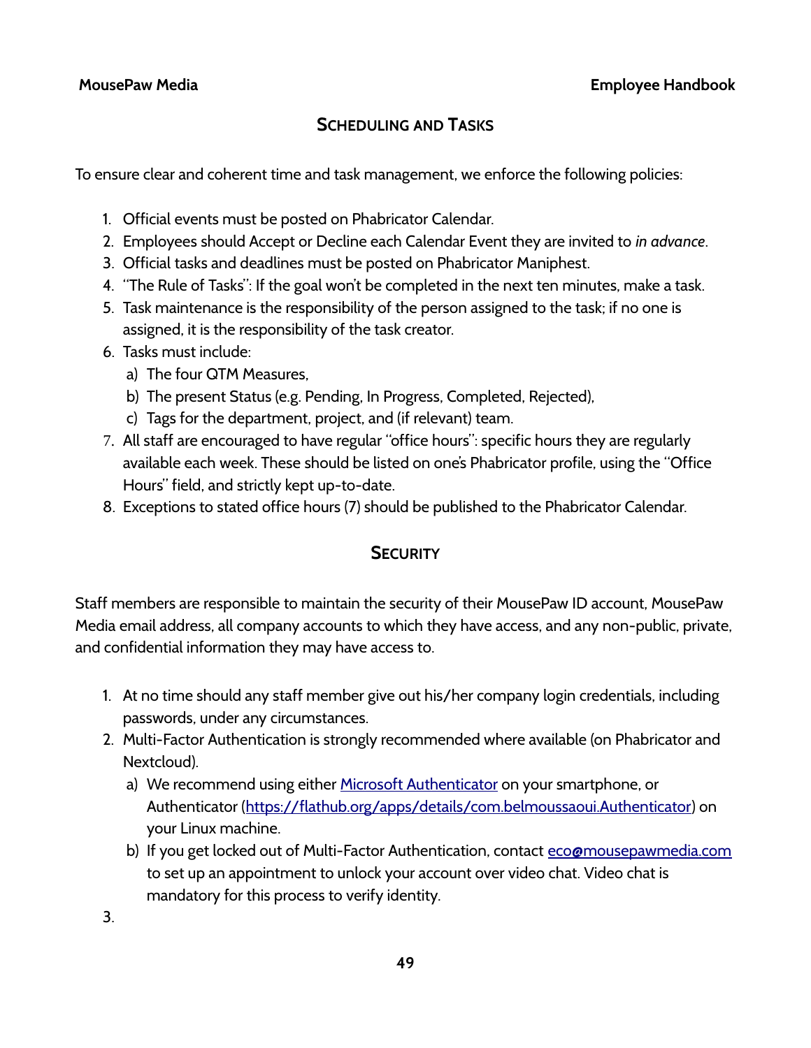## Scheduling and Tasks

To ensure clear and coherent time and task management, we enforce the following policies:

1. Official events must be posted on Phabricator Calendar.
2. Employees should Accept or Decline each Calendar Event they are invited to *in advance*.
3. Official tasks and deadlines must be posted on Phabricator Maniphest.
4. "The Rule of Tasks": If the goal won't be completed in the next ten minutes, make a task.
5. Task maintenance is the responsibility of the person assigned to the task; if no one is assigned, it is the responsibility of the task creator.
6. Tasks must include:
   a) The four QTM Measures,
   b) The present Status (e.g. Pending, In Progress, Completed, Rejected),
   c) Tags for the department, project, and (if relevant) team.
7. All staff are encouraged to have regular "office hours": specific hours they are regularly available each week. These should be listed on one's Phabricator profile, using the "Office Hours" field, and strictly kept up-to-date.
8. Exceptions to stated office hours (7) should be published to the Phabricator Calendar.

## Security

Staff members are responsible to maintain the security of their MousePaw ID account, MousePaw Media email address, all company accounts to which they have access, and any non-public, private, and confidential information they may have access to.

1. At no time should any staff member give out his/her company login credentials, including passwords, under any circumstances.
2. Multi-Factor Authentication is strongly recommended where available (on Phabricator and Nextcloud).
   a) We recommend using either Microsoft Authenticator on your smartphone, or Authenticator (https://flathub.org/apps/details/com.belmoussaoui.Authenticator) on your Linux machine.
   b) If you get locked out of Multi-Factor Authentication, contact eco@mousepawmedia.com to set up an appointment to unlock your account over video chat. Video chat is mandatory for this process to verify identity.
3.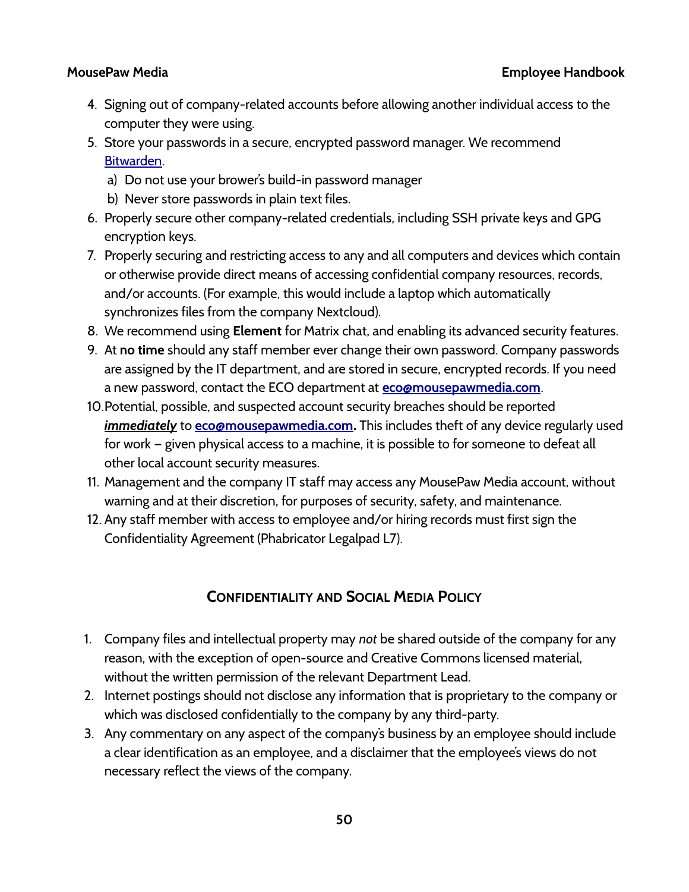4. Signing out of company-related accounts before allowing another individual access to the computer they were using.
5. Store your passwords in a secure, encrypted password manager. We recommend [Bitwarden](#).
   a) Do not use your brower's build-in password manager
   b) Never store passwords in plain text files.
6. Properly secure other company-related credentials, including SSH private keys and GPG encryption keys.
7. Properly securing and restricting access to any and all computers and devices which contain or otherwise provide direct means of accessing confidential company resources, records, and/or accounts. (For example, this would include a laptop which automatically synchronizes files from the company Nextcloud).
8. We recommend using **Element** for Matrix chat, and enabling its advanced security features.
9. At **no time** should any staff member ever change their own password. Company passwords are assigned by the IT department, and are stored in secure, encrypted records. If you need a new password, contact the ECO department at **eco@mousepawmedia.com**.
10. Potential, possible, and suspected account security breaches should be reported ***immediately*** to **eco@mousepawmedia.com.** This includes theft of any device regularly used for work – given physical access to a machine, it is possible to for someone to defeat all other local account security measures.
11. Management and the company IT staff may access any MousePaw Media account, without warning and at their discretion, for purposes of security, safety, and maintenance.
12. Any staff member with access to employee and/or hiring records must first sign the Confidentiality Agreement (Phabricator Legalpad L7).

## Confidentiality and Social Media Policy

1. Company files and intellectual property may *not* be shared outside of the company for any reason, with the exception of open-source and Creative Commons licensed material, without the written permission of the relevant Department Lead.
2. Internet postings should not disclose any information that is proprietary to the company or which was disclosed confidentially to the company by any third-party.
3. Any commentary on any aspect of the company's business by an employee should include a clear identification as an employee, and a disclaimer that the employee's views do not necessary reflect the views of the company.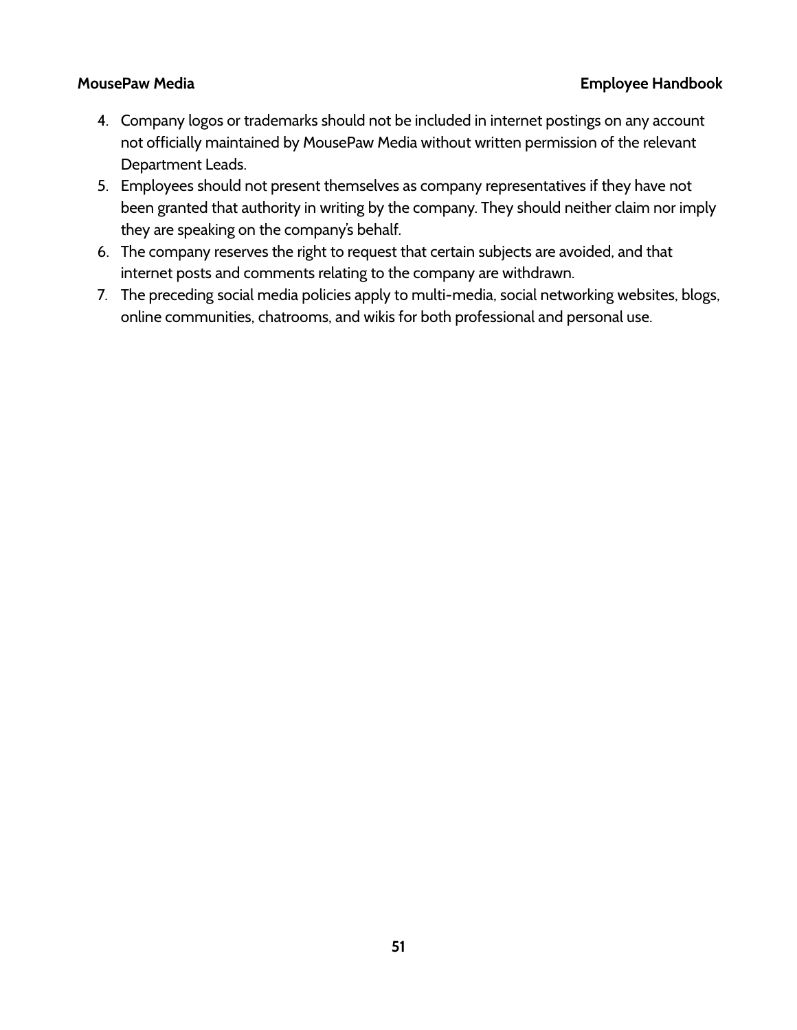4. Company logos or trademarks should not be included in internet postings on any account not officially maintained by MousePaw Media without written permission of the relevant Department Leads.
5. Employees should not present themselves as company representatives if they have not been granted that authority in writing by the company. They should neither claim nor imply they are speaking on the company's behalf.
6. The company reserves the right to request that certain subjects are avoided, and that internet posts and comments relating to the company are withdrawn.
7. The preceding social media policies apply to multi-media, social networking websites, blogs, online communities, chatrooms, and wikis for both professional and personal use.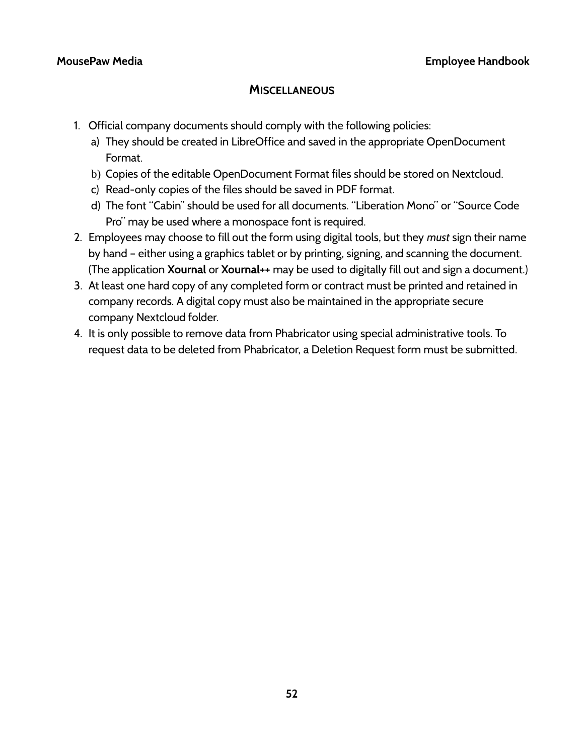## Miscellaneous

1. Official company documents should comply with the following policies:
   a) They should be created in LibreOffice and saved in the appropriate OpenDocument Format.
   b) Copies of the editable OpenDocument Format files should be stored on Nextcloud.
   c) Read-only copies of the files should be saved in PDF format.
   d) The font "Cabin" should be used for all documents. "Liberation Mono" or "Source Code Pro" may be used where a monospace font is required.
2. Employees may choose to fill out the form using digital tools, but they *must* sign their name by hand – either using a graphics tablet or by printing, signing, and scanning the document. (The application **Xournal** or **Xournal++** may be used to digitally fill out and sign a document.)
3. At least one hard copy of any completed form or contract must be printed and retained in company records. A digital copy must also be maintained in the appropriate secure company Nextcloud folder.
4. It is only possible to remove data from Phabricator using special administrative tools. To request data to be deleted from Phabricator, a Deletion Request form must be submitted.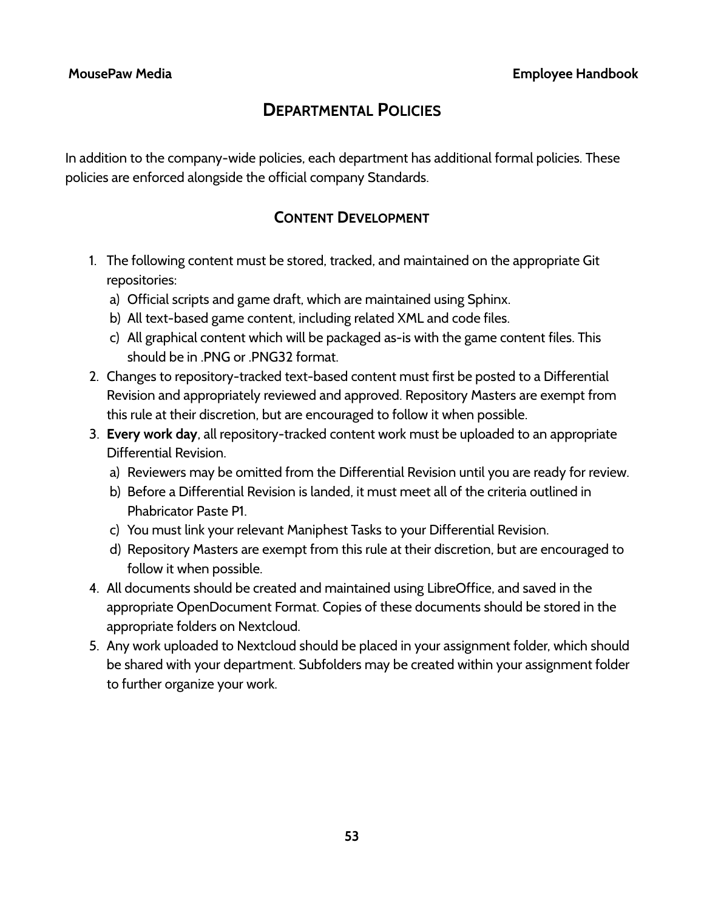# Departmental Policies

In addition to the company-wide policies, each department has additional formal policies. These policies are enforced alongside the official company Standards.

## Content Development

1. The following content must be stored, tracked, and maintained on the appropriate Git repositories:
   a) Official scripts and game draft, which are maintained using Sphinx.
   b) All text-based game content, including related XML and code files.
   c) All graphical content which will be packaged as-is with the game content files. This should be in .PNG or .PNG32 format.
2. Changes to repository-tracked text-based content must first be posted to a Differential Revision and appropriately reviewed and approved. Repository Masters are exempt from this rule at their discretion, but are encouraged to follow it when possible.
3. **Every work day**, all repository-tracked content work must be uploaded to an appropriate Differential Revision.
   a) Reviewers may be omitted from the Differential Revision until you are ready for review.
   b) Before a Differential Revision is landed, it must meet all of the criteria outlined in Phabricator Paste P1.
   c) You must link your relevant Maniphest Tasks to your Differential Revision.
   d) Repository Masters are exempt from this rule at their discretion, but are encouraged to follow it when possible.
4. All documents should be created and maintained using LibreOffice, and saved in the appropriate OpenDocument Format. Copies of these documents should be stored in the appropriate folders on Nextcloud.
5. Any work uploaded to Nextcloud should be placed in your assignment folder, which should be shared with your department. Subfolders may be created within your assignment folder to further organize your work.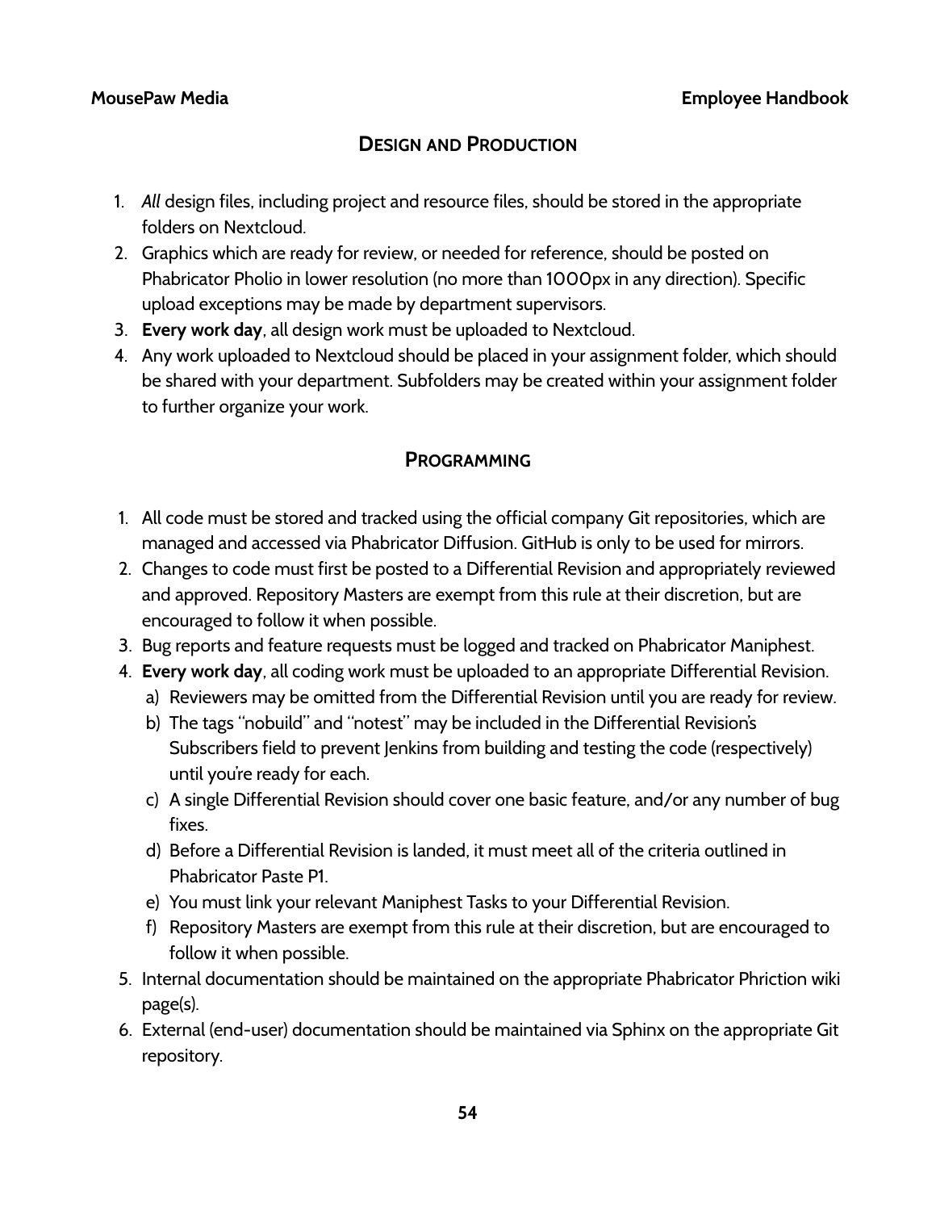## Design and Production

1. *All* design files, including project and resource files, should be stored in the appropriate folders on Nextcloud.
2. Graphics which are ready for review, or needed for reference, should be posted on Phabricator Pholio in lower resolution (no more than 1000px in any direction). Specific upload exceptions may be made by department supervisors.
3. **Every work day**, all design work must be uploaded to Nextcloud.
4. Any work uploaded to Nextcloud should be placed in your assignment folder, which should be shared with your department. Subfolders may be created within your assignment folder to further organize your work.

## Programming

1. All code must be stored and tracked using the official company Git repositories, which are managed and accessed via Phabricator Diffusion. GitHub is only to be used for mirrors.
2. Changes to code must first be posted to a Differential Revision and appropriately reviewed and approved. Repository Masters are exempt from this rule at their discretion, but are encouraged to follow it when possible.
3. Bug reports and feature requests must be logged and tracked on Phabricator Maniphest.
4. **Every work day**, all coding work must be uploaded to an appropriate Differential Revision.
   a) Reviewers may be omitted from the Differential Revision until you are ready for review.
   b) The tags "nobuild" and "notest" may be included in the Differential Revision's Subscribers field to prevent Jenkins from building and testing the code (respectively) until you're ready for each.
   c) A single Differential Revision should cover one basic feature, and/or any number of bug fixes.
   d) Before a Differential Revision is landed, it must meet all of the criteria outlined in Phabricator Paste P1.
   e) You must link your relevant Maniphest Tasks to your Differential Revision.
   f) Repository Masters are exempt from this rule at their discretion, but are encouraged to follow it when possible.
5. Internal documentation should be maintained on the appropriate Phabricator Phriction wiki page(s).
6. External (end-user) documentation should be maintained via Sphinx on the appropriate Git repository.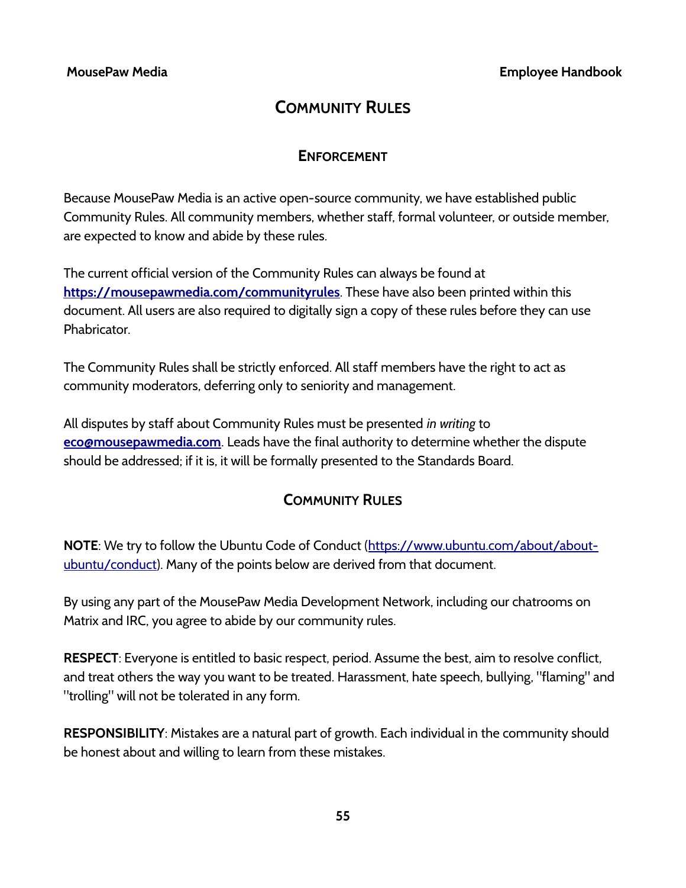# Community Rules

## Enforcement

Because MousePaw Media is an active open-source community, we have established public Community Rules. All community members, whether staff, formal volunteer, or outside member, are expected to know and abide by these rules.

The current official version of the Community Rules can always be found at **[https://mousepawmedia.com/communityrules](https://mousepawmedia.com/communityrules)**. These have also been printed within this document. All users are also required to digitally sign a copy of these rules before they can use Phabricator.

The Community Rules shall be strictly enforced. All staff members have the right to act as community moderators, deferring only to seniority and management.

All disputes by staff about Community Rules must be presented *in writing* to **[eco@mousepawmedia.com](mailto:eco@mousepawmedia.com)**. Leads have the final authority to determine whether the dispute should be addressed; if it is, it will be formally presented to the Standards Board.

## Community Rules

**NOTE**: We try to follow the Ubuntu Code of Conduct ([https://www.ubuntu.com/about/about-ubuntu/conduct](https://www.ubuntu.com/about/about-ubuntu/conduct)). Many of the points below are derived from that document.

By using any part of the MousePaw Media Development Network, including our chatrooms on Matrix and IRC, you agree to abide by our community rules.

**RESPECT**: Everyone is entitled to basic respect, period. Assume the best, aim to resolve conflict, and treat others the way you want to be treated. Harassment, hate speech, bullying, "flaming" and "trolling" will not be tolerated in any form.

**RESPONSIBILITY**: Mistakes are a natural part of growth. Each individual in the community should be honest about and willing to learn from these mistakes.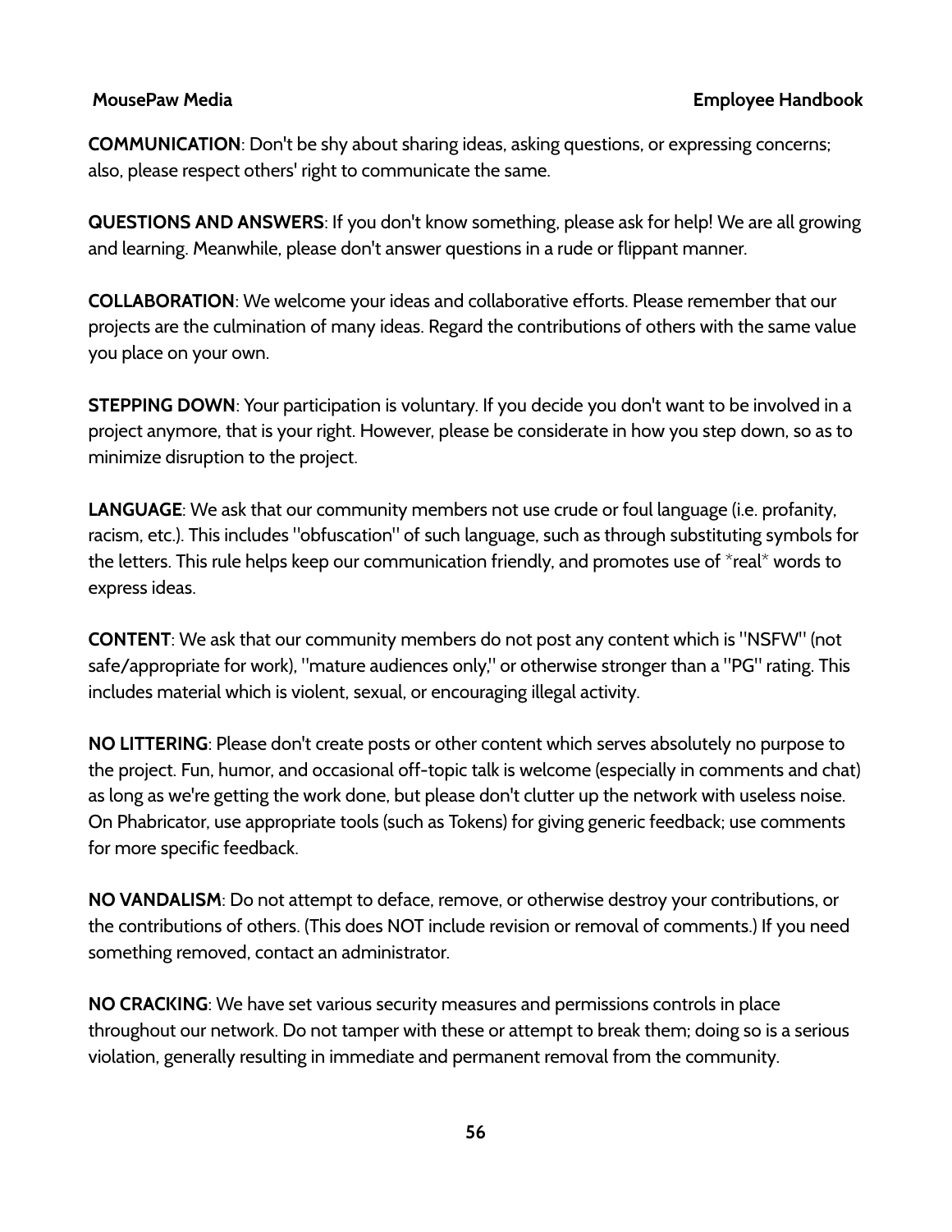**COMMUNICATION**: Don't be shy about sharing ideas, asking questions, or expressing concerns; also, please respect others' right to communicate the same.

**QUESTIONS AND ANSWERS**: If you don't know something, please ask for help! We are all growing and learning. Meanwhile, please don't answer questions in a rude or flippant manner.

**COLLABORATION**: We welcome your ideas and collaborative efforts. Please remember that our projects are the culmination of many ideas. Regard the contributions of others with the same value you place on your own.

**STEPPING DOWN**: Your participation is voluntary. If you decide you don't want to be involved in a project anymore, that is your right. However, please be considerate in how you step down, so as to minimize disruption to the project.

**LANGUAGE**: We ask that our community members not use crude or foul language (i.e. profanity, racism, etc.). This includes "obfuscation" of such language, such as through substituting symbols for the letters. This rule helps keep our communication friendly, and promotes use of *real* words to express ideas.

**CONTENT**: We ask that our community members do not post any content which is "NSFW" (not safe/appropriate for work), "mature audiences only," or otherwise stronger than a "PG" rating. This includes material which is violent, sexual, or encouraging illegal activity.

**NO LITTERING**: Please don't create posts or other content which serves absolutely no purpose to the project. Fun, humor, and occasional off-topic talk is welcome (especially in comments and chat) as long as we're getting the work done, but please don't clutter up the network with useless noise. On Phabricator, use appropriate tools (such as Tokens) for giving generic feedback; use comments for more specific feedback.

**NO VANDALISM**: Do not attempt to deface, remove, or otherwise destroy your contributions, or the contributions of others. (This does NOT include revision or removal of comments.) If you need something removed, contact an administrator.

**NO CRACKING**: We have set various security measures and permissions controls in place throughout our network. Do not tamper with these or attempt to break them; doing so is a serious violation, generally resulting in immediate and permanent removal from the community.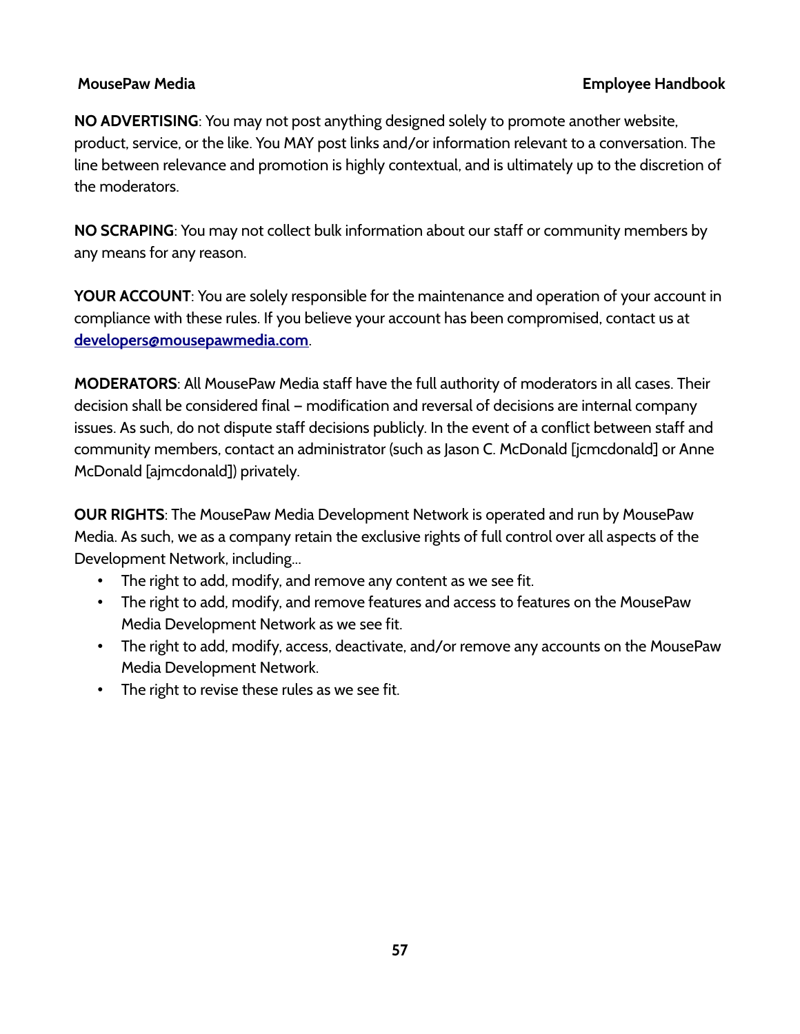**NO ADVERTISING**: You may not post anything designed solely to promote another website, product, service, or the like. You MAY post links and/or information relevant to a conversation. The line between relevance and promotion is highly contextual, and is ultimately up to the discretion of the moderators.

**NO SCRAPING**: You may not collect bulk information about our staff or community members by any means for any reason.

**YOUR ACCOUNT**: You are solely responsible for the maintenance and operation of your account in compliance with these rules. If you believe your account has been compromised, contact us at developers@mousepawmedia.com.

**MODERATORS**: All MousePaw Media staff have the full authority of moderators in all cases. Their decision shall be considered final – modification and reversal of decisions are internal company issues. As such, do not dispute staff decisions publicly. In the event of a conflict between staff and community members, contact an administrator (such as Jason C. McDonald [jcmcdonald] or Anne McDonald [ajmcdonald]) privately.

**OUR RIGHTS**: The MousePaw Media Development Network is operated and run by MousePaw Media. As such, we as a company retain the exclusive rights of full control over all aspects of the Development Network, including…

- The right to add, modify, and remove any content as we see fit.
- The right to add, modify, and remove features and access to features on the MousePaw Media Development Network as we see fit.
- The right to add, modify, access, deactivate, and/or remove any accounts on the MousePaw Media Development Network.
- The right to revise these rules as we see fit.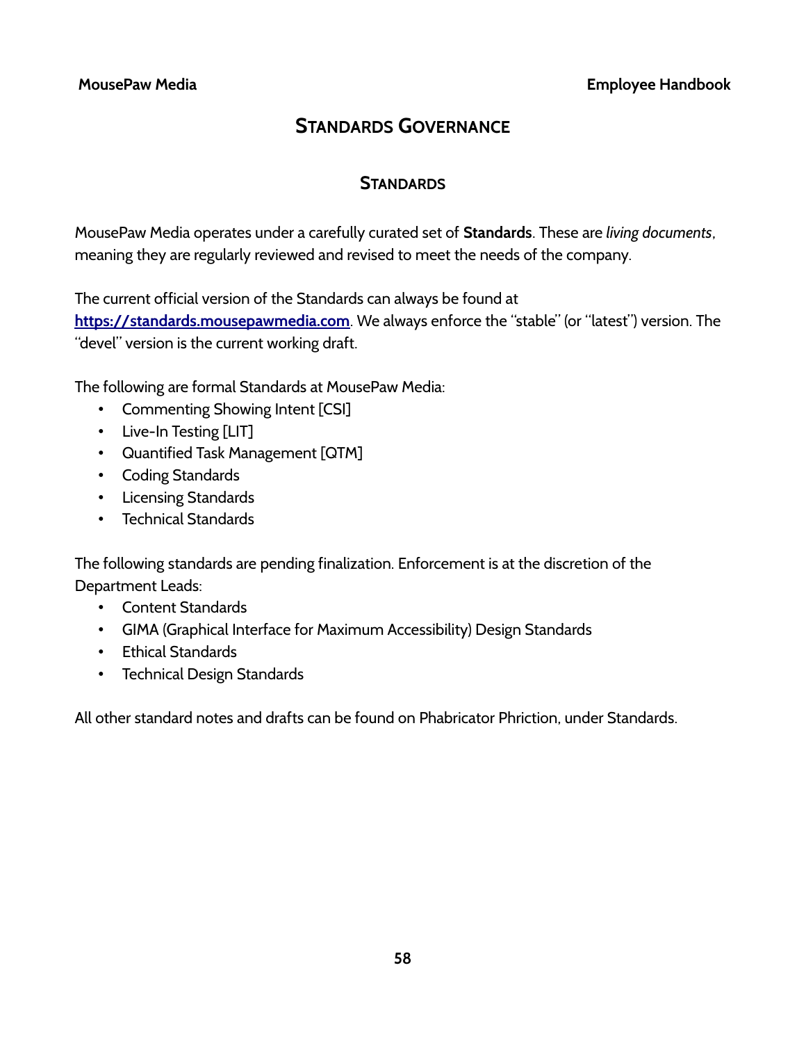# Standards Governance

## Standards

MousePaw Media operates under a carefully curated set of **Standards**. These are *living documents*, meaning they are regularly reviewed and revised to meet the needs of the company.

The current official version of the Standards can always be found at [https://standards.mousepawmedia.com](https://standards.mousepawmedia.com). We always enforce the "stable" (or "latest") version. The "devel" version is the current working draft.

The following are formal Standards at MousePaw Media:

- Commenting Showing Intent [CSI]
- Live-In Testing [LIT]
- Quantified Task Management [QTM]
- Coding Standards
- Licensing Standards
- Technical Standards

The following standards are pending finalization. Enforcement is at the discretion of the Department Leads:

- Content Standards
- GIMA (Graphical Interface for Maximum Accessibility) Design Standards
- Ethical Standards
- Technical Design Standards

All other standard notes and drafts can be found on Phabricator Phriction, under Standards.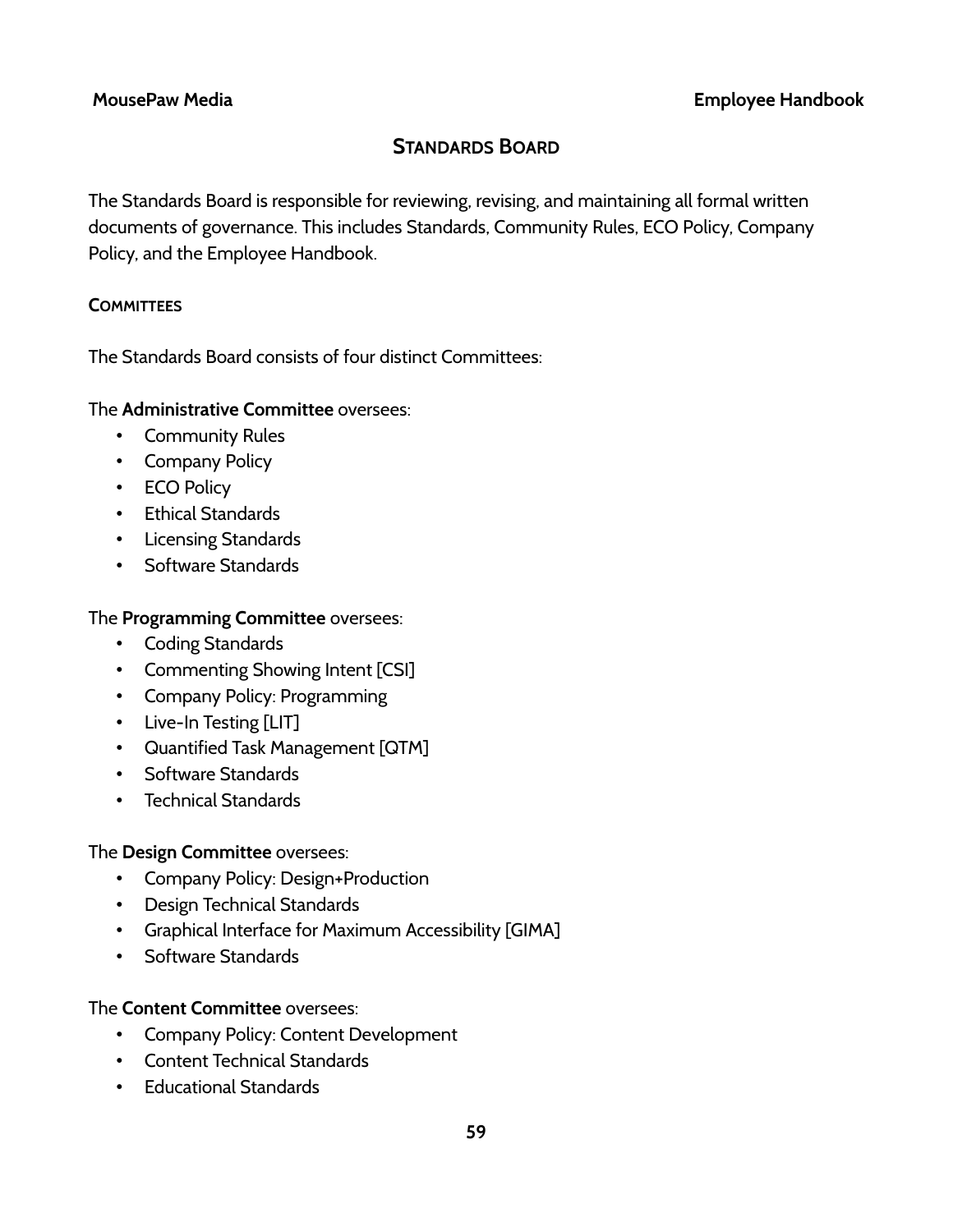## Standards Board

The Standards Board is responsible for reviewing, revising, and maintaining all formal written documents of governance. This includes Standards, Community Rules, ECO Policy, Company Policy, and the Employee Handbook.

### Committees

The Standards Board consists of four distinct Committees:

The **Administrative Committee** oversees:

- Community Rules
- Company Policy
- ECO Policy
- Ethical Standards
- Licensing Standards
- Software Standards

The **Programming Committee** oversees:

- Coding Standards
- Commenting Showing Intent [CSI]
- Company Policy: Programming
- Live-In Testing [LIT]
- Quantified Task Management [QTM]
- Software Standards
- Technical Standards

The **Design Committee** oversees:

- Company Policy: Design+Production
- Design Technical Standards
- Graphical Interface for Maximum Accessibility [GIMA]
- Software Standards

The **Content Committee** oversees:

- Company Policy: Content Development
- Content Technical Standards
- Educational Standards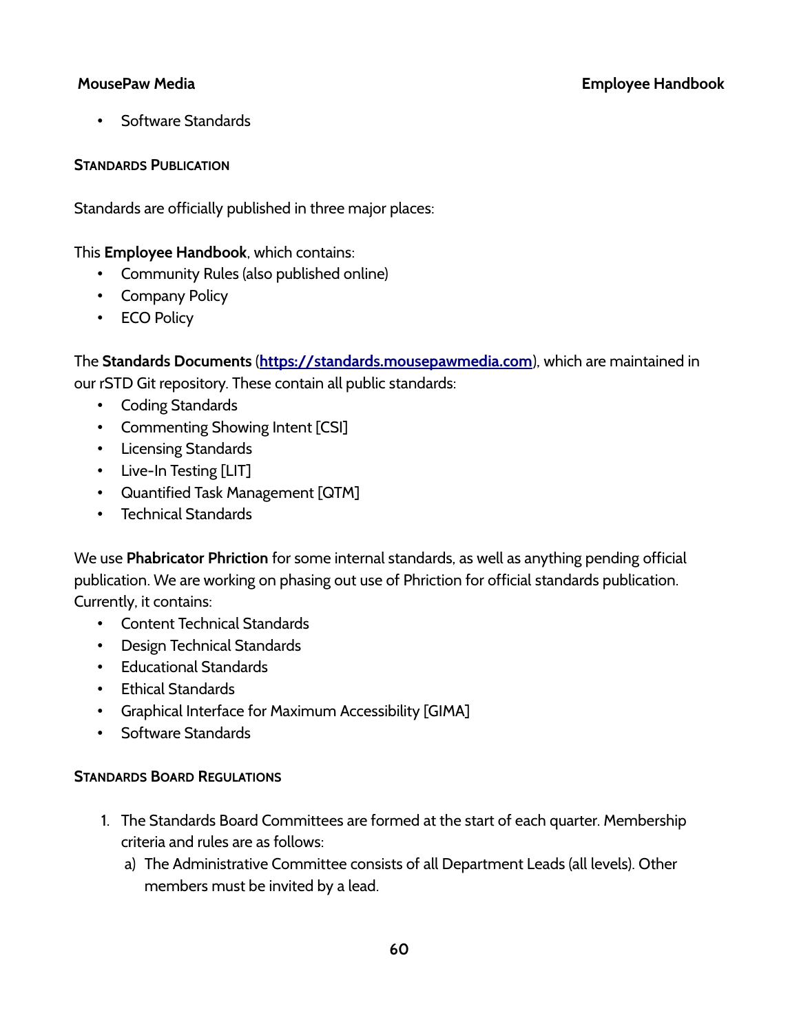- Software Standards

### Standards Publication

Standards are officially published in three major places:

This **Employee Handbook**, which contains:

- Community Rules (also published online)
- Company Policy
- ECO Policy

The **Standards Documents** ([https://standards.mousepawmedia.com](https://standards.mousepawmedia.com)), which are maintained in our rSTD Git repository. These contain all public standards:

- Coding Standards
- Commenting Showing Intent [CSI]
- Licensing Standards
- Live-In Testing [LIT]
- Quantified Task Management [QTM]
- Technical Standards

We use **Phabricator Phriction** for some internal standards, as well as anything pending official publication. We are working on phasing out use of Phriction for official standards publication. Currently, it contains:

- Content Technical Standards
- Design Technical Standards
- Educational Standards
- Ethical Standards
- Graphical Interface for Maximum Accessibility [GIMA]
- Software Standards

### Standards Board Regulations

1. The Standards Board Committees are formed at the start of each quarter. Membership criteria and rules are as follows:
   a) The Administrative Committee consists of all Department Leads (all levels). Other members must be invited by a lead.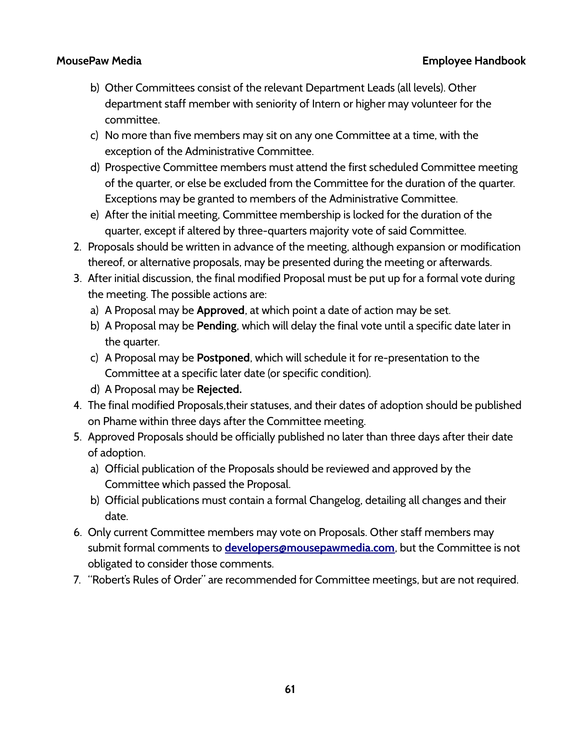b) Other Committees consist of the relevant Department Leads (all levels). Other department staff member with seniority of Intern or higher may volunteer for the committee.
   c) No more than five members may sit on any one Committee at a time, with the exception of the Administrative Committee.
   d) Prospective Committee members must attend the first scheduled Committee meeting of the quarter, or else be excluded from the Committee for the duration of the quarter. Exceptions may be granted to members of the Administrative Committee.
   e) After the initial meeting, Committee membership is locked for the duration of the quarter, except if altered by three-quarters majority vote of said Committee.
2. Proposals should be written in advance of the meeting, although expansion or modification thereof, or alternative proposals, may be presented during the meeting or afterwards.
3. After initial discussion, the final modified Proposal must be put up for a formal vote during the meeting. The possible actions are:
   a) A Proposal may be **Approved**, at which point a date of action may be set.
   b) A Proposal may be **Pending**, which will delay the final vote until a specific date later in the quarter.
   c) A Proposal may be **Postponed**, which will schedule it for re-presentation to the Committee at a specific later date (or specific condition).
   d) A Proposal may be **Rejected.**
4. The final modified Proposals,their statuses, and their dates of adoption should be published on Phame within three days after the Committee meeting.
5. Approved Proposals should be officially published no later than three days after their date of adoption.
   a) Official publication of the Proposals should be reviewed and approved by the Committee which passed the Proposal.
   b) Official publications must contain a formal Changelog, detailing all changes and their date.
6. Only current Committee members may vote on Proposals. Other staff members may submit formal comments to **[developers@mousepawmedia.com](mailto:developers@mousepawmedia.com)**, but the Committee is not obligated to consider those comments.
7. "Robert's Rules of Order" are recommended for Committee meetings, but are not required.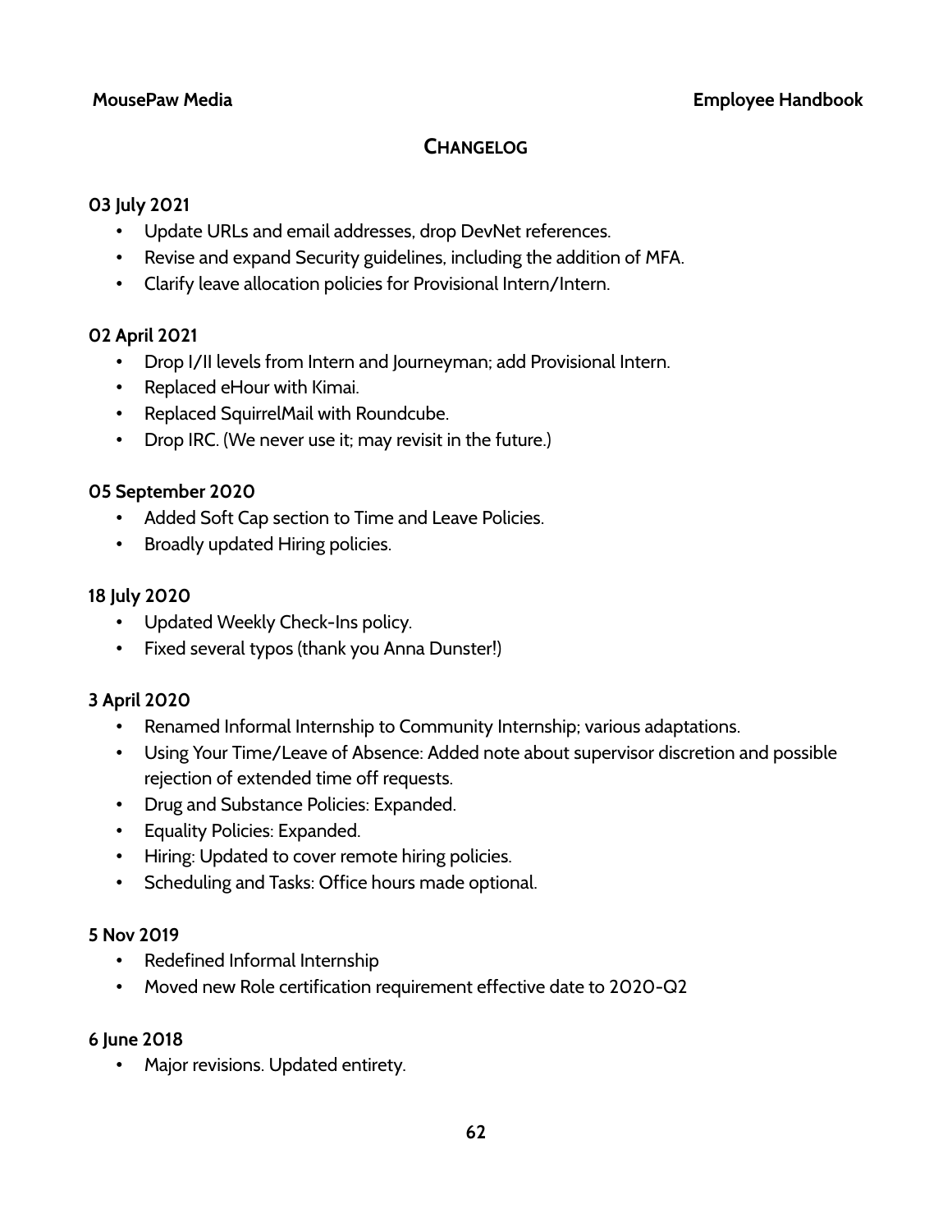## Changelog

**03 July 2021**

- Update URLs and email addresses, drop DevNet references.
- Revise and expand Security guidelines, including the addition of MFA.
- Clarify leave allocation policies for Provisional Intern/Intern.

**02 April 2021**

- Drop I/II levels from Intern and Journeyman; add Provisional Intern.
- Replaced eHour with Kimai.
- Replaced SquirrelMail with Roundcube.
- Drop IRC. (We never use it; may revisit in the future.)

**05 September 2020**

- Added Soft Cap section to Time and Leave Policies.
- Broadly updated Hiring policies.

**18 July 2020**

- Updated Weekly Check-Ins policy.
- Fixed several typos (thank you Anna Dunster!)

**3 April 2020**

- Renamed Informal Internship to Community Internship; various adaptations.
- Using Your Time/Leave of Absence: Added note about supervisor discretion and possible rejection of extended time off requests.
- Drug and Substance Policies: Expanded.
- Equality Policies: Expanded.
- Hiring: Updated to cover remote hiring policies.
- Scheduling and Tasks: Office hours made optional.

**5 Nov 2019**

- Redefined Informal Internship
- Moved new Role certification requirement effective date to 2020-Q2

**6 June 2018**

- Major revisions. Updated entirety.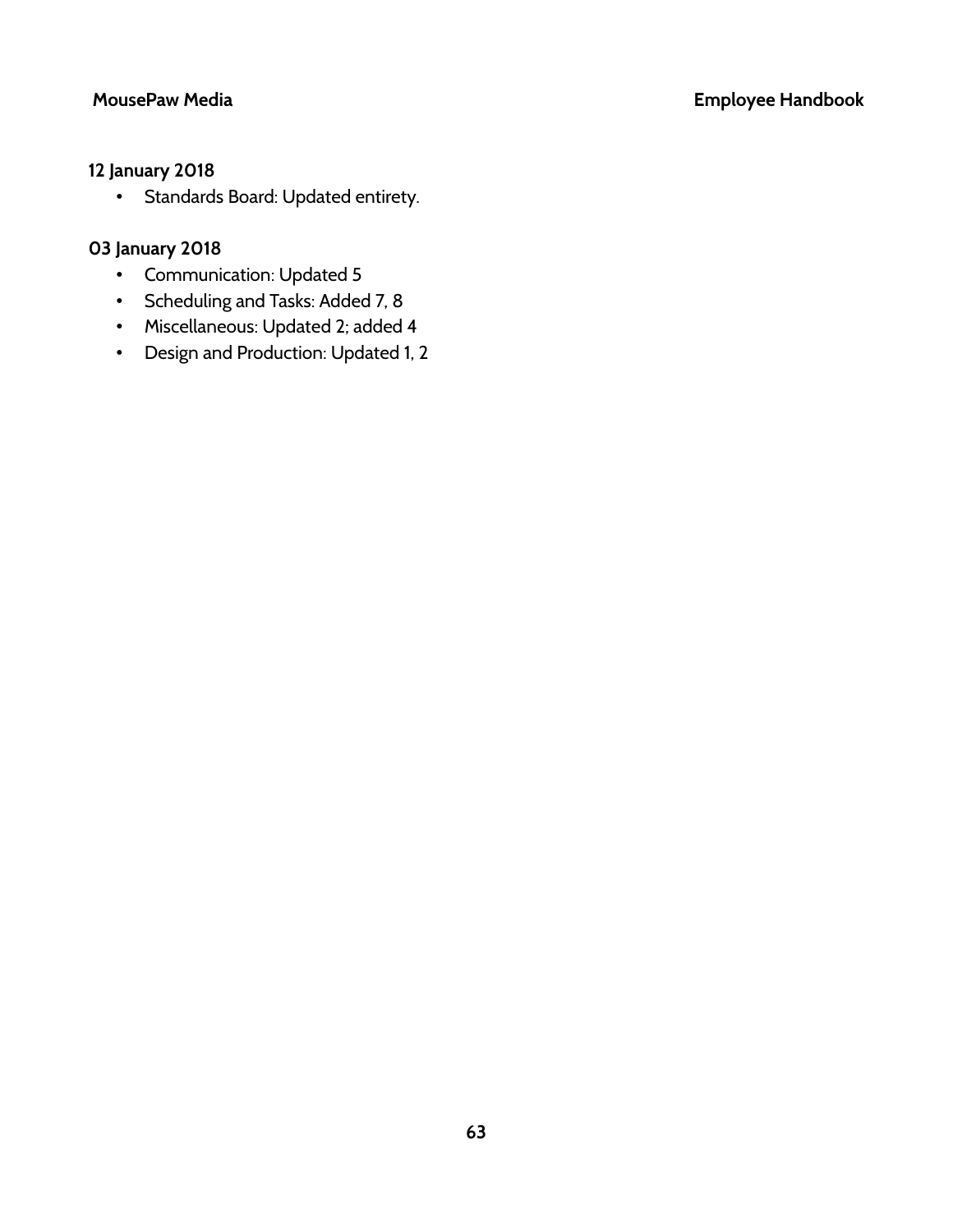**12 January 2018**

- Standards Board: Updated entirety.

**03 January 2018**

- Communication: Updated 5
- Scheduling and Tasks: Added 7, 8
- Miscellaneous: Updated 2; added 4
- Design and Production: Updated 1, 2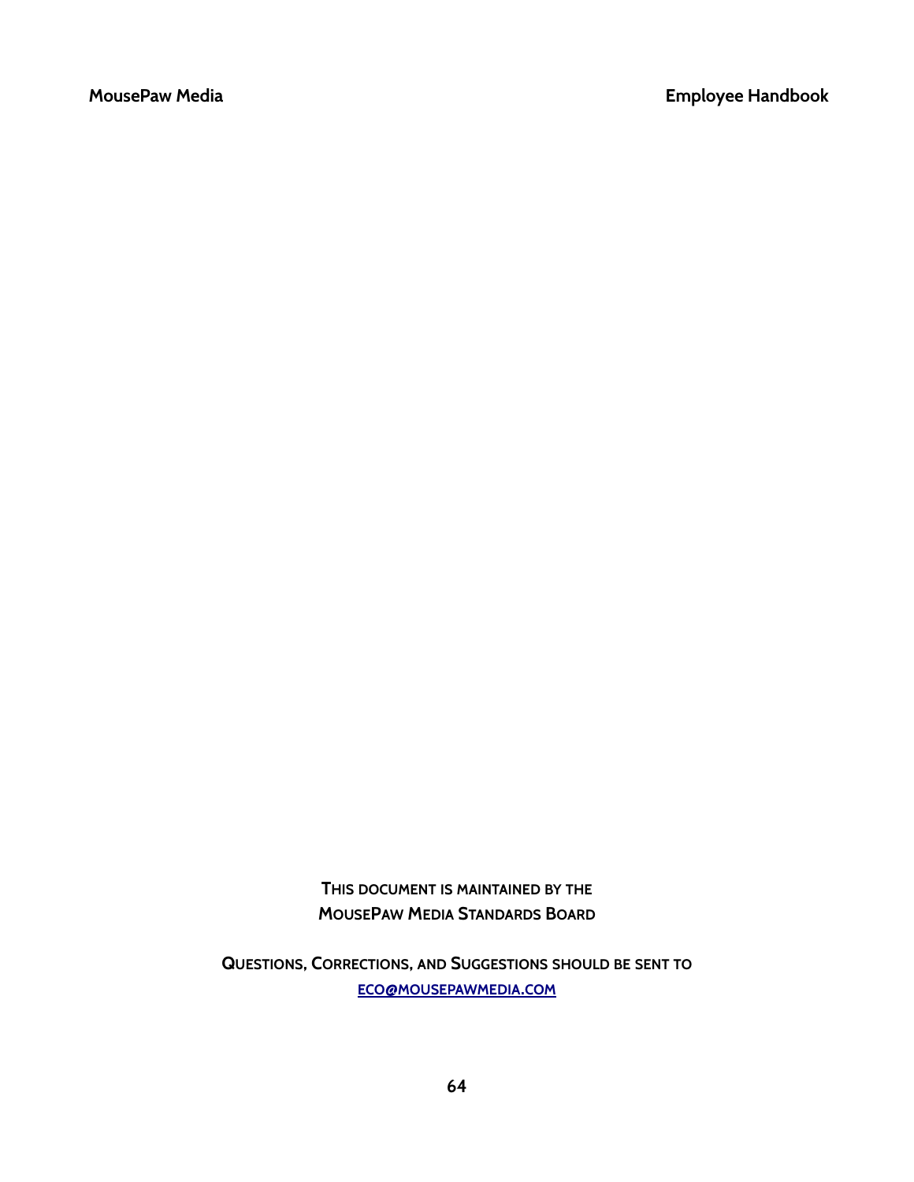THIS DOCUMENT IS MAINTAINED BY THE
MOUSEPAW MEDIA STANDARDS BOARD

QUESTIONS, CORRECTIONS, AND SUGGESTIONS SHOULD BE SENT TO
[ECO@MOUSEPAWMEDIA.COM](mailto:ECO@MOUSEPAWMEDIA.COM)